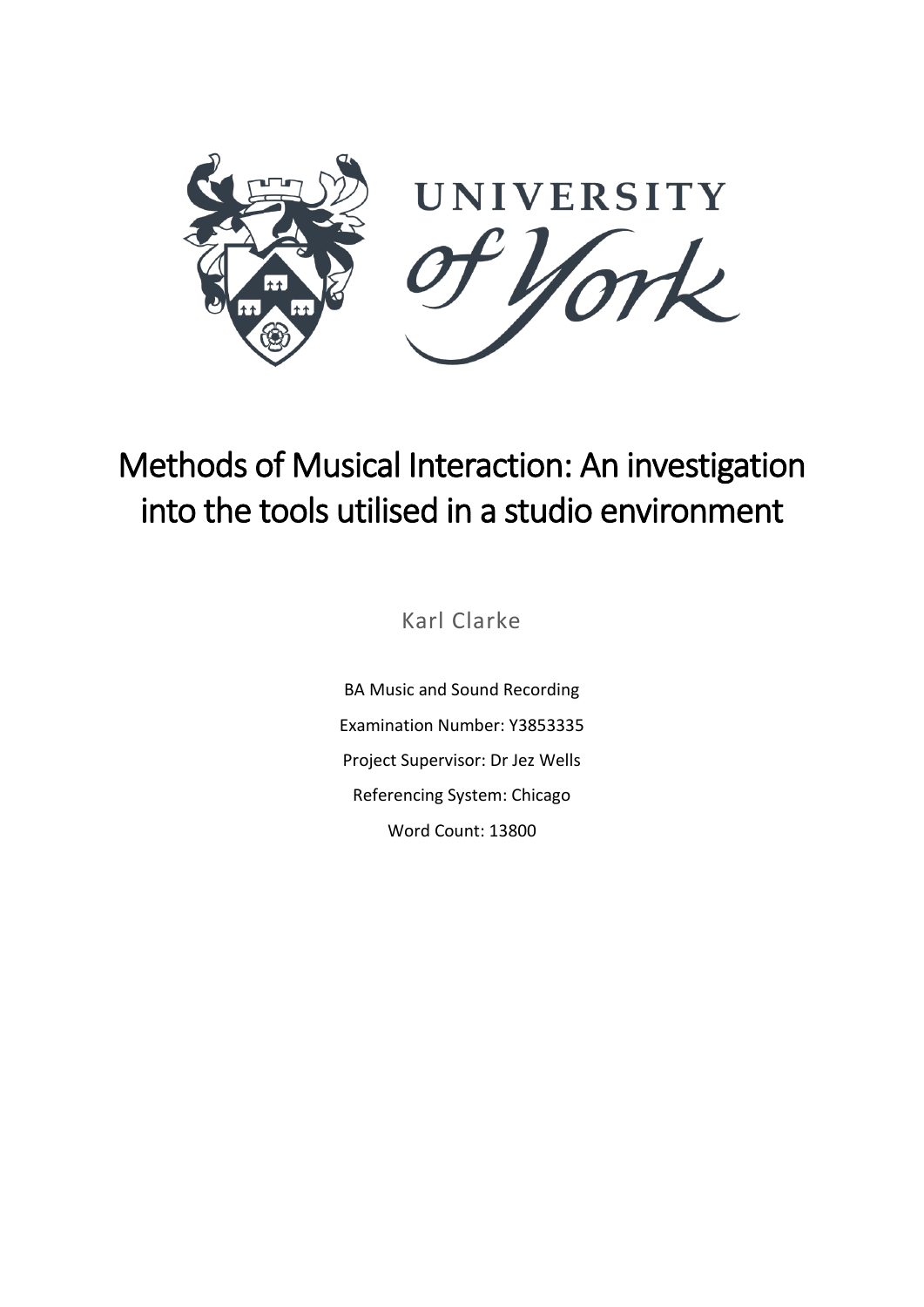# Methods of Musical Interaction: An investigation into the tools utilised in a studio environment

Karl Clarke

BA Music and Sound Recording

Examination Number: Y3853335

Project Supervisor: Dr Jez Wells

Referencing System: Chicago

Word Count: 13800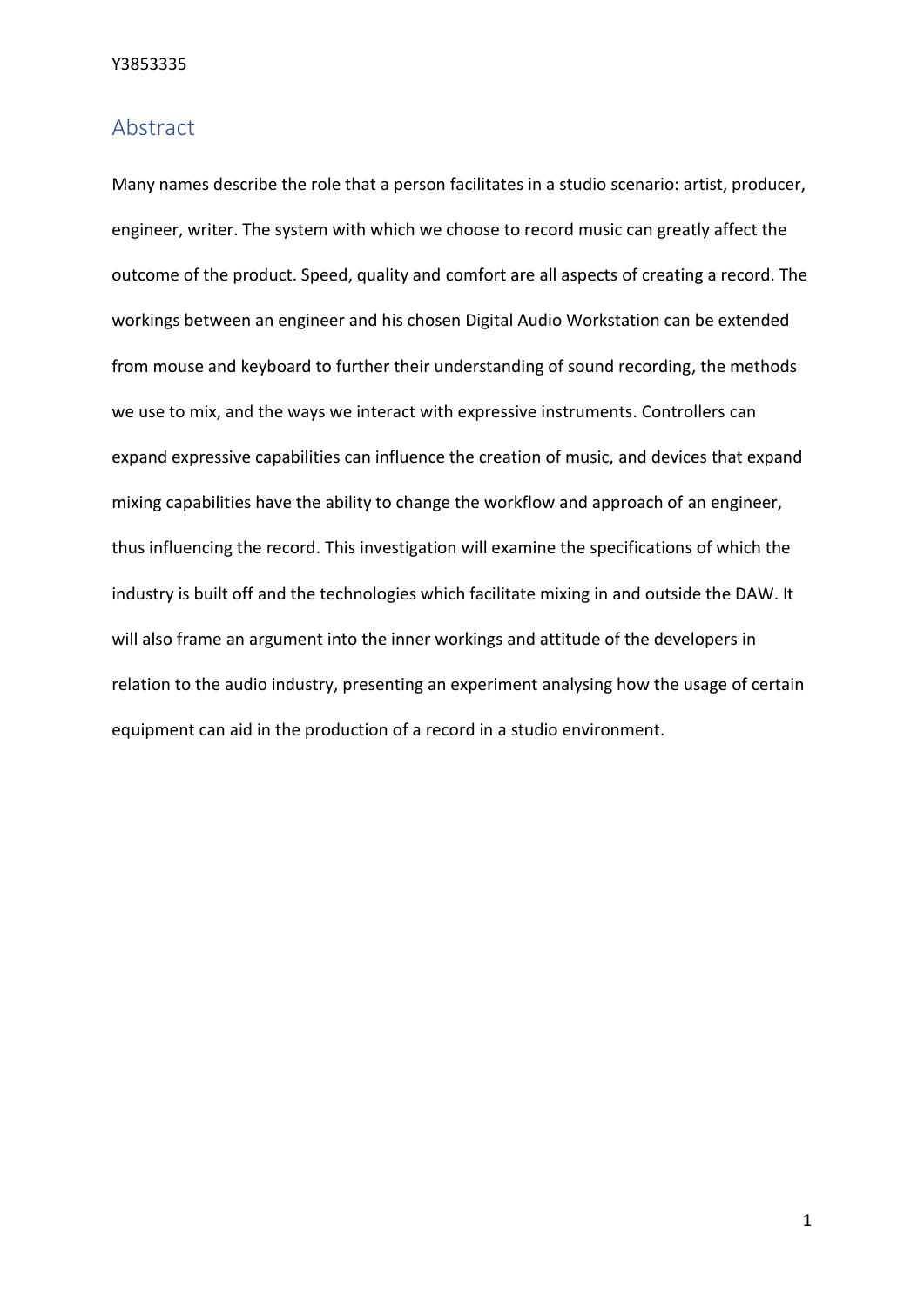## Abstract

Many names describe the role that a person facilitates in a studio scenario: artist, producer, engineer, writer. The system with which we choose to record music can greatly affect the outcome of the product. Speed, quality and comfort are all aspects of creating a record. The workings between an engineer and his chosen Digital Audio Workstation can be extended from mouse and keyboard to further their understanding of sound recording, the methods we use to mix, and the ways we interact with expressive instruments. Controllers can expand expressive capabilities can influence the creation of music, and devices that expand mixing capabilities have the ability to change the workflow and approach of an engineer, thus influencing the record. This investigation will examine the specifications of which the industry is built off and the technologies which facilitate mixing in and outside the DAW. It will also frame an argument into the inner workings and attitude of the developers in relation to the audio industry, presenting an experiment analysing how the usage of certain equipment can aid in the production of a record in a studio environment.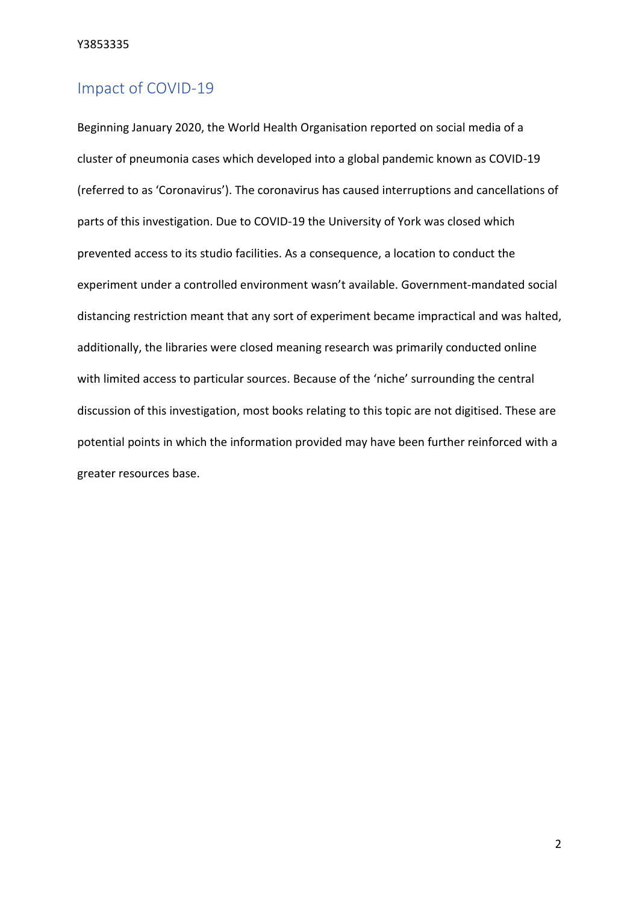## Impact of COVID-19

Beginning January 2020, the World Health Organisation reported on social media of a cluster of pneumonia cases which developed into a global pandemic known as COVID-19 (referred to as 'Coronavirus'). The coronavirus has caused interruptions and cancellations of parts of this investigation. Due to COVID-19 the University of York was closed which prevented access to its studio facilities. As a consequence, a location to conduct the experiment under a controlled environment wasn't available. Government-mandated social distancing restriction meant that any sort of experiment became impractical and was halted, additionally, the libraries were closed meaning research was primarily conducted online with limited access to particular sources. Because of the 'niche' surrounding the central discussion of this investigation, most books relating to this topic are not digitised. These are potential points in which the information provided may have been further reinforced with a greater resources base.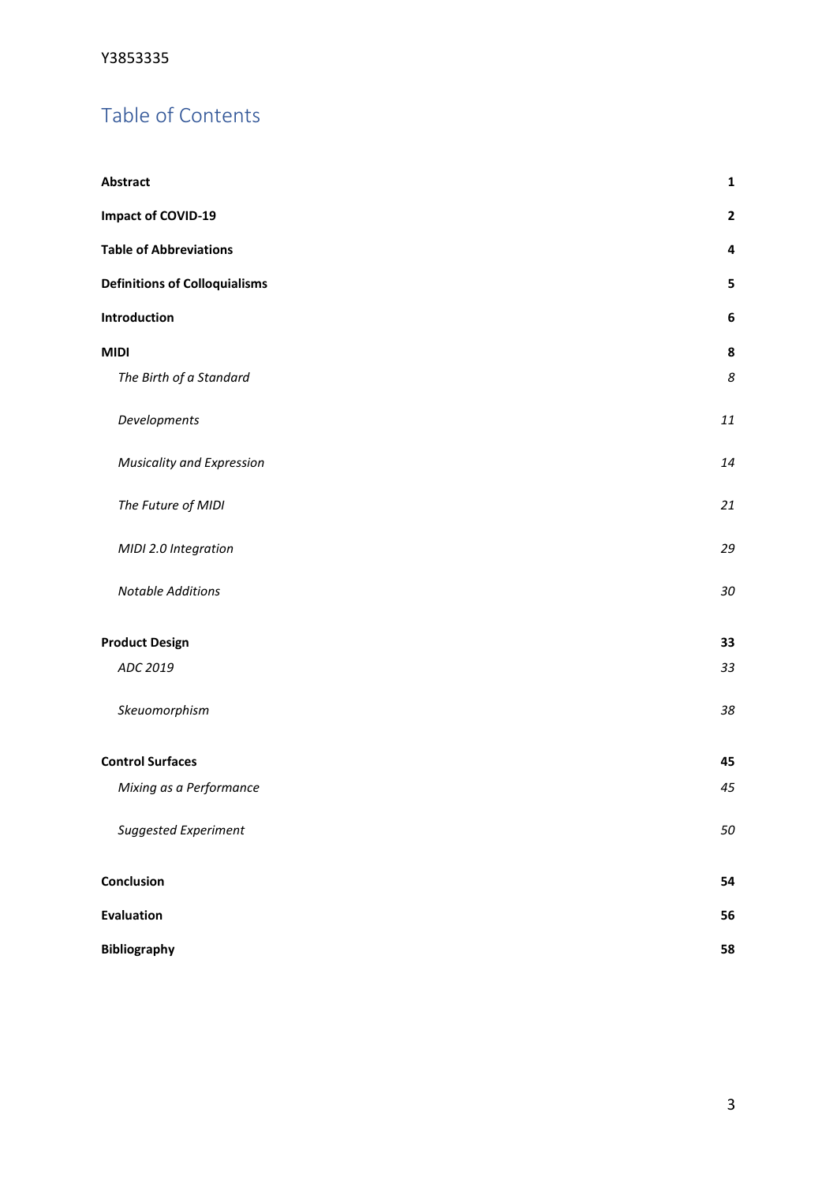## Table of Contents

| | |
|---|---|
| **Abstract** | **1** |
| **Impact of COVID-19** | **2** |
| **Table of Abbreviations** | **4** |
| **Definitions of Colloquialisms** | **5** |
| **Introduction** | **6** |
| **MIDI** | **8** |
| *The Birth of a Standard* | *8* |
| *Developments* | *11* |
| *Musicality and Expression* | *14* |
| *The Future of MIDI* | *21* |
| *MIDI 2.0 Integration* | *29* |
| *Notable Additions* | *30* |
| **Product Design** | **33** |
| *ADC 2019* | *33* |
| *Skeuomorphism* | *38* |
| **Control Surfaces** | **45** |
| *Mixing as a Performance* | *45* |
| *Suggested Experiment* | *50* |
| **Conclusion** | **54** |
| **Evaluation** | **56** |
| **Bibliography** | **58** |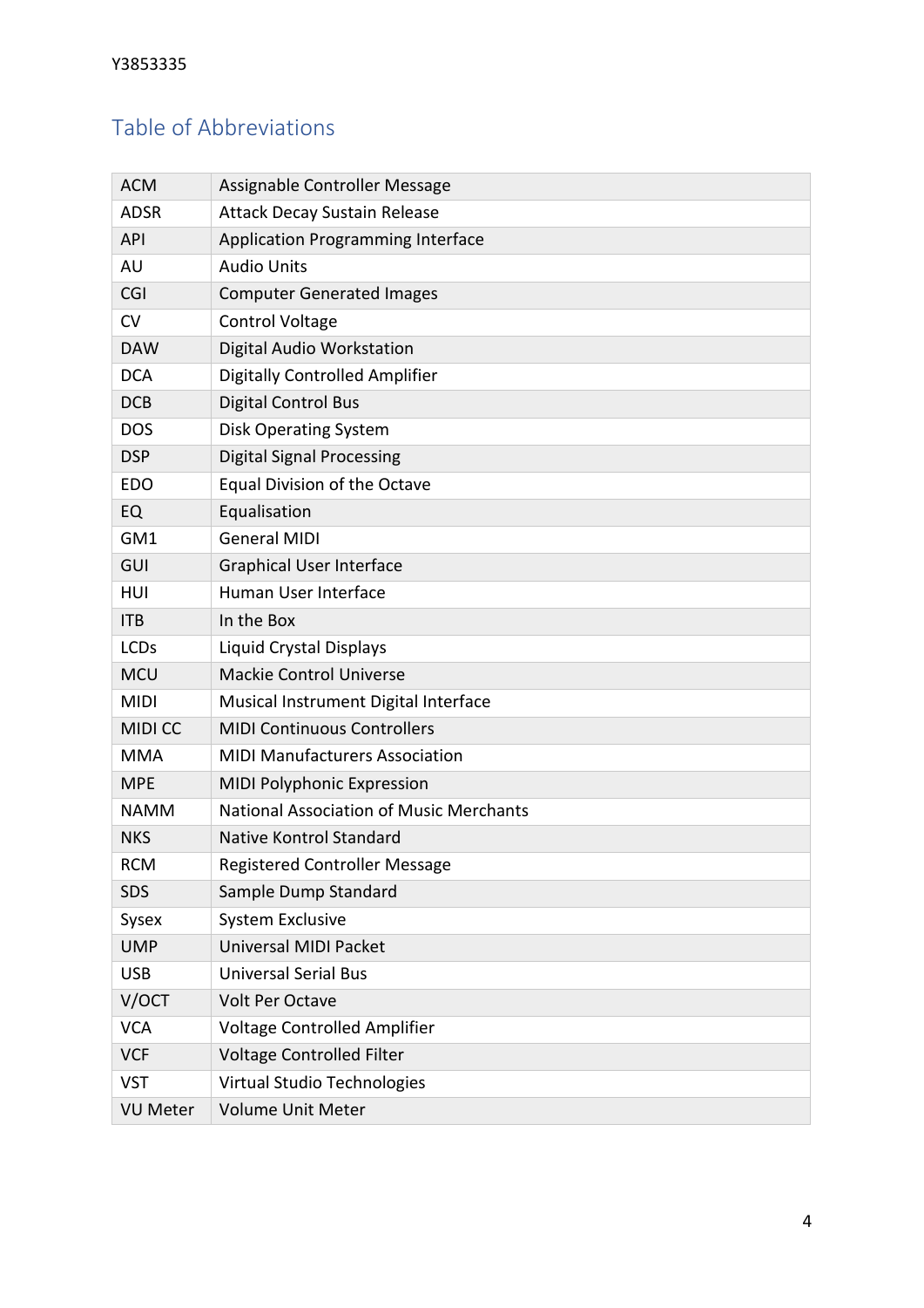## Table of Abbreviations

| | |
|---|---|
| ACM | Assignable Controller Message |
| ADSR | Attack Decay Sustain Release |
| API | Application Programming Interface |
| AU | Audio Units |
| CGI | Computer Generated Images |
| CV | Control Voltage |
| DAW | Digital Audio Workstation |
| DCA | Digitally Controlled Amplifier |
| DCB | Digital Control Bus |
| DOS | Disk Operating System |
| DSP | Digital Signal Processing |
| EDO | Equal Division of the Octave |
| EQ | Equalisation |
| GM1 | General MIDI |
| GUI | Graphical User Interface |
| HUI | Human User Interface |
| ITB | In the Box |
| LCDs | Liquid Crystal Displays |
| MCU | Mackie Control Universe |
| MIDI | Musical Instrument Digital Interface |
| MIDI CC | MIDI Continuous Controllers |
| MMA | MIDI Manufacturers Association |
| MPE | MIDI Polyphonic Expression |
| NAMM | National Association of Music Merchants |
| NKS | Native Kontrol Standard |
| RCM | Registered Controller Message |
| SDS | Sample Dump Standard |
| Sysex | System Exclusive |
| UMP | Universal MIDI Packet |
| USB | Universal Serial Bus |
| V/OCT | Volt Per Octave |
| VCA | Voltage Controlled Amplifier |
| VCF | Voltage Controlled Filter |
| VST | Virtual Studio Technologies |
| VU Meter | Volume Unit Meter |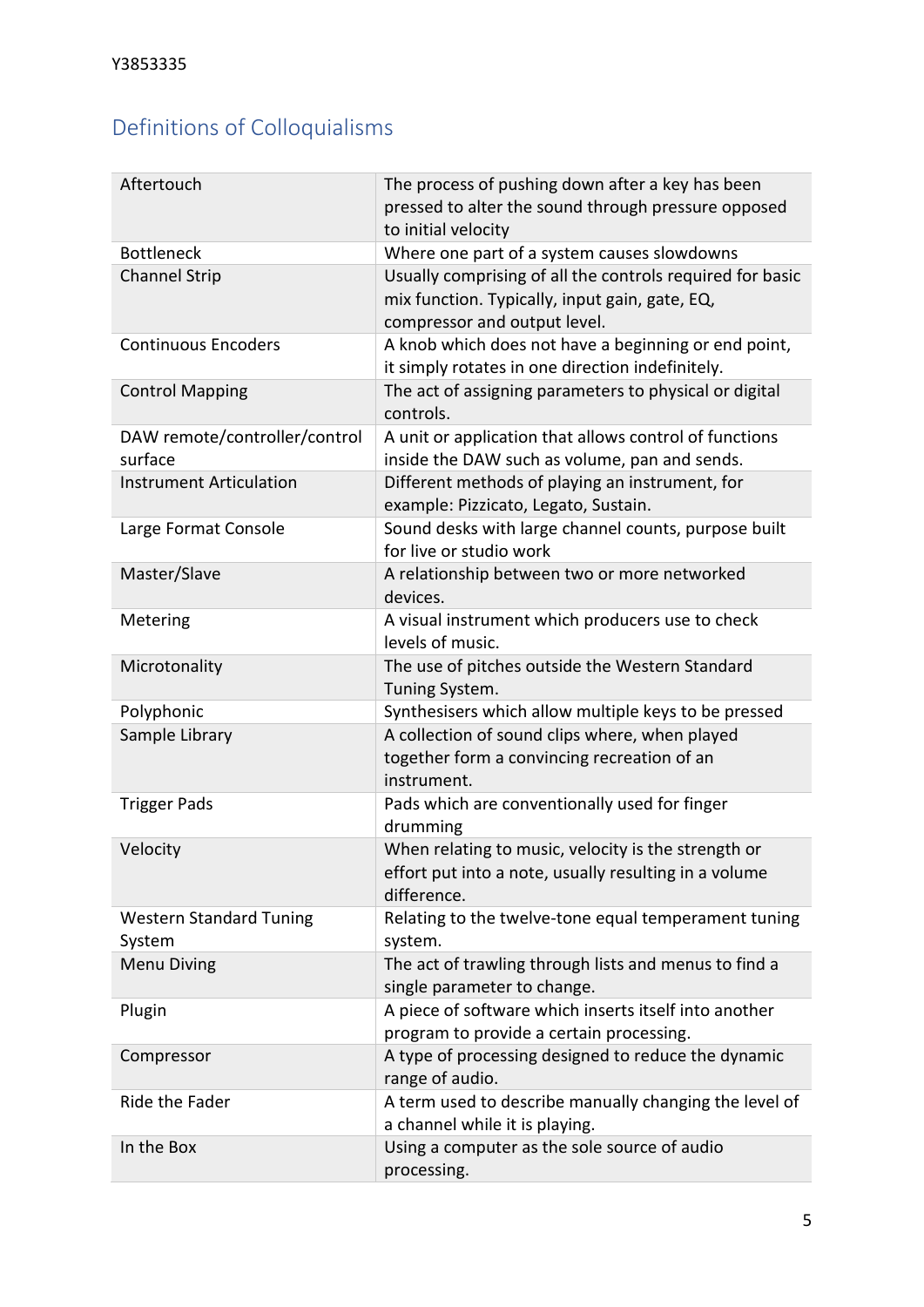## Definitions of Colloquialisms

| | |
|---|---|
| Aftertouch | The process of pushing down after a key has been pressed to alter the sound through pressure opposed to initial velocity |
| Bottleneck | Where one part of a system causes slowdowns |
| Channel Strip | Usually comprising of all the controls required for basic mix function. Typically, input gain, gate, EQ, compressor and output level. |
| Continuous Encoders | A knob which does not have a beginning or end point, it simply rotates in one direction indefinitely. |
| Control Mapping | The act of assigning parameters to physical or digital controls. |
| DAW remote/controller/control surface | A unit or application that allows control of functions inside the DAW such as volume, pan and sends. |
| Instrument Articulation | Different methods of playing an instrument, for example: Pizzicato, Legato, Sustain. |
| Large Format Console | Sound desks with large channel counts, purpose built for live or studio work |
| Master/Slave | A relationship between two or more networked devices. |
| Metering | A visual instrument which producers use to check levels of music. |
| Microtonality | The use of pitches outside the Western Standard Tuning System. |
| Polyphonic | Synthesisers which allow multiple keys to be pressed |
| Sample Library | A collection of sound clips where, when played together form a convincing recreation of an instrument. |
| Trigger Pads | Pads which are conventionally used for finger drumming |
| Velocity | When relating to music, velocity is the strength or effort put into a note, usually resulting in a volume difference. |
| Western Standard Tuning System | Relating to the twelve-tone equal temperament tuning system. |
| Menu Diving | The act of trawling through lists and menus to find a single parameter to change. |
| Plugin | A piece of software which inserts itself into another program to provide a certain processing. |
| Compressor | A type of processing designed to reduce the dynamic range of audio. |
| Ride the Fader | A term used to describe manually changing the level of a channel while it is playing. |
| In the Box | Using a computer as the sole source of audio processing. |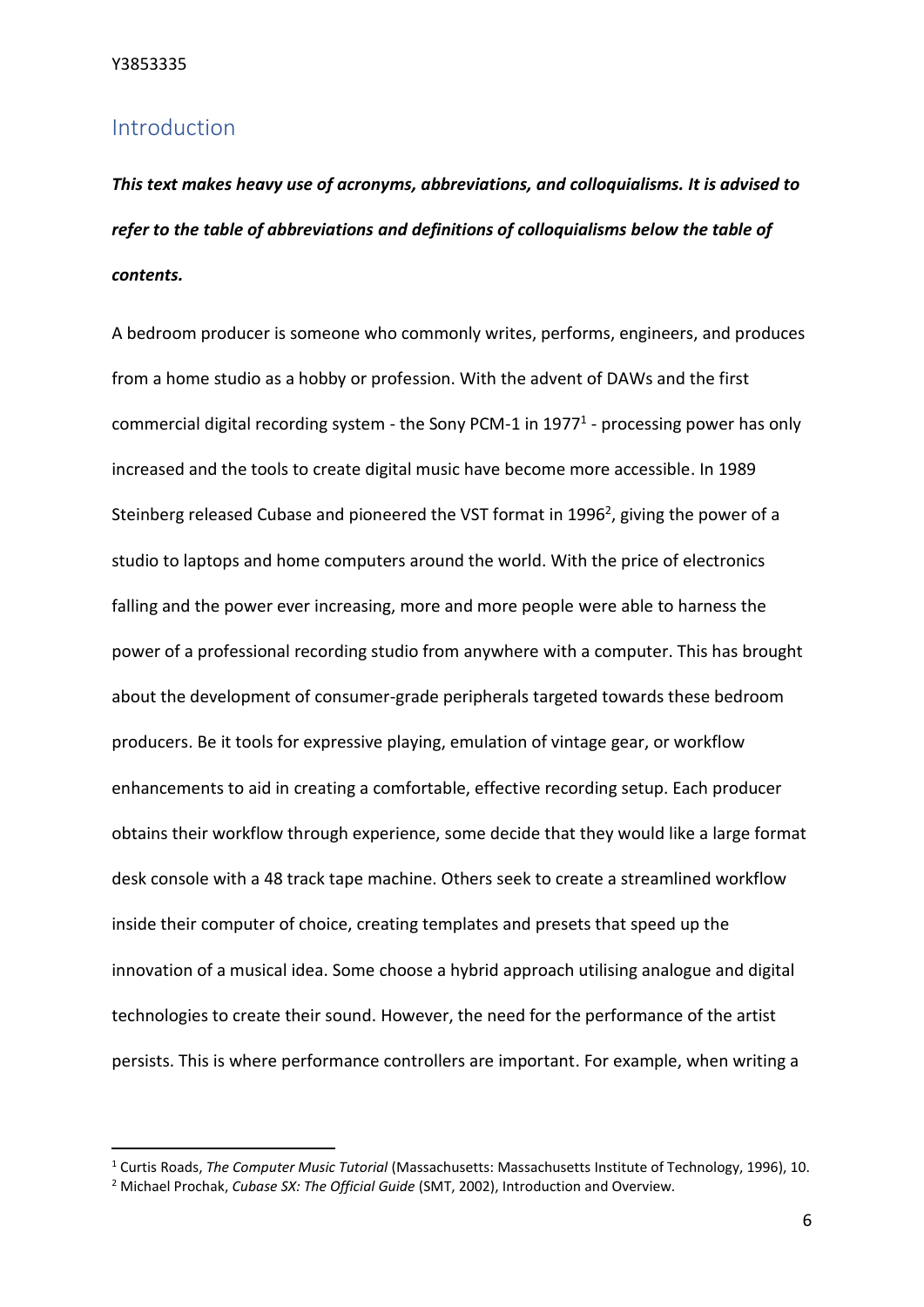## Introduction

***This text makes heavy use of acronyms, abbreviations, and colloquialisms. It is advised to refer to the table of abbreviations and definitions of colloquialisms below the table of contents.***

A bedroom producer is someone who commonly writes, performs, engineers, and produces from a home studio as a hobby or profession. With the advent of DAWs and the first commercial digital recording system - the Sony PCM-1 in 1977[1] - processing power has only increased and the tools to create digital music have become more accessible. In 1989 Steinberg released Cubase and pioneered the VST format in 1996[2], giving the power of a studio to laptops and home computers around the world. With the price of electronics falling and the power ever increasing, more and more people were able to harness the power of a professional recording studio from anywhere with a computer. This has brought about the development of consumer-grade peripherals targeted towards these bedroom producers. Be it tools for expressive playing, emulation of vintage gear, or workflow enhancements to aid in creating a comfortable, effective recording setup. Each producer obtains their workflow through experience, some decide that they would like a large format desk console with a 48 track tape machine. Others seek to create a streamlined workflow inside their computer of choice, creating templates and presets that speed up the innovation of a musical idea. Some choose a hybrid approach utilising analogue and digital technologies to create their sound. However, the need for the performance of the artist persists. This is where performance controllers are important. For example, when writing a

[1] Curtis Roads, *The Computer Music Tutorial* (Massachusetts: Massachusetts Institute of Technology, 1996), 10.

[2] Michael Prochak, *Cubase SX: The Official Guide* (SMT, 2002), Introduction and Overview.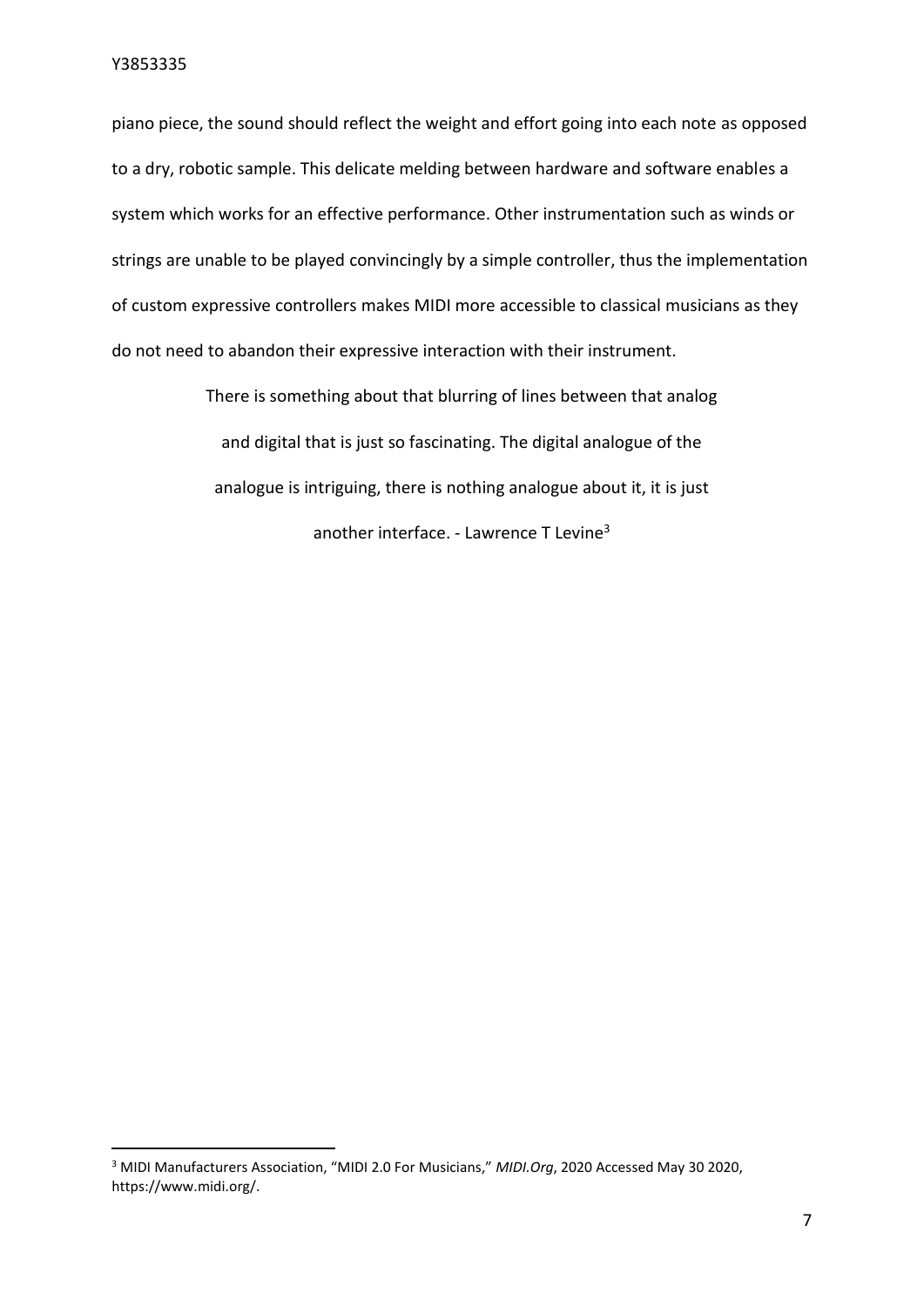piano piece, the sound should reflect the weight and effort going into each note as opposed to a dry, robotic sample. This delicate melding between hardware and software enables a system which works for an effective performance. Other instrumentation such as winds or strings are unable to be played convincingly by a simple controller, thus the implementation of custom expressive controllers makes MIDI more accessible to classical musicians as they do not need to abandon their expressive interaction with their instrument.

> There is something about that blurring of lines between that analog and digital that is just so fascinating. The digital analogue of the analogue is intriguing, there is nothing analogue about it, it is just another interface. - Lawrence T Levine[3]

---

[3] MIDI Manufacturers Association, "MIDI 2.0 For Musicians," *MIDI.Org*, 2020 Accessed May 30 2020, https://www.midi.org/.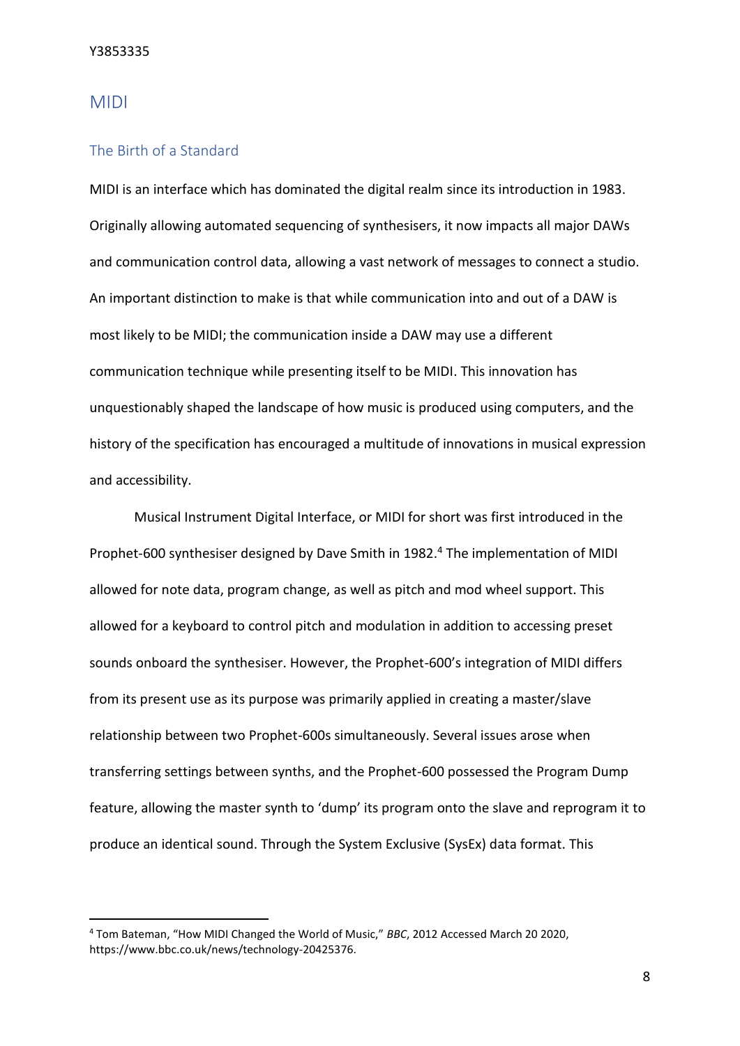# MIDI

## The Birth of a Standard

MIDI is an interface which has dominated the digital realm since its introduction in 1983. Originally allowing automated sequencing of synthesisers, it now impacts all major DAWs and communication control data, allowing a vast network of messages to connect a studio. An important distinction to make is that while communication into and out of a DAW is most likely to be MIDI; the communication inside a DAW may use a different communication technique while presenting itself to be MIDI. This innovation has unquestionably shaped the landscape of how music is produced using computers, and the history of the specification has encouraged a multitude of innovations in musical expression and accessibility.

Musical Instrument Digital Interface, or MIDI for short was first introduced in the Prophet-600 synthesiser designed by Dave Smith in 1982.[4] The implementation of MIDI allowed for note data, program change, as well as pitch and mod wheel support. This allowed for a keyboard to control pitch and modulation in addition to accessing preset sounds onboard the synthesiser. However, the Prophet-600's integration of MIDI differs from its present use as its purpose was primarily applied in creating a master/slave relationship between two Prophet-600s simultaneously. Several issues arose when transferring settings between synths, and the Prophet-600 possessed the Program Dump feature, allowing the master synth to 'dump' its program onto the slave and reprogram it to produce an identical sound. Through the System Exclusive (SysEx) data format. This

---

[4] Tom Bateman, "How MIDI Changed the World of Music," *BBC*, 2012 Accessed March 20 2020, https://www.bbc.co.uk/news/technology-20425376.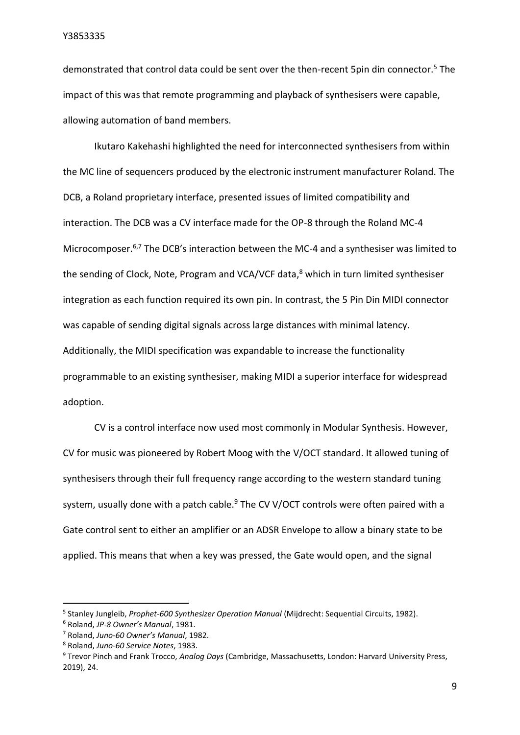demonstrated that control data could be sent over the then-recent 5pin din connector.[5] The impact of this was that remote programming and playback of synthesisers were capable, allowing automation of band members.

Ikutaro Kakehashi highlighted the need for interconnected synthesisers from within the MC line of sequencers produced by the electronic instrument manufacturer Roland. The DCB, a Roland proprietary interface, presented issues of limited compatibility and interaction. The DCB was a CV interface made for the OP-8 through the Roland MC-4 Microcomposer.[6,7] The DCB's interaction between the MC-4 and a synthesiser was limited to the sending of Clock, Note, Program and VCA/VCF data,[8] which in turn limited synthesiser integration as each function required its own pin. In contrast, the 5 Pin Din MIDI connector was capable of sending digital signals across large distances with minimal latency. Additionally, the MIDI specification was expandable to increase the functionality programmable to an existing synthesiser, making MIDI a superior interface for widespread adoption.

CV is a control interface now used most commonly in Modular Synthesis. However, CV for music was pioneered by Robert Moog with the V/OCT standard. It allowed tuning of synthesisers through their full frequency range according to the western standard tuning system, usually done with a patch cable.[9] The CV V/OCT controls were often paired with a Gate control sent to either an amplifier or an ADSR Envelope to allow a binary state to be applied. This means that when a key was pressed, the Gate would open, and the signal

---

[5] Stanley Jungleib, *Prophet-600 Synthesizer Operation Manual* (Mijdrecht: Sequential Circuits, 1982).

[6] Roland, *JP-8 Owner's Manual*, 1981.

[7] Roland, *Juno-60 Owner's Manual*, 1982.

[8] Roland, *Juno-60 Service Notes*, 1983.

[9] Trevor Pinch and Frank Trocco, *Analog Days* (Cambridge, Massachusetts, London: Harvard University Press, 2019), 24.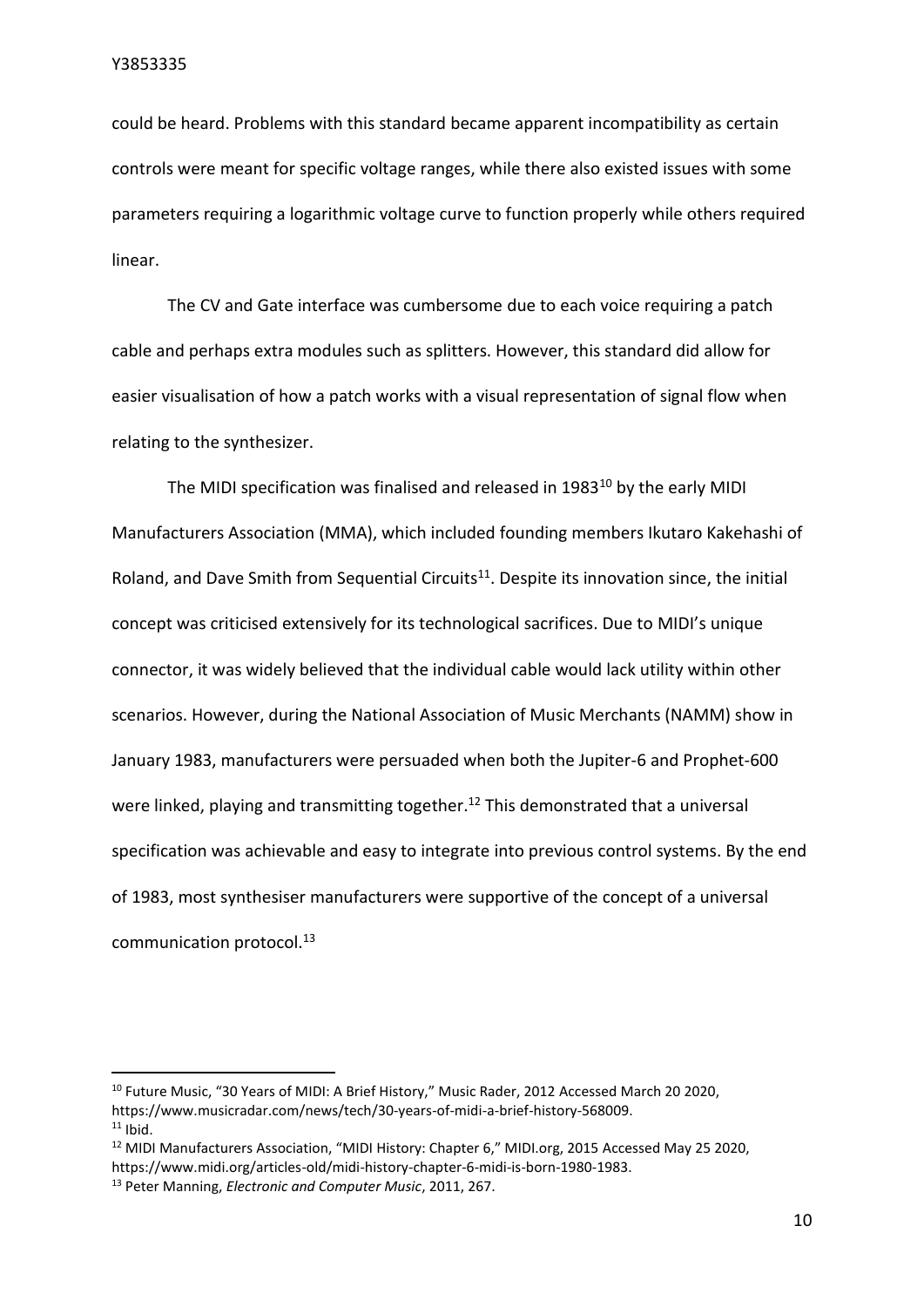could be heard. Problems with this standard became apparent incompatibility as certain controls were meant for specific voltage ranges, while there also existed issues with some parameters requiring a logarithmic voltage curve to function properly while others required linear.

The CV and Gate interface was cumbersome due to each voice requiring a patch cable and perhaps extra modules such as splitters. However, this standard did allow for easier visualisation of how a patch works with a visual representation of signal flow when relating to the synthesizer.

The MIDI specification was finalised and released in 1983[10] by the early MIDI Manufacturers Association (MMA), which included founding members Ikutaro Kakehashi of Roland, and Dave Smith from Sequential Circuits[11]. Despite its innovation since, the initial concept was criticised extensively for its technological sacrifices. Due to MIDI's unique connector, it was widely believed that the individual cable would lack utility within other scenarios. However, during the National Association of Music Merchants (NAMM) show in January 1983, manufacturers were persuaded when both the Jupiter-6 and Prophet-600 were linked, playing and transmitting together.[12] This demonstrated that a universal specification was achievable and easy to integrate into previous control systems. By the end of 1983, most synthesiser manufacturers were supportive of the concept of a universal communication protocol.[13]

---

[10] Future Music, "30 Years of MIDI: A Brief History," Music Rader, 2012 Accessed March 20 2020, https://www.musicradar.com/news/tech/30-years-of-midi-a-brief-history-568009.
[11] Ibid.
[12] MIDI Manufacturers Association, "MIDI History: Chapter 6," MIDI.org, 2015 Accessed May 25 2020, https://www.midi.org/articles-old/midi-history-chapter-6-midi-is-born-1980-1983.
[13] Peter Manning, *Electronic and Computer Music*, 2011, 267.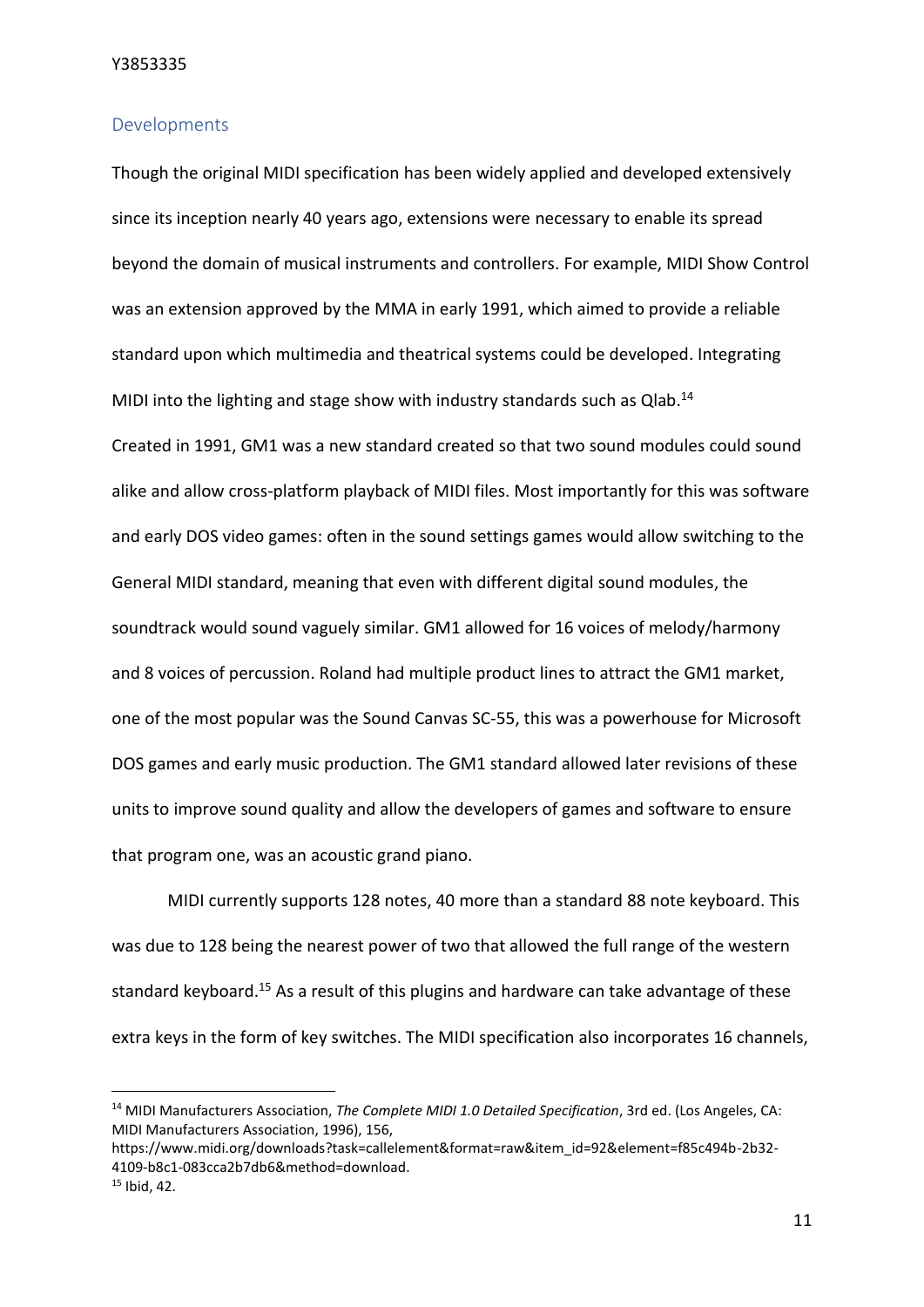## Developments

Though the original MIDI specification has been widely applied and developed extensively since its inception nearly 40 years ago, extensions were necessary to enable its spread beyond the domain of musical instruments and controllers. For example, MIDI Show Control was an extension approved by the MMA in early 1991, which aimed to provide a reliable standard upon which multimedia and theatrical systems could be developed. Integrating MIDI into the lighting and stage show with industry standards such as Qlab.[14]

Created in 1991, GM1 was a new standard created so that two sound modules could sound alike and allow cross-platform playback of MIDI files. Most importantly for this was software and early DOS video games: often in the sound settings games would allow switching to the General MIDI standard, meaning that even with different digital sound modules, the soundtrack would sound vaguely similar. GM1 allowed for 16 voices of melody/harmony and 8 voices of percussion. Roland had multiple product lines to attract the GM1 market, one of the most popular was the Sound Canvas SC-55, this was a powerhouse for Microsoft DOS games and early music production. The GM1 standard allowed later revisions of these units to improve sound quality and allow the developers of games and software to ensure that program one, was an acoustic grand piano.

MIDI currently supports 128 notes, 40 more than a standard 88 note keyboard. This was due to 128 being the nearest power of two that allowed the full range of the western standard keyboard.[15] As a result of this plugins and hardware can take advantage of these extra keys in the form of key switches. The MIDI specification also incorporates 16 channels,

---

[14] MIDI Manufacturers Association, *The Complete MIDI 1.0 Detailed Specification*, 3rd ed. (Los Angeles, CA: MIDI Manufacturers Association, 1996), 156, https://www.midi.org/downloads?task=callelement&format=raw&item_id=92&element=f85c494b-2b32-4109-b8c1-083cca2b7db6&method=download.

[15] Ibid, 42.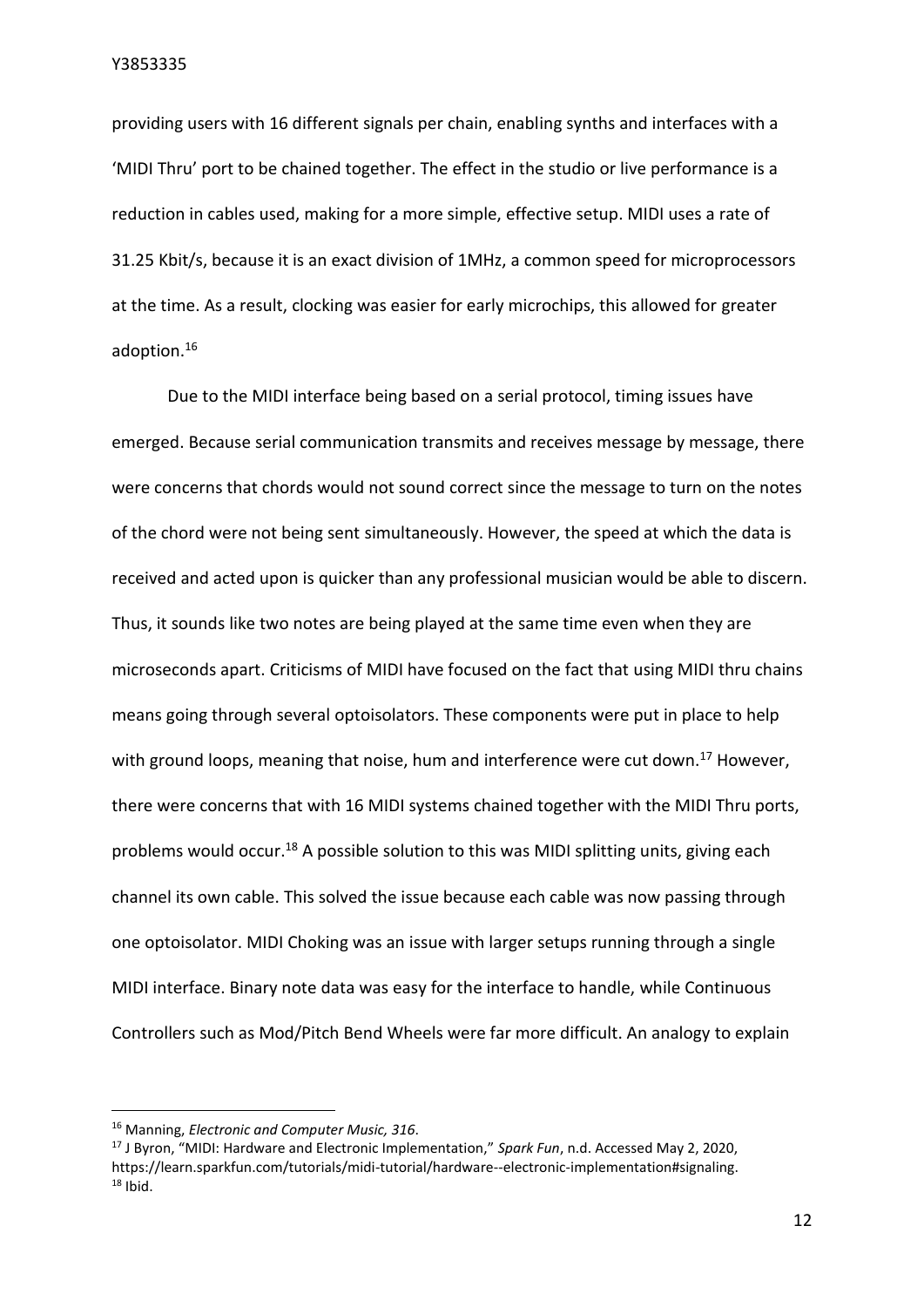providing users with 16 different signals per chain, enabling synths and interfaces with a 'MIDI Thru' port to be chained together. The effect in the studio or live performance is a reduction in cables used, making for a more simple, effective setup. MIDI uses a rate of 31.25 Kbit/s, because it is an exact division of 1MHz, a common speed for microprocessors at the time. As a result, clocking was easier for early microchips, this allowed for greater adoption.[16]

Due to the MIDI interface being based on a serial protocol, timing issues have emerged. Because serial communication transmits and receives message by message, there were concerns that chords would not sound correct since the message to turn on the notes of the chord were not being sent simultaneously. However, the speed at which the data is received and acted upon is quicker than any professional musician would be able to discern. Thus, it sounds like two notes are being played at the same time even when they are microseconds apart. Criticisms of MIDI have focused on the fact that using MIDI thru chains means going through several optoisolators. These components were put in place to help with ground loops, meaning that noise, hum and interference were cut down.[17] However, there were concerns that with 16 MIDI systems chained together with the MIDI Thru ports, problems would occur.[18] A possible solution to this was MIDI splitting units, giving each channel its own cable. This solved the issue because each cable was now passing through one optoisolator. MIDI Choking was an issue with larger setups running through a single MIDI interface. Binary note data was easy for the interface to handle, while Continuous Controllers such as Mod/Pitch Bend Wheels were far more difficult. An analogy to explain

---

[16] Manning, *Electronic and Computer Music, 316*.

[17] J Byron, "MIDI: Hardware and Electronic Implementation," *Spark Fun*, n.d. Accessed May 2, 2020, https://learn.sparkfun.com/tutorials/midi-tutorial/hardware--electronic-implementation#signaling.

[18] Ibid.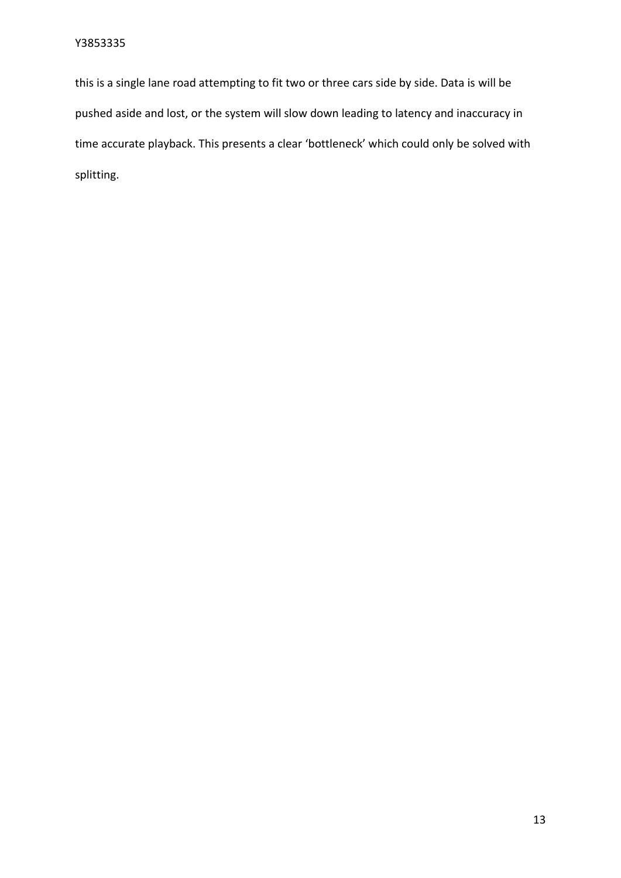this is a single lane road attempting to fit two or three cars side by side. Data is will be pushed aside and lost, or the system will slow down leading to latency and inaccuracy in time accurate playback. This presents a clear ‘bottleneck’ which could only be solved with splitting.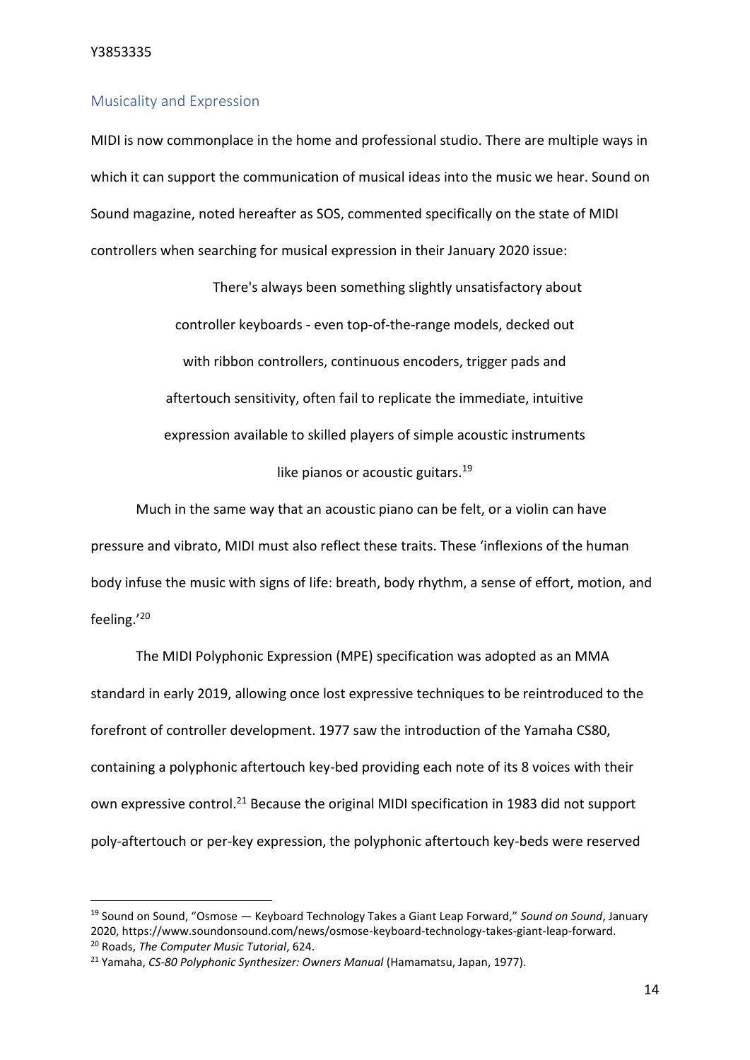## Musicality and Expression

MIDI is now commonplace in the home and professional studio. There are multiple ways in which it can support the communication of musical ideas into the music we hear. Sound on Sound magazine, noted hereafter as SOS, commented specifically on the state of MIDI controllers when searching for musical expression in their January 2020 issue:

> There's always been something slightly unsatisfactory about controller keyboards - even top-of-the-range models, decked out with ribbon controllers, continuous encoders, trigger pads and aftertouch sensitivity, often fail to replicate the immediate, intuitive expression available to skilled players of simple acoustic instruments like pianos or acoustic guitars.[19]

Much in the same way that an acoustic piano can be felt, or a violin can have pressure and vibrato, MIDI must also reflect these traits. These 'inflexions of the human body infuse the music with signs of life: breath, body rhythm, a sense of effort, motion, and feeling.'[20]

The MIDI Polyphonic Expression (MPE) specification was adopted as an MMA standard in early 2019, allowing once lost expressive techniques to be reintroduced to the forefront of controller development. 1977 saw the introduction of the Yamaha CS80, containing a polyphonic aftertouch key-bed providing each note of its 8 voices with their own expressive control.[21] Because the original MIDI specification in 1983 did not support poly-aftertouch or per-key expression, the polyphonic aftertouch key-beds were reserved

---

[19] Sound on Sound, "Osmose — Keyboard Technology Takes a Giant Leap Forward," *Sound on Sound*, January 2020, https://www.soundonsound.com/news/osmose-keyboard-technology-takes-giant-leap-forward.

[20] Roads, *The Computer Music Tutorial*, 624.

[21] Yamaha, *CS-80 Polyphonic Synthesizer: Owners Manual* (Hamamatsu, Japan, 1977).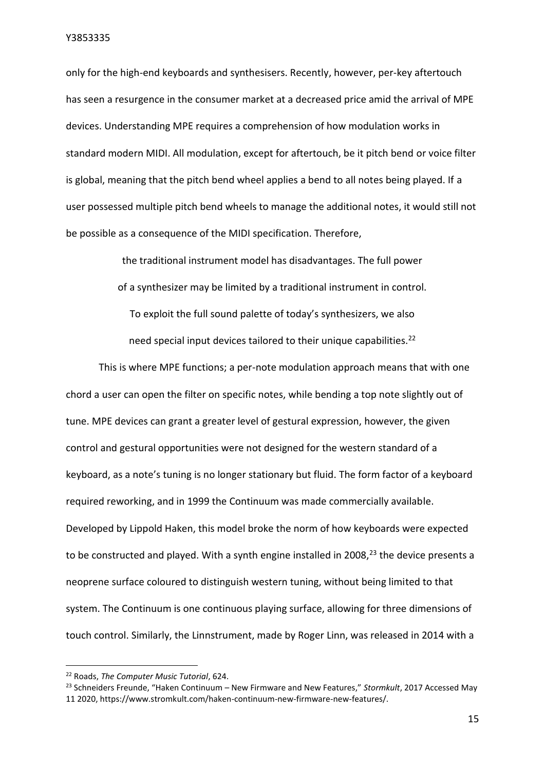only for the high-end keyboards and synthesisers. Recently, however, per-key aftertouch has seen a resurgence in the consumer market at a decreased price amid the arrival of MPE devices. Understanding MPE requires a comprehension of how modulation works in standard modern MIDI. All modulation, except for aftertouch, be it pitch bend or voice filter is global, meaning that the pitch bend wheel applies a bend to all notes being played. If a user possessed multiple pitch bend wheels to manage the additional notes, it would still not be possible as a consequence of the MIDI specification. Therefore,

> the traditional instrument model has disadvantages. The full power of a synthesizer may be limited by a traditional instrument in control. To exploit the full sound palette of today's synthesizers, we also need special input devices tailored to their unique capabilities.[22]

This is where MPE functions; a per-note modulation approach means that with one chord a user can open the filter on specific notes, while bending a top note slightly out of tune. MPE devices can grant a greater level of gestural expression, however, the given control and gestural opportunities were not designed for the western standard of a keyboard, as a note's tuning is no longer stationary but fluid. The form factor of a keyboard required reworking, and in 1999 the Continuum was made commercially available. Developed by Lippold Haken, this model broke the norm of how keyboards were expected to be constructed and played. With a synth engine installed in 2008,[23] the device presents a neoprene surface coloured to distinguish western tuning, without being limited to that system. The Continuum is one continuous playing surface, allowing for three dimensions of touch control. Similarly, the Linnstrument, made by Roger Linn, was released in 2014 with a

---

[22] Roads, *The Computer Music Tutorial*, 624.

[23] Schneiders Freunde, "Haken Continuum – New Firmware and New Features," *Stormkult*, 2017 Accessed May 11 2020, https://www.stromkult.com/haken-continuum-new-firmware-new-features/.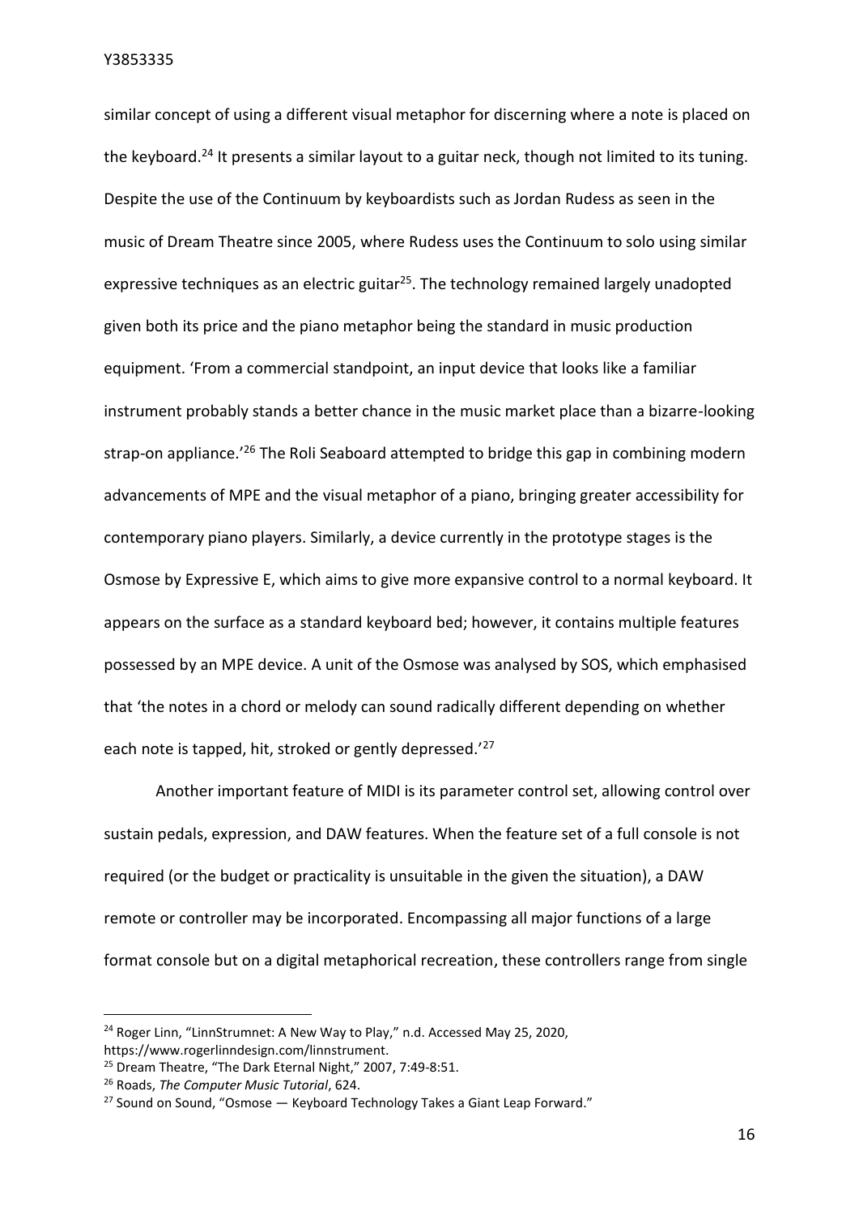similar concept of using a different visual metaphor for discerning where a note is placed on the keyboard.[24] It presents a similar layout to a guitar neck, though not limited to its tuning. Despite the use of the Continuum by keyboardists such as Jordan Rudess as seen in the music of Dream Theatre since 2005, where Rudess uses the Continuum to solo using similar expressive techniques as an electric guitar[25]. The technology remained largely unadopted given both its price and the piano metaphor being the standard in music production equipment. 'From a commercial standpoint, an input device that looks like a familiar instrument probably stands a better chance in the music market place than a bizarre-looking strap-on appliance.'[26] The Roli Seaboard attempted to bridge this gap in combining modern advancements of MPE and the visual metaphor of a piano, bringing greater accessibility for contemporary piano players. Similarly, a device currently in the prototype stages is the Osmose by Expressive E, which aims to give more expansive control to a normal keyboard. It appears on the surface as a standard keyboard bed; however, it contains multiple features possessed by an MPE device. A unit of the Osmose was analysed by SOS, which emphasised that 'the notes in a chord or melody can sound radically different depending on whether each note is tapped, hit, stroked or gently depressed.'[27]

Another important feature of MIDI is its parameter control set, allowing control over sustain pedals, expression, and DAW features. When the feature set of a full console is not required (or the budget or practicality is unsuitable in the given the situation), a DAW remote or controller may be incorporated. Encompassing all major functions of a large format console but on a digital metaphorical recreation, these controllers range from single

---

[24] Roger Linn, "LinnStrumnet: A New Way to Play," n.d. Accessed May 25, 2020, https://www.rogerlinndesign.com/linnstrument.

[25] Dream Theatre, "The Dark Eternal Night," 2007, 7:49-8:51.

[26] Roads, *The Computer Music Tutorial*, 624.

[27] Sound on Sound, "Osmose — Keyboard Technology Takes a Giant Leap Forward."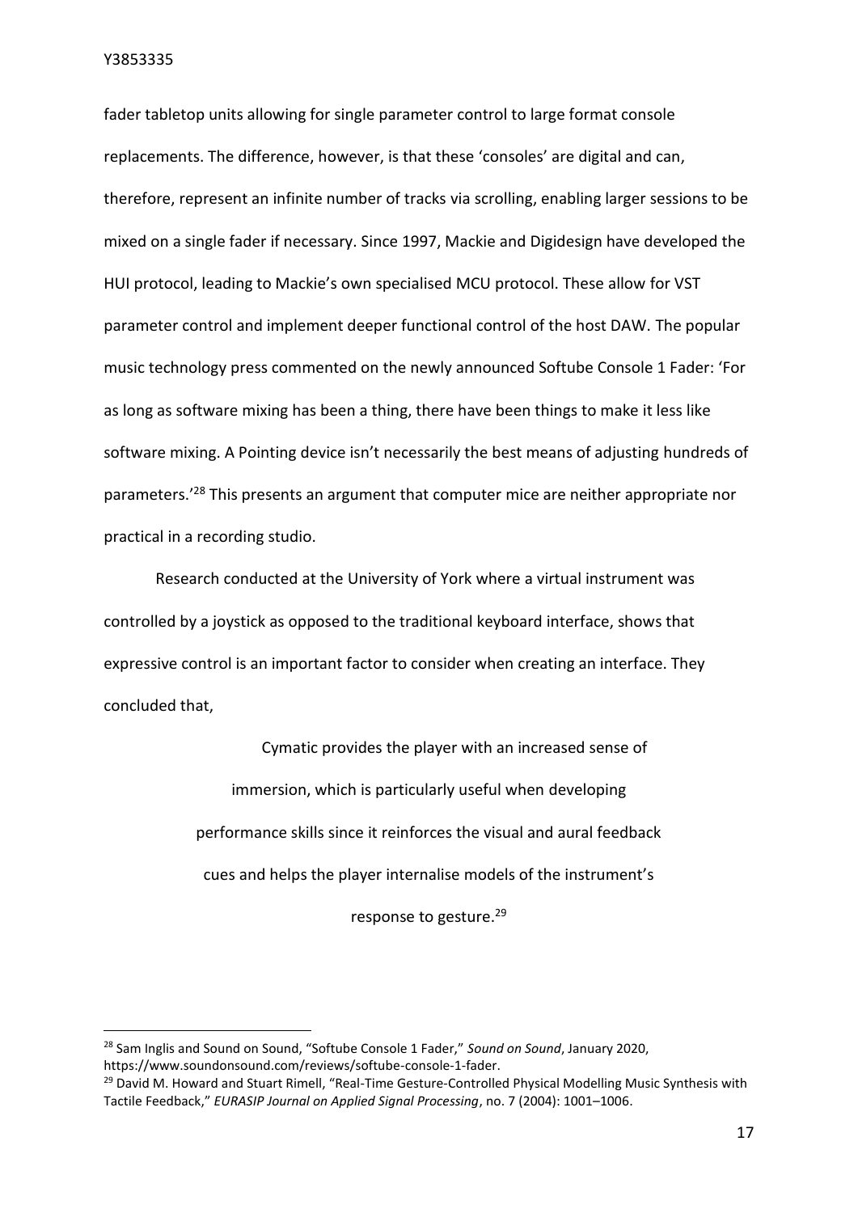fader tabletop units allowing for single parameter control to large format console replacements. The difference, however, is that these 'consoles' are digital and can, therefore, represent an infinite number of tracks via scrolling, enabling larger sessions to be mixed on a single fader if necessary. Since 1997, Mackie and Digidesign have developed the HUI protocol, leading to Mackie's own specialised MCU protocol. These allow for VST parameter control and implement deeper functional control of the host DAW. The popular music technology press commented on the newly announced Softube Console 1 Fader: 'For as long as software mixing has been a thing, there have been things to make it less like software mixing. A Pointing device isn't necessarily the best means of adjusting hundreds of parameters.'[28] This presents an argument that computer mice are neither appropriate nor practical in a recording studio.

Research conducted at the University of York where a virtual instrument was controlled by a joystick as opposed to the traditional keyboard interface, shows that expressive control is an important factor to consider when creating an interface. They concluded that,

> Cymatic provides the player with an increased sense of immersion, which is particularly useful when developing performance skills since it reinforces the visual and aural feedback cues and helps the player internalise models of the instrument's response to gesture.[29]

---

[28] Sam Inglis and Sound on Sound, "Softube Console 1 Fader," *Sound on Sound*, January 2020, https://www.soundonsound.com/reviews/softube-console-1-fader.

[29] David M. Howard and Stuart Rimell, "Real-Time Gesture-Controlled Physical Modelling Music Synthesis with Tactile Feedback," *EURASIP Journal on Applied Signal Processing*, no. 7 (2004): 1001–1006.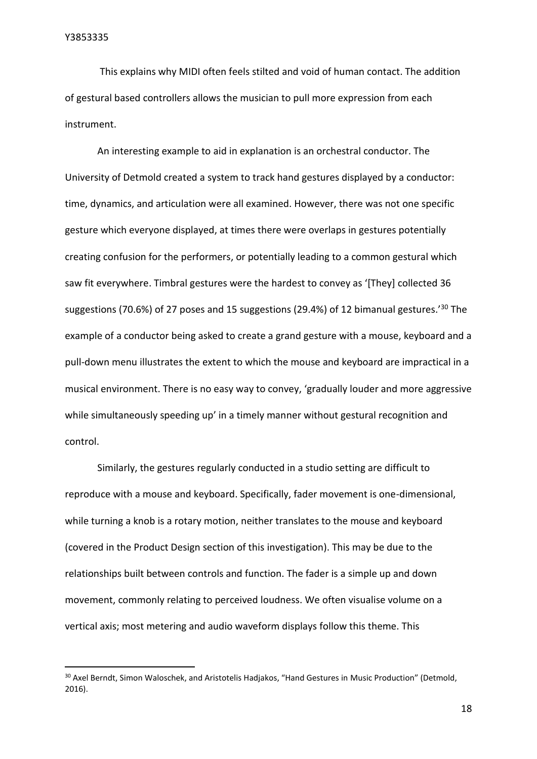This explains why MIDI often feels stilted and void of human contact. The addition of gestural based controllers allows the musician to pull more expression from each instrument.

An interesting example to aid in explanation is an orchestral conductor. The University of Detmold created a system to track hand gestures displayed by a conductor: time, dynamics, and articulation were all examined. However, there was not one specific gesture which everyone displayed, at times there were overlaps in gestures potentially creating confusion for the performers, or potentially leading to a common gestural which saw fit everywhere. Timbral gestures were the hardest to convey as '[They] collected 36 suggestions (70.6%) of 27 poses and 15 suggestions (29.4%) of 12 bimanual gestures.'[30] The example of a conductor being asked to create a grand gesture with a mouse, keyboard and a pull-down menu illustrates the extent to which the mouse and keyboard are impractical in a musical environment. There is no easy way to convey, 'gradually louder and more aggressive while simultaneously speeding up' in a timely manner without gestural recognition and control.

Similarly, the gestures regularly conducted in a studio setting are difficult to reproduce with a mouse and keyboard. Specifically, fader movement is one-dimensional, while turning a knob is a rotary motion, neither translates to the mouse and keyboard (covered in the Product Design section of this investigation). This may be due to the relationships built between controls and function. The fader is a simple up and down movement, commonly relating to perceived loudness. We often visualise volume on a vertical axis; most metering and audio waveform displays follow this theme. This

[30] Axel Berndt, Simon Waloschek, and Aristotelis Hadjakos, "Hand Gestures in Music Production" (Detmold, 2016).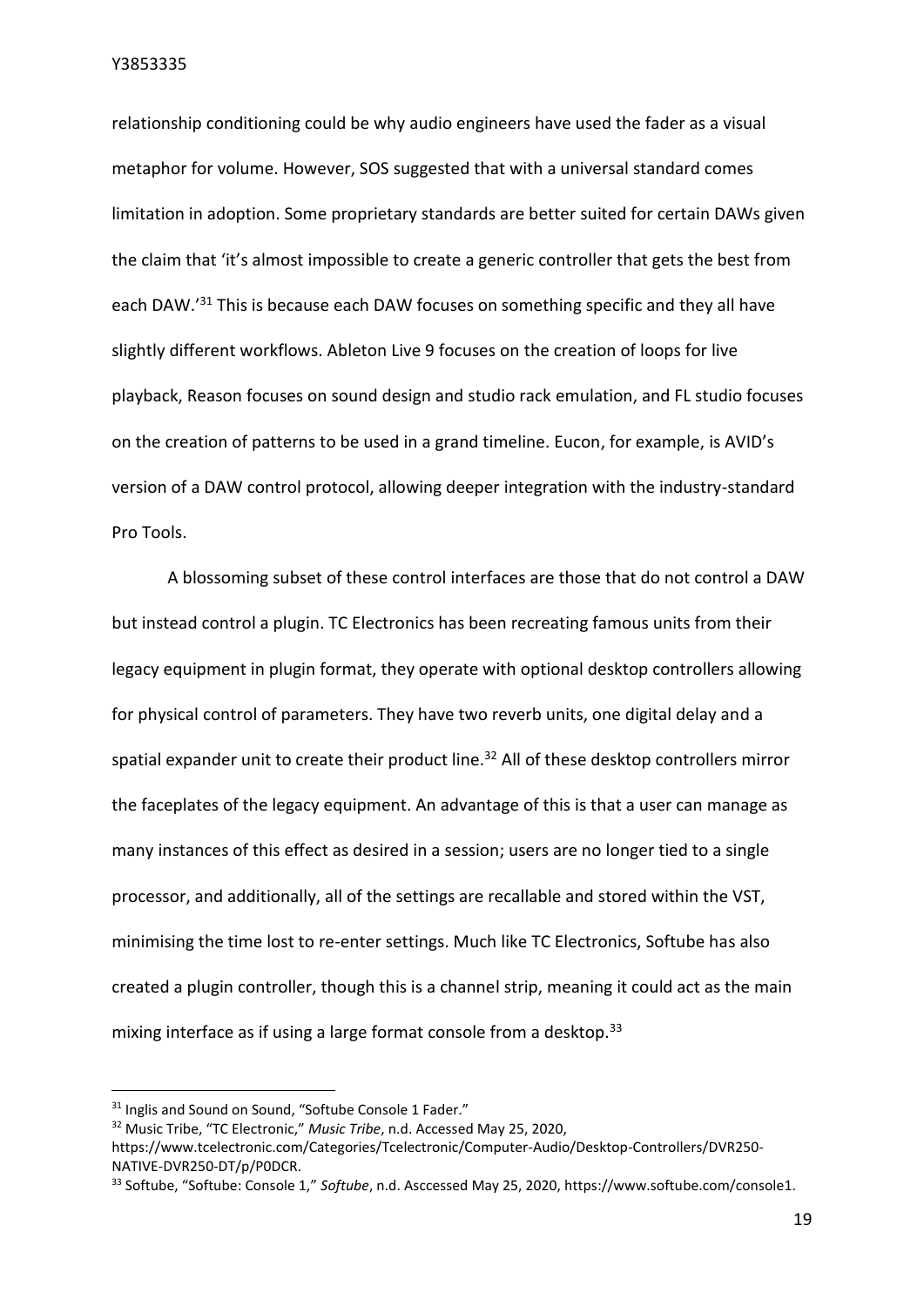relationship conditioning could be why audio engineers have used the fader as a visual metaphor for volume. However, SOS suggested that with a universal standard comes limitation in adoption. Some proprietary standards are better suited for certain DAWs given the claim that 'it's almost impossible to create a generic controller that gets the best from each DAW.'[31] This is because each DAW focuses on something specific and they all have slightly different workflows. Ableton Live 9 focuses on the creation of loops for live playback, Reason focuses on sound design and studio rack emulation, and FL studio focuses on the creation of patterns to be used in a grand timeline. Eucon, for example, is AVID's version of a DAW control protocol, allowing deeper integration with the industry-standard Pro Tools.

A blossoming subset of these control interfaces are those that do not control a DAW but instead control a plugin. TC Electronics has been recreating famous units from their legacy equipment in plugin format, they operate with optional desktop controllers allowing for physical control of parameters. They have two reverb units, one digital delay and a spatial expander unit to create their product line.[32] All of these desktop controllers mirror the faceplates of the legacy equipment. An advantage of this is that a user can manage as many instances of this effect as desired in a session; users are no longer tied to a single processor, and additionally, all of the settings are recallable and stored within the VST, minimising the time lost to re-enter settings. Much like TC Electronics, Softube has also created a plugin controller, though this is a channel strip, meaning it could act as the main mixing interface as if using a large format console from a desktop.[33]

---

[31] Inglis and Sound on Sound, "Softube Console 1 Fader."

[32] Music Tribe, "TC Electronic," *Music Tribe*, n.d. Accessed May 25, 2020, https://www.tcelectronic.com/Categories/Tcelectronic/Computer-Audio/Desktop-Controllers/DVR250-NATIVE-DVR250-DT/p/P0DCR.

[33] Softube, "Softube: Console 1," *Softube*, n.d. Asccessed May 25, 2020, https://www.softube.com/console1.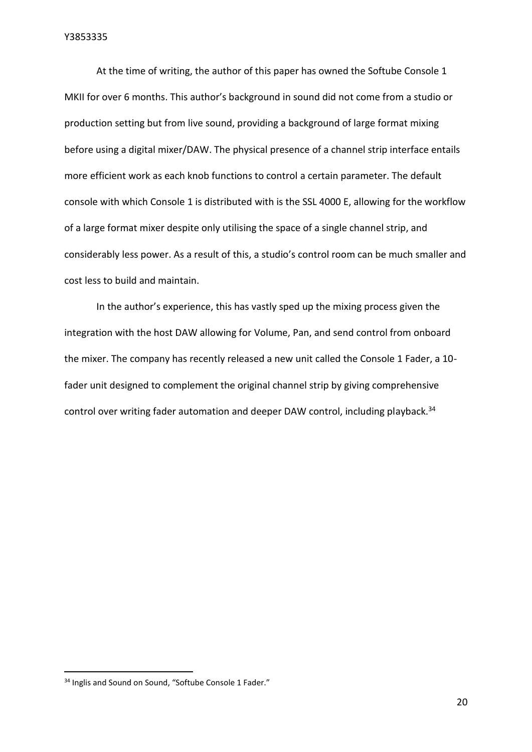At the time of writing, the author of this paper has owned the Softube Console 1 MKII for over 6 months. This author's background in sound did not come from a studio or production setting but from live sound, providing a background of large format mixing before using a digital mixer/DAW. The physical presence of a channel strip interface entails more efficient work as each knob functions to control a certain parameter. The default console with which Console 1 is distributed with is the SSL 4000 E, allowing for the workflow of a large format mixer despite only utilising the space of a single channel strip, and considerably less power. As a result of this, a studio's control room can be much smaller and cost less to build and maintain.

In the author's experience, this has vastly sped up the mixing process given the integration with the host DAW allowing for Volume, Pan, and send control from onboard the mixer. The company has recently released a new unit called the Console 1 Fader, a 10-fader unit designed to complement the original channel strip by giving comprehensive control over writing fader automation and deeper DAW control, including playback.[34]

[34] Inglis and Sound on Sound, "Softube Console 1 Fader."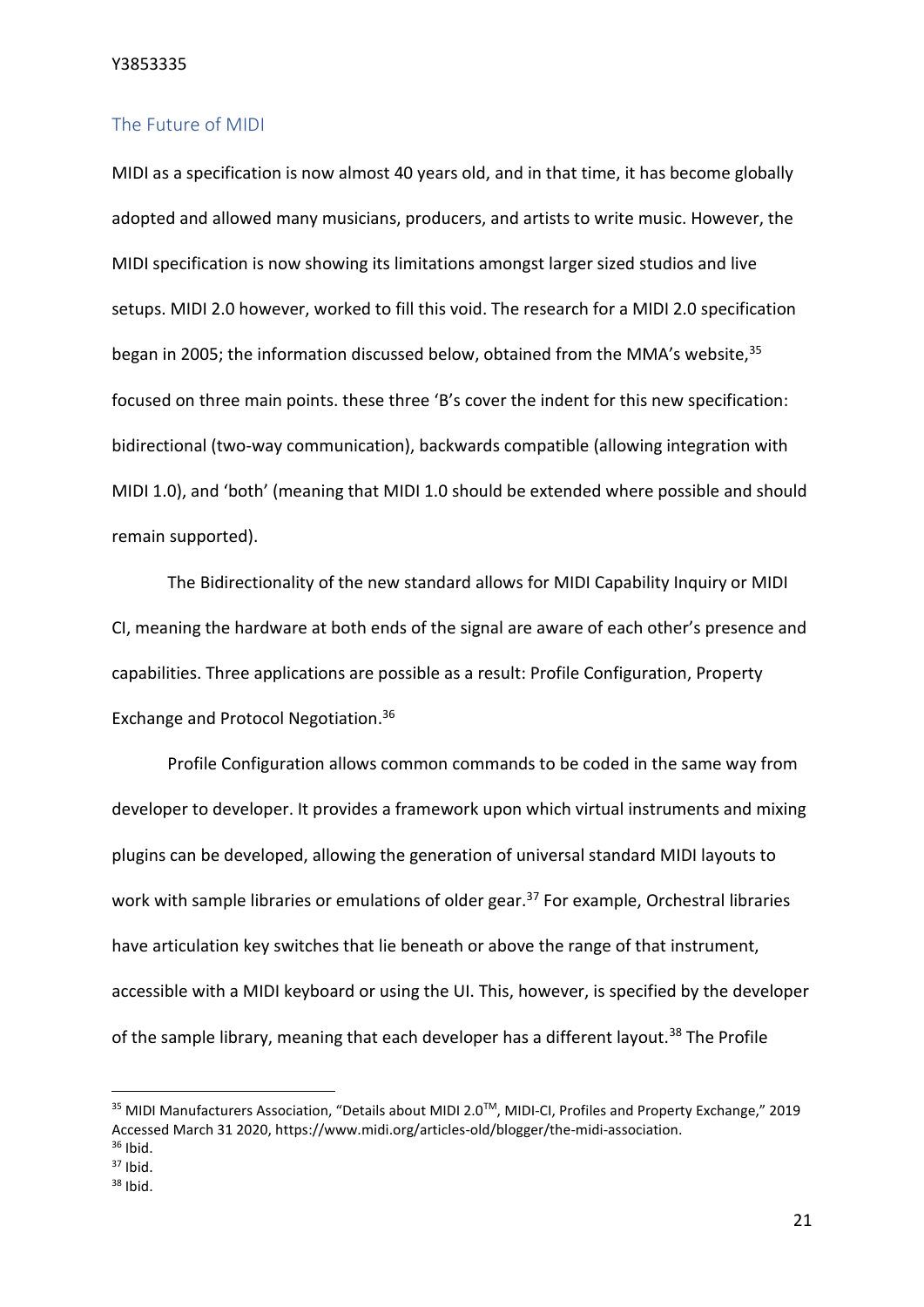## The Future of MIDI

MIDI as a specification is now almost 40 years old, and in that time, it has become globally adopted and allowed many musicians, producers, and artists to write music. However, the MIDI specification is now showing its limitations amongst larger sized studios and live setups. MIDI 2.0 however, worked to fill this void. The research for a MIDI 2.0 specification began in 2005; the information discussed below, obtained from the MMA's website,[35] focused on three main points. these three 'B's cover the indent for this new specification: bidirectional (two-way communication), backwards compatible (allowing integration with MIDI 1.0), and 'both' (meaning that MIDI 1.0 should be extended where possible and should remain supported).

The Bidirectionality of the new standard allows for MIDI Capability Inquiry or MIDI CI, meaning the hardware at both ends of the signal are aware of each other's presence and capabilities. Three applications are possible as a result: Profile Configuration, Property Exchange and Protocol Negotiation.[36]

Profile Configuration allows common commands to be coded in the same way from developer to developer. It provides a framework upon which virtual instruments and mixing plugins can be developed, allowing the generation of universal standard MIDI layouts to work with sample libraries or emulations of older gear.[37] For example, Orchestral libraries have articulation key switches that lie beneath or above the range of that instrument, accessible with a MIDI keyboard or using the UI. This, however, is specified by the developer of the sample library, meaning that each developer has a different layout.[38] The Profile

---

[35] MIDI Manufacturers Association, "Details about MIDI 2.0™, MIDI-CI, Profiles and Property Exchange," 2019 Accessed March 31 2020, https://www.midi.org/articles-old/blogger/the-midi-association.

[36] Ibid.

[37] Ibid.

[38] Ibid.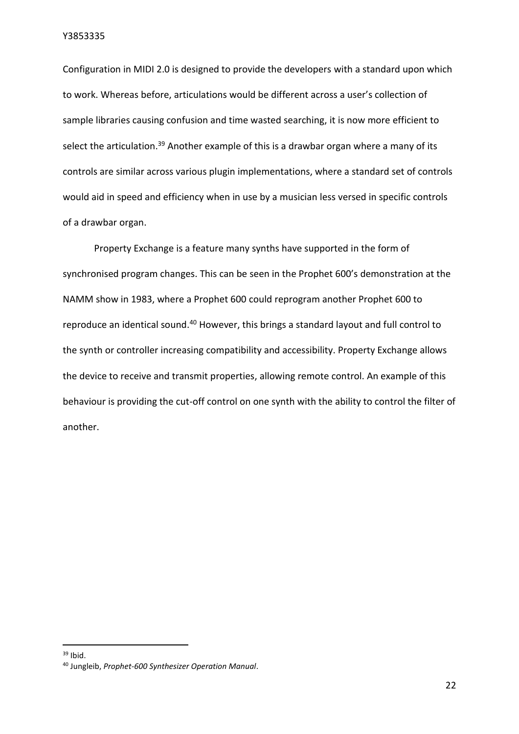Configuration in MIDI 2.0 is designed to provide the developers with a standard upon which to work. Whereas before, articulations would be different across a user's collection of sample libraries causing confusion and time wasted searching, it is now more efficient to select the articulation.[39] Another example of this is a drawbar organ where a many of its controls are similar across various plugin implementations, where a standard set of controls would aid in speed and efficiency when in use by a musician less versed in specific controls of a drawbar organ.

Property Exchange is a feature many synths have supported in the form of synchronised program changes. This can be seen in the Prophet 600's demonstration at the NAMM show in 1983, where a Prophet 600 could reprogram another Prophet 600 to reproduce an identical sound.[40] However, this brings a standard layout and full control to the synth or controller increasing compatibility and accessibility. Property Exchange allows the device to receive and transmit properties, allowing remote control. An example of this behaviour is providing the cut-off control on one synth with the ability to control the filter of another.

---

[39] Ibid.

[40] Jungleib, *Prophet-600 Synthesizer Operation Manual*.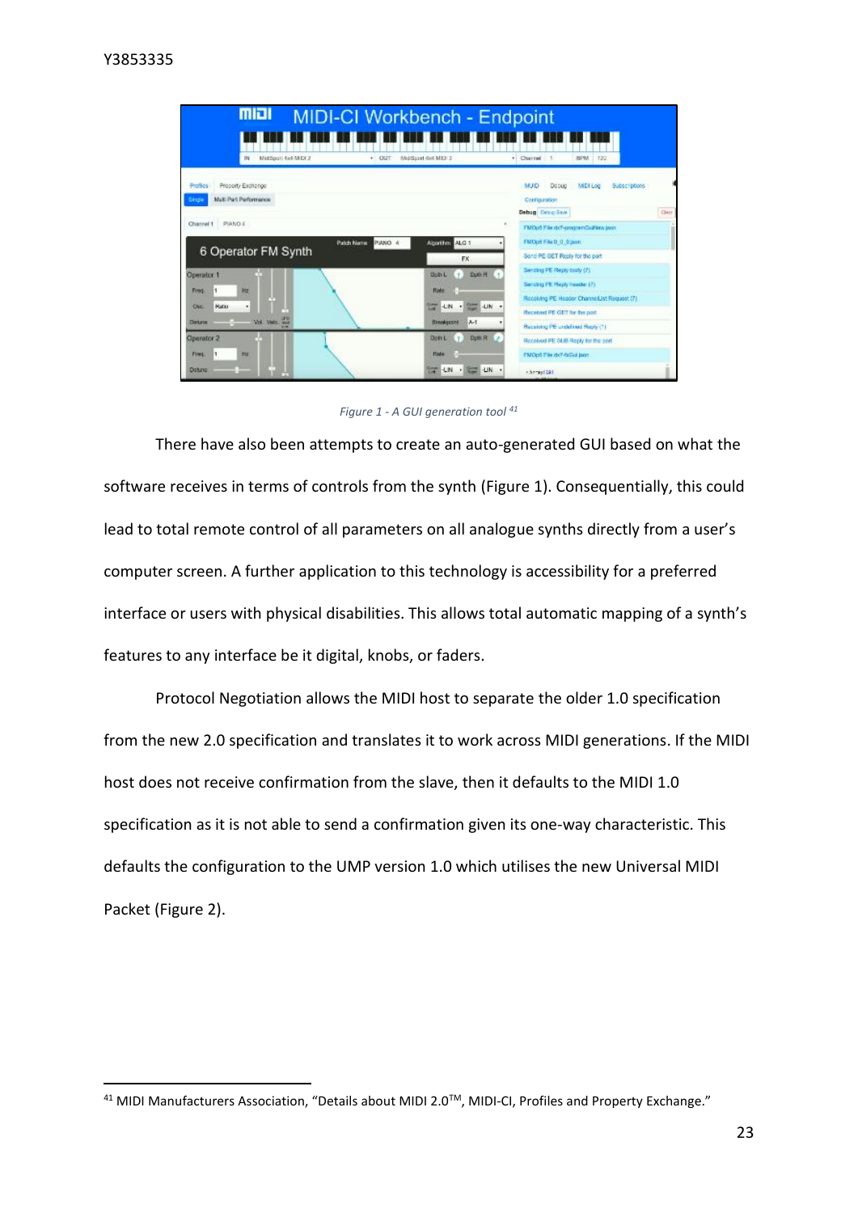*Figure 1 - A GUI generation tool* [41]

There have also been attempts to create an auto-generated GUI based on what the software receives in terms of controls from the synth (Figure 1). Consequentially, this could lead to total remote control of all parameters on all analogue synths directly from a user's computer screen. A further application to this technology is accessibility for a preferred interface or users with physical disabilities. This allows total automatic mapping of a synth's features to any interface be it digital, knobs, or faders.

Protocol Negotiation allows the MIDI host to separate the older 1.0 specification from the new 2.0 specification and translates it to work across MIDI generations. If the MIDI host does not receive confirmation from the slave, then it defaults to the MIDI 1.0 specification as it is not able to send a confirmation given its one-way characteristic. This defaults the configuration to the UMP version 1.0 which utilises the new Universal MIDI Packet (Figure 2).

---

[41] MIDI Manufacturers Association, "Details about MIDI 2.0TM, MIDI-CI, Profiles and Property Exchange."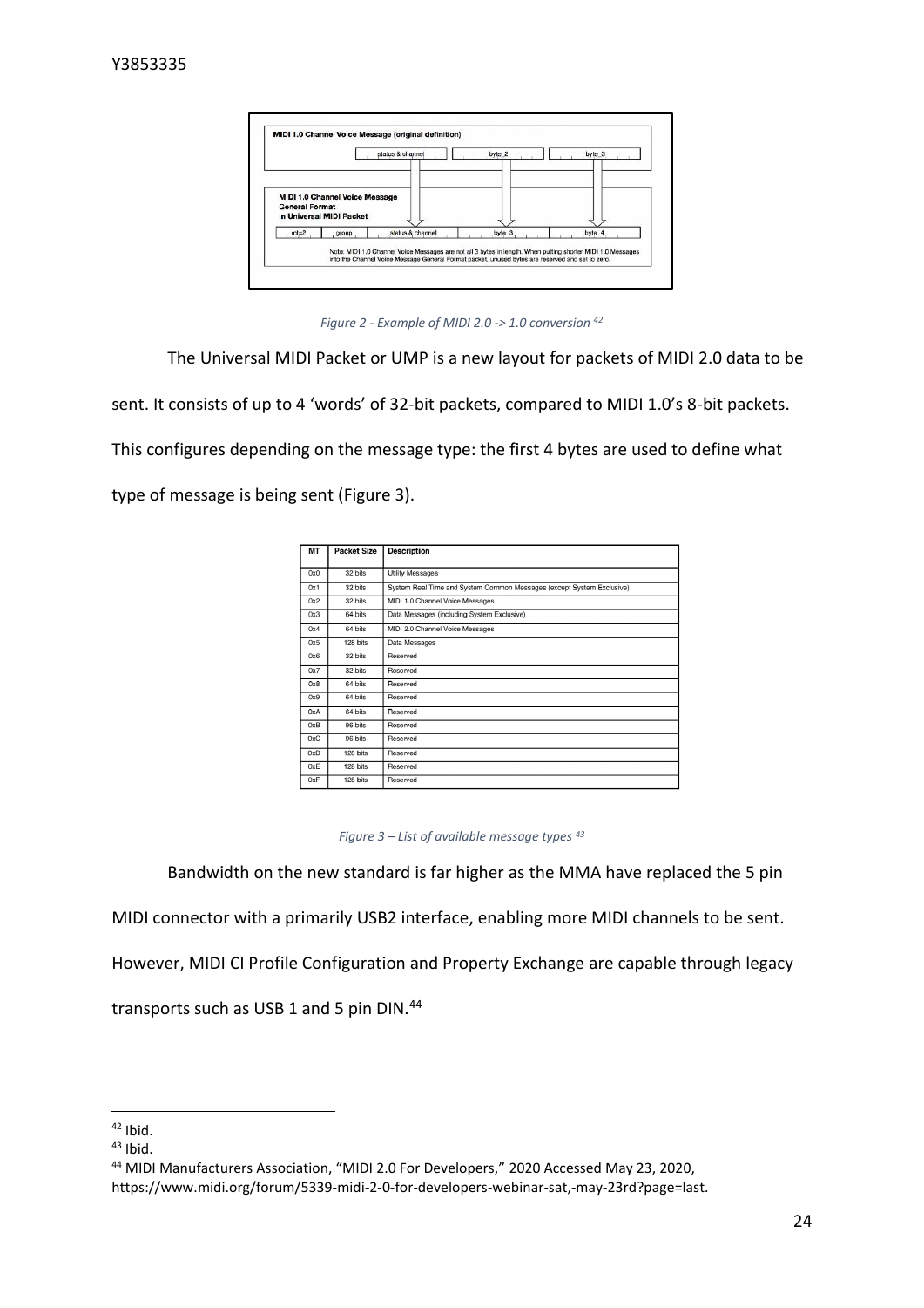Figure 2 - Example of MIDI 2.0 -> 1.0 conversion [42]

The Universal MIDI Packet or UMP is a new layout for packets of MIDI 2.0 data to be sent. It consists of up to 4 'words' of 32-bit packets, compared to MIDI 1.0's 8-bit packets. This configures depending on the message type: the first 4 bytes are used to define what type of message is being sent (Figure 3).

| MT | Packet Size | Description |
|---|---|---|
| 0x0 | 32 bits | Utility Messages |
| 0x1 | 32 bits | System Real Time and System Common Messages (except System Exclusive) |
| 0x2 | 32 bits | MIDI 1.0 Channel Voice Messages |
| 0x3 | 64 bits | Data Messages (including System Exclusive) |
| 0x4 | 64 bits | MIDI 2.0 Channel Voice Messages |
| 0x5 | 128 bits | Data Messages |
| 0x6 | 32 bits | Reserved |
| 0x7 | 32 bits | Reserved |
| 0x8 | 64 bits | Reserved |
| 0x9 | 64 bits | Reserved |
| 0xA | 64 bits | Reserved |
| 0xB | 96 bits | Reserved |
| 0xC | 96 bits | Reserved |
| 0xD | 128 bits | Reserved |
| 0xE | 128 bits | Reserved |
| 0xF | 128 bits | Reserved |

*Figure 3 – List of available message types [43]*

Bandwidth on the new standard is far higher as the MMA have replaced the 5 pin MIDI connector with a primarily USB2 interface, enabling more MIDI channels to be sent. However, MIDI CI Profile Configuration and Property Exchange are capable through legacy transports such as USB 1 and 5 pin DIN.[44]

---

[42] Ibid.

[43] Ibid.

[44] MIDI Manufacturers Association, "MIDI 2.0 For Developers," 2020 Accessed May 23, 2020, https://www.midi.org/forum/5339-midi-2-0-for-developers-webinar-sat,-may-23rd?page=last.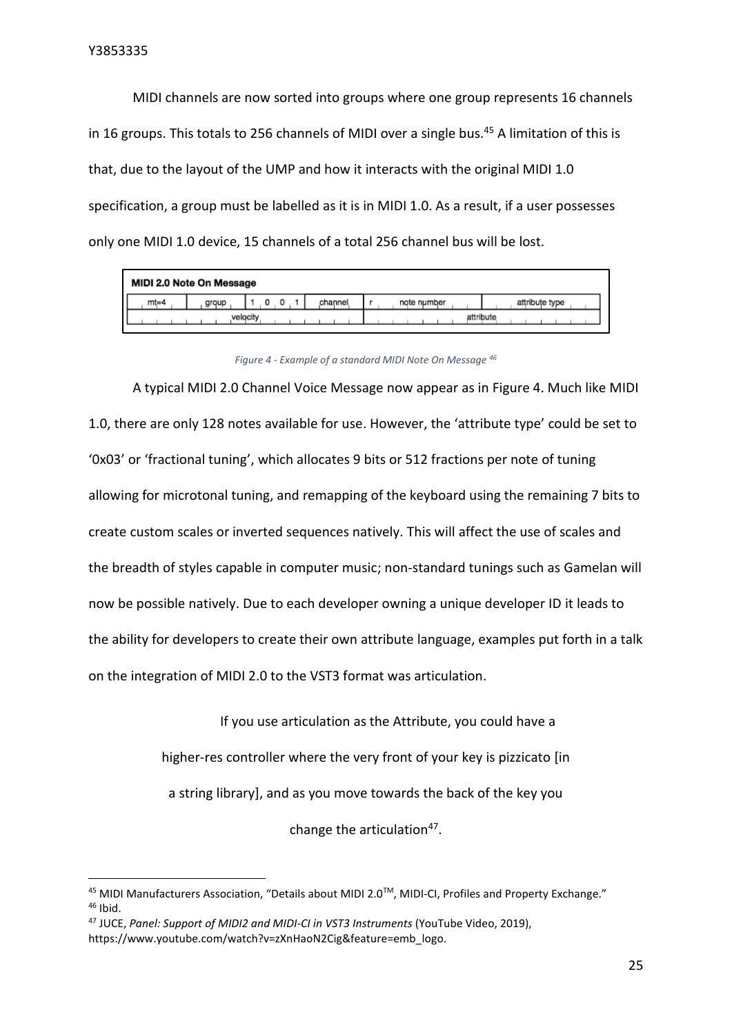MIDI channels are now sorted into groups where one group represents 16 channels in 16 groups. This totals to 256 channels of MIDI over a single bus.[45] A limitation of this is that, due to the layout of the UMP and how it interacts with the original MIDI 1.0 specification, a group must be labelled as it is in MIDI 1.0. As a result, if a user possesses only one MIDI 1.0 device, 15 channels of a total 256 channel bus will be lost.

**MIDI 2.0 Note On Message**

| mt=4 | group | 1 0 0 1 | channel | r | note number | attribute type |
|---|---|---|---|---|---|---|
| velocity | | | | attribute | | |

*Figure 4 - Example of a standard MIDI Note On Message [46]*

A typical MIDI 2.0 Channel Voice Message now appear as in Figure 4. Much like MIDI 1.0, there are only 128 notes available for use. However, the 'attribute type' could be set to '0x03' or 'fractional tuning', which allocates 9 bits or 512 fractions per note of tuning allowing for microtonal tuning, and remapping of the keyboard using the remaining 7 bits to create custom scales or inverted sequences natively. This will affect the use of scales and the breadth of styles capable in computer music; non-standard tunings such as Gamelan will now be possible natively. Due to each developer owning a unique developer ID it leads to the ability for developers to create their own attribute language, examples put forth in a talk on the integration of MIDI 2.0 to the VST3 format was articulation.

> If you use articulation as the Attribute, you could have a higher-res controller where the very front of your key is pizzicato [in a string library], and as you move towards the back of the key you change the articulation[47].

---

[45] MIDI Manufacturers Association, "Details about MIDI 2.0™, MIDI-CI, Profiles and Property Exchange."

[46] Ibid.

[47] JUCE, *Panel: Support of MIDI2 and MIDI-CI in VST3 Instruments* (YouTube Video, 2019), https://www.youtube.com/watch?v=zXnHaoN2Cig&feature=emb_logo.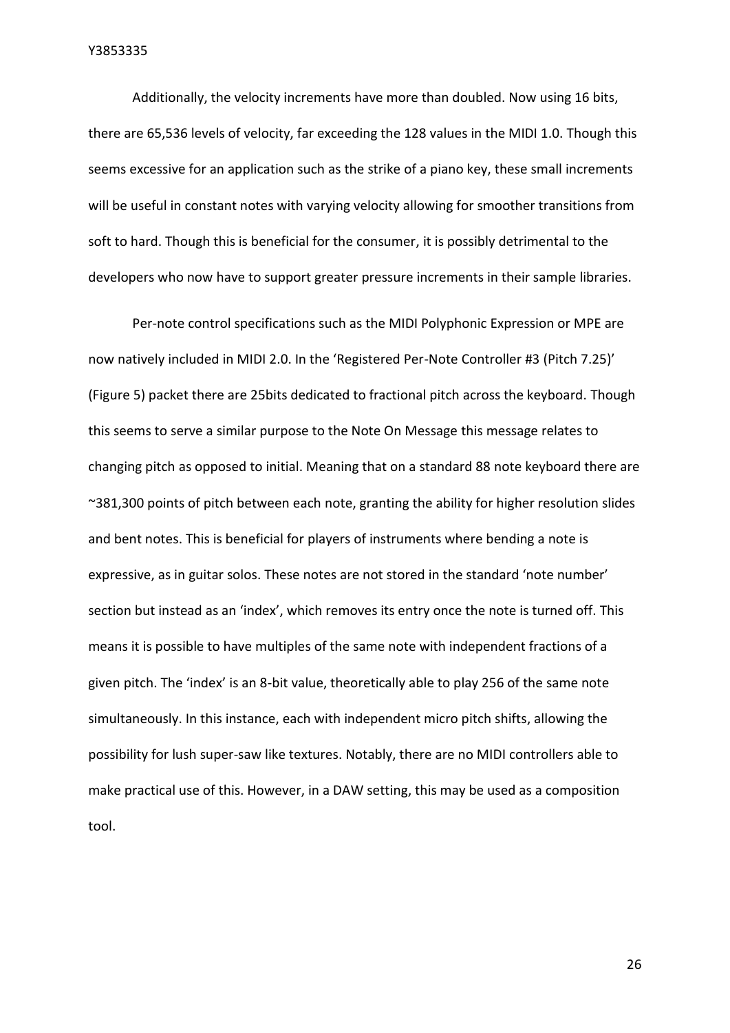Additionally, the velocity increments have more than doubled. Now using 16 bits, there are 65,536 levels of velocity, far exceeding the 128 values in the MIDI 1.0. Though this seems excessive for an application such as the strike of a piano key, these small increments will be useful in constant notes with varying velocity allowing for smoother transitions from soft to hard. Though this is beneficial for the consumer, it is possibly detrimental to the developers who now have to support greater pressure increments in their sample libraries.

Per-note control specifications such as the MIDI Polyphonic Expression or MPE are now natively included in MIDI 2.0. In the 'Registered Per-Note Controller #3 (Pitch 7.25)' (Figure 5) packet there are 25bits dedicated to fractional pitch across the keyboard. Though this seems to serve a similar purpose to the Note On Message this message relates to changing pitch as opposed to initial. Meaning that on a standard 88 note keyboard there are ~381,300 points of pitch between each note, granting the ability for higher resolution slides and bent notes. This is beneficial for players of instruments where bending a note is expressive, as in guitar solos. These notes are not stored in the standard 'note number' section but instead as an 'index', which removes its entry once the note is turned off. This means it is possible to have multiples of the same note with independent fractions of a given pitch. The 'index' is an 8-bit value, theoretically able to play 256 of the same note simultaneously. In this instance, each with independent micro pitch shifts, allowing the possibility for lush super-saw like textures. Notably, there are no MIDI controllers able to make practical use of this. However, in a DAW setting, this may be used as a composition tool.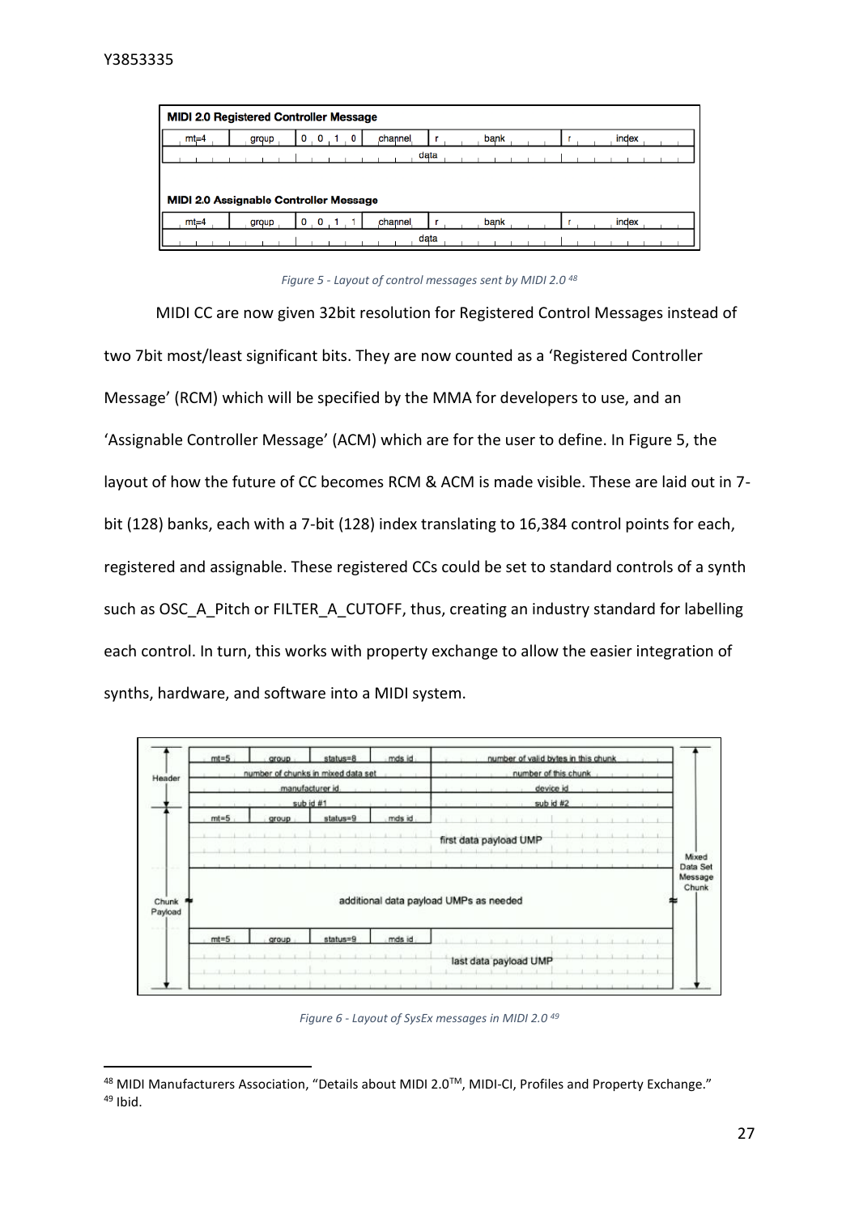**MIDI 2.0 Registered Controller Message**

| mt=4 | group | 0 0 1 0 | channel | r | bank | r | index |
|---|---|---|---|---|---|---|---|
| data | | | | | | | |

**MIDI 2.0 Assignable Controller Message**

| mt=4 | group | 0 0 1 1 | channel | r | bank | r | index |
|---|---|---|---|---|---|---|---|
| data | | | | | | | |

*Figure 5 - Layout of control messages sent by MIDI 2.0* [48]

MIDI CC are now given 32bit resolution for Registered Control Messages instead of two 7bit most/least significant bits. They are now counted as a 'Registered Controller Message' (RCM) which will be specified by the MMA for developers to use, and an 'Assignable Controller Message' (ACM) which are for the user to define. In Figure 5, the layout of how the future of CC becomes RCM & ACM is made visible. These are laid out in 7-bit (128) banks, each with a 7-bit (128) index translating to 16,384 control points for each, registered and assignable. These registered CCs could be set to standard controls of a synth such as OSC_A_Pitch or FILTER_A_CUTOFF, thus, creating an industry standard for labelling each control. In turn, this works with property exchange to allow the easier integration of synths, hardware, and software into a MIDI system.

| | mt=5 | group | status=8 | mds id | number of valid bytes in this chunk |
|---|---|---|---|---|---|
| Header | number of chunks in mixed data set | | | | number of this chunk |
| | manufacturer id | | | | device id |
| | sub id #1 | | | | sub id #2 |
| Chunk Payload | mt=5 | group | status=9 | mds id | first data payload UMP |
| | additional data payload UMPs as needed | | | | |
| | mt=5 | group | status=9 | mds id | last data payload UMP |

Mixed Data Set Message Chunk

*Figure 6 - Layout of SysEx messages in MIDI 2.0* [49]

---

[48] MIDI Manufacturers Association, "Details about MIDI 2.0™, MIDI-CI, Profiles and Property Exchange."
[49] Ibid.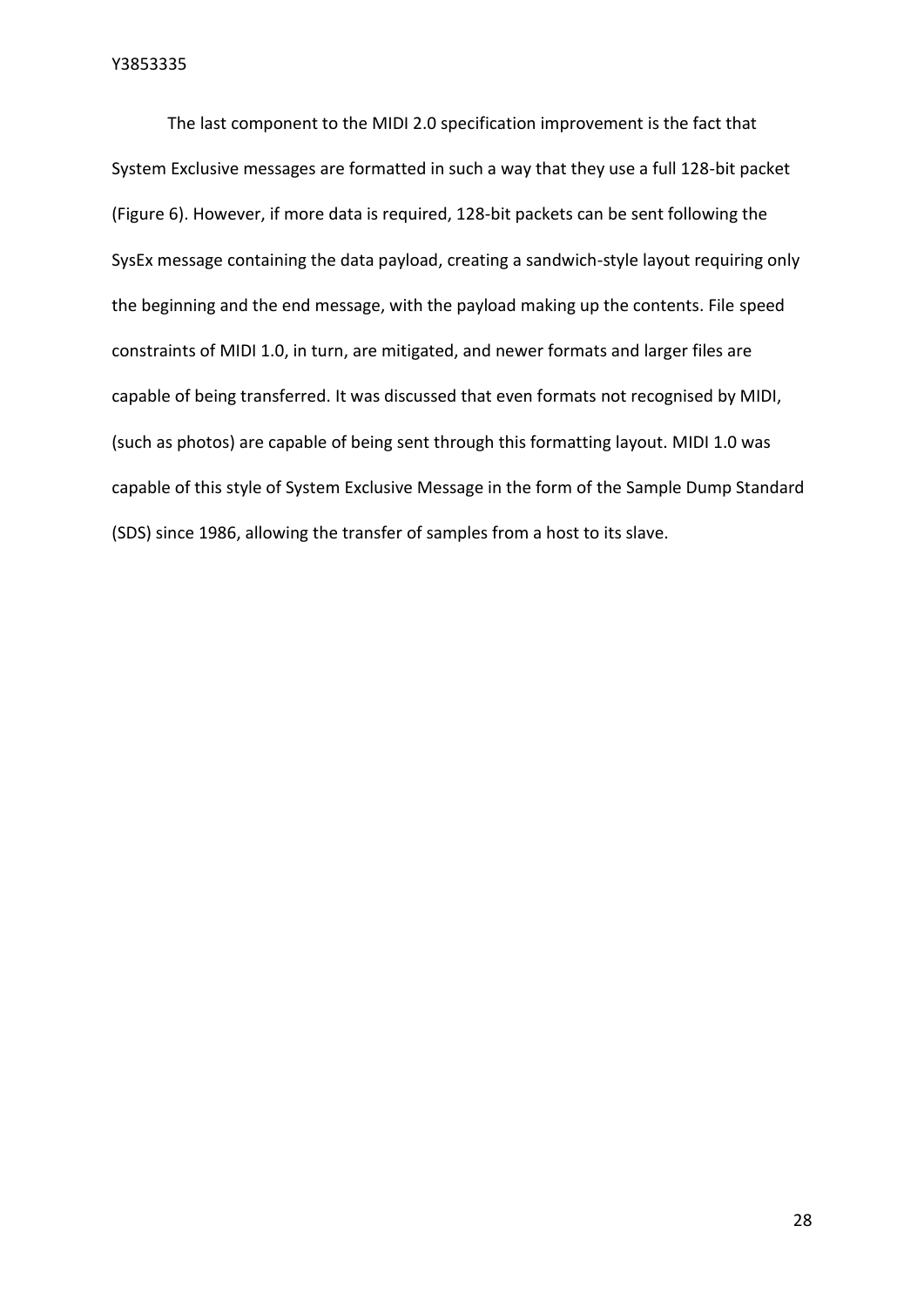The last component to the MIDI 2.0 specification improvement is the fact that System Exclusive messages are formatted in such a way that they use a full 128-bit packet (Figure 6). However, if more data is required, 128-bit packets can be sent following the SysEx message containing the data payload, creating a sandwich-style layout requiring only the beginning and the end message, with the payload making up the contents. File speed constraints of MIDI 1.0, in turn, are mitigated, and newer formats and larger files are capable of being transferred. It was discussed that even formats not recognised by MIDI, (such as photos) are capable of being sent through this formatting layout. MIDI 1.0 was capable of this style of System Exclusive Message in the form of the Sample Dump Standard (SDS) since 1986, allowing the transfer of samples from a host to its slave.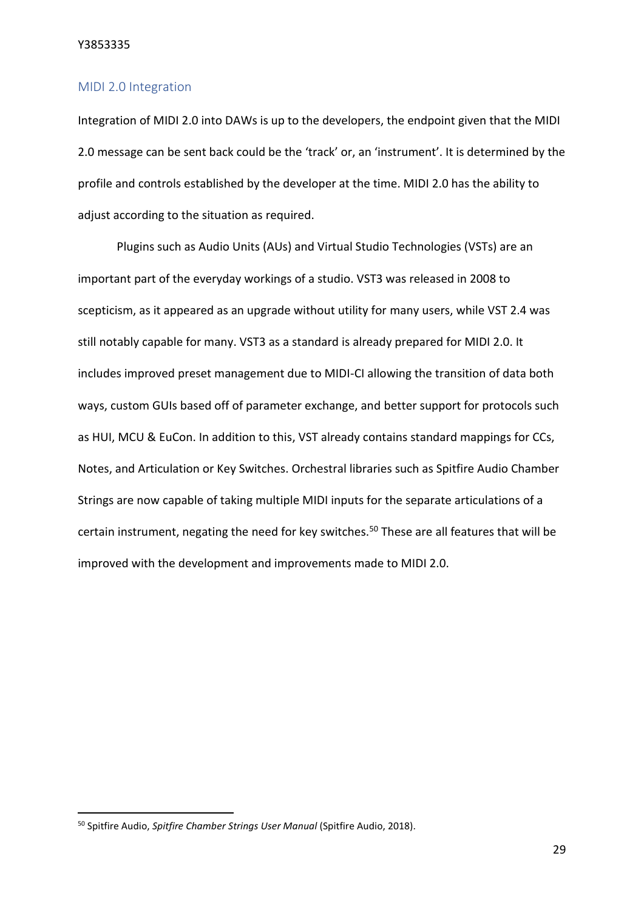## MIDI 2.0 Integration

Integration of MIDI 2.0 into DAWs is up to the developers, the endpoint given that the MIDI 2.0 message can be sent back could be the 'track' or, an 'instrument'. It is determined by the profile and controls established by the developer at the time. MIDI 2.0 has the ability to adjust according to the situation as required.

Plugins such as Audio Units (AUs) and Virtual Studio Technologies (VSTs) are an important part of the everyday workings of a studio. VST3 was released in 2008 to scepticism, as it appeared as an upgrade without utility for many users, while VST 2.4 was still notably capable for many. VST3 as a standard is already prepared for MIDI 2.0. It includes improved preset management due to MIDI-CI allowing the transition of data both ways, custom GUIs based off of parameter exchange, and better support for protocols such as HUI, MCU & EuCon. In addition to this, VST already contains standard mappings for CCs, Notes, and Articulation or Key Switches. Orchestral libraries such as Spitfire Audio Chamber Strings are now capable of taking multiple MIDI inputs for the separate articulations of a certain instrument, negating the need for key switches.[50] These are all features that will be improved with the development and improvements made to MIDI 2.0.

---

[50] Spitfire Audio, *Spitfire Chamber Strings User Manual* (Spitfire Audio, 2018).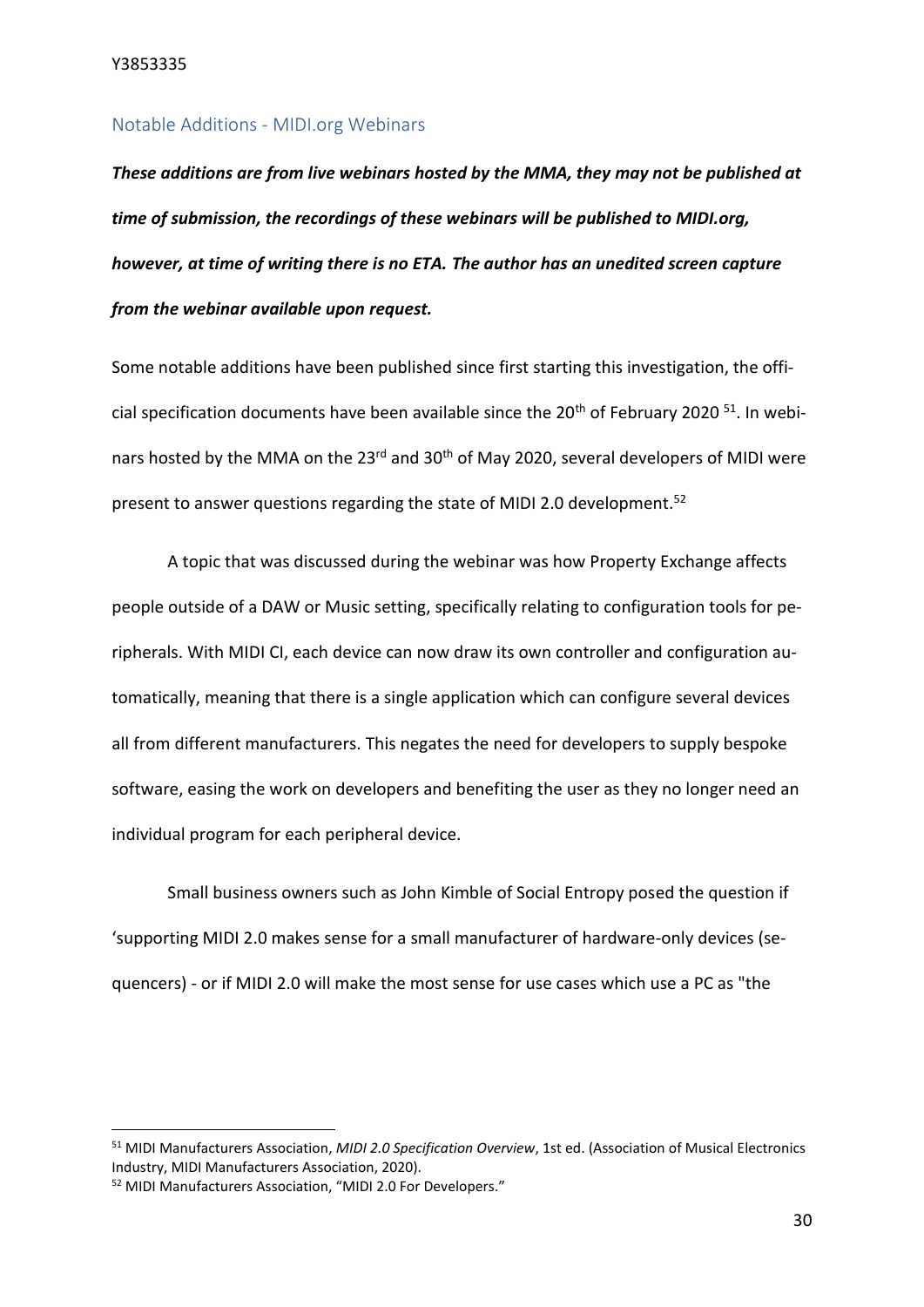## Notable Additions - MIDI.org Webinars

***These additions are from live webinars hosted by the MMA, they may not be published at time of submission, the recordings of these webinars will be published to MIDI.org, however, at time of writing there is no ETA. The author has an unedited screen capture from the webinar available upon request.***

Some notable additions have been published since first starting this investigation, the official specification documents have been available since the 20th of February 2020 [51]. In webinars hosted by the MMA on the 23rd and 30th of May 2020, several developers of MIDI were present to answer questions regarding the state of MIDI 2.0 development.[52]

A topic that was discussed during the webinar was how Property Exchange affects people outside of a DAW or Music setting, specifically relating to configuration tools for peripherals. With MIDI CI, each device can now draw its own controller and configuration automatically, meaning that there is a single application which can configure several devices all from different manufacturers. This negates the need for developers to supply bespoke software, easing the work on developers and benefiting the user as they no longer need an individual program for each peripheral device.

Small business owners such as John Kimble of Social Entropy posed the question if 'supporting MIDI 2.0 makes sense for a small manufacturer of hardware-only devices (sequencers) - or if MIDI 2.0 will make the most sense for use cases which use a PC as "the

---

[51] MIDI Manufacturers Association, *MIDI 2.0 Specification Overview*, 1st ed. (Association of Musical Electronics Industry, MIDI Manufacturers Association, 2020).

[52] MIDI Manufacturers Association, "MIDI 2.0 For Developers."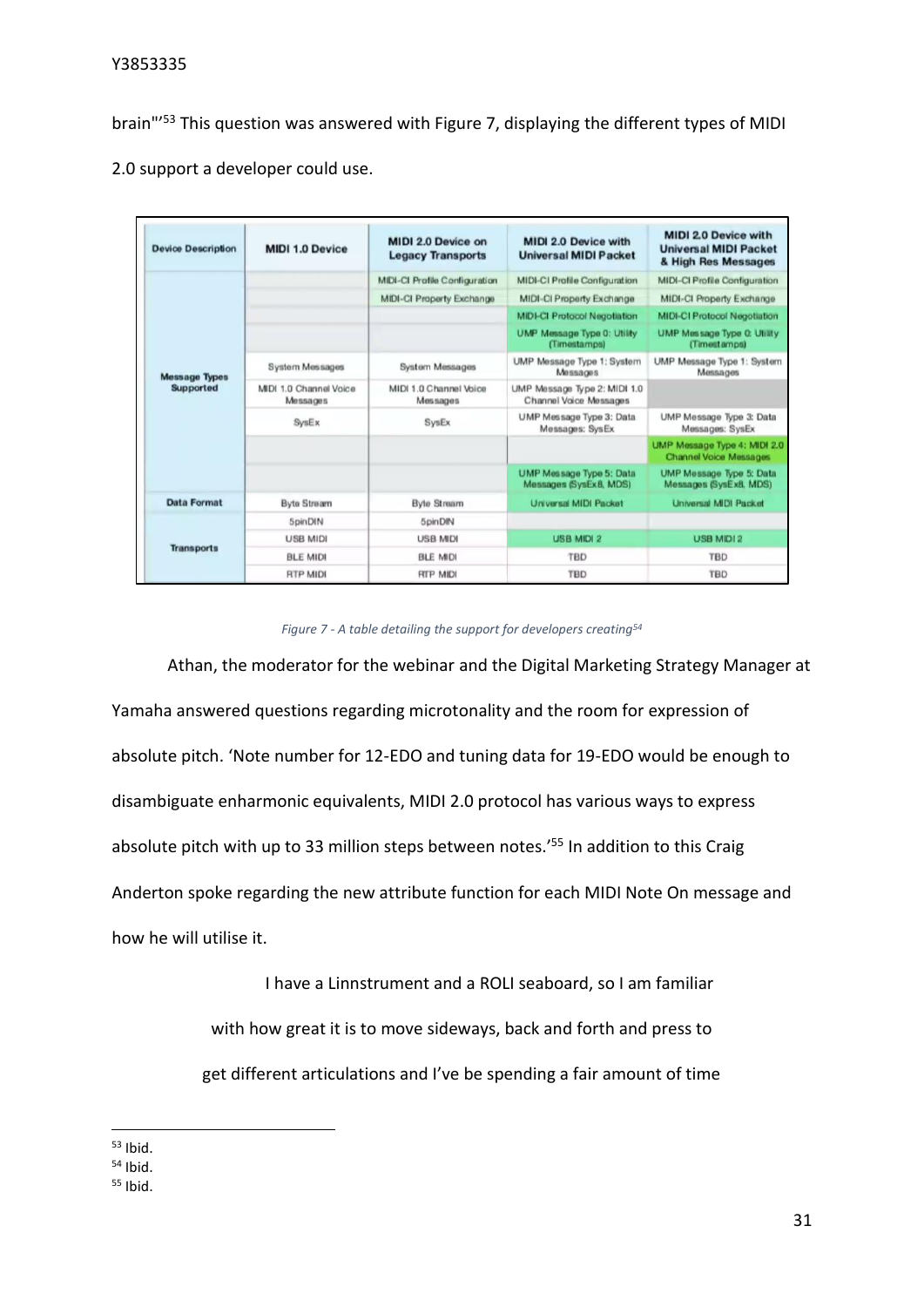brain"'[53] This question was answered with Figure 7, displaying the different types of MIDI 2.0 support a developer could use.

| Device Description | MIDI 1.0 Device | MIDI 2.0 Device on Legacy Transports | MIDI 2.0 Device with Universal MIDI Packet | MIDI 2.0 Device with Universal MIDI Packet & High Res Messages |
|---|---|---|---|---|
| Message Types Supported | | MIDI-CI Profile Configuration | MIDI-CI Profile Configuration | MIDI-CI Profile Configuration |
| | | MIDI-CI Property Exchange | MIDI-CI Property Exchange | MIDI-CI Property Exchange |
| | | | MIDI-CI Protocol Negotiation | MIDI-CI Protocol Negotiation |
| | | | UMP Message Type 0: Utility (Timestamps) | UMP Message Type 0: Utility (Timestamps) |
| | System Messages | System Messages | UMP Message Type 1: System Messages | UMP Message Type 1: System Messages |
| | MIDI 1.0 Channel Voice Messages | MIDI 1.0 Channel Voice Messages | UMP Message Type 2: MIDI 1.0 Channel Voice Messages | |
| | SysEx | SysEx | UMP Message Type 3: Data Messages: SysEx | UMP Message Type 3: Data Messages: SysEx |
| | | | | UMP Message Type 4: MIDI 2.0 Channel Voice Messages |
| | | | UMP Message Type 5: Data Messages (SysEx8, MDS) | UMP Message Type 5: Data Messages (SysEx8, MDS) |
| Data Format | Byte Stream | Byte Stream | Universal MIDI Packet | Universal MIDI Packet |
| Transports | 5pinDIN | 5pinDIN | | |
| | USB MIDI | USB MIDI | USB MIDI 2 | USB MIDI 2 |
| | BLE MIDI | BLE MIDI | TBD | TBD |
| | RTP MIDI | RTP MIDI | TBD | TBD |

*Figure 7 - A table detailing the support for developers creating*[54]

Athan, the moderator for the webinar and the Digital Marketing Strategy Manager at Yamaha answered questions regarding microtonality and the room for expression of absolute pitch. 'Note number for 12-EDO and tuning data for 19-EDO would be enough to disambiguate enharmonic equivalents, MIDI 2.0 protocol has various ways to express absolute pitch with up to 33 million steps between notes.'[55] In addition to this Craig Anderton spoke regarding the new attribute function for each MIDI Note On message and how he will utilise it.

> I have a Linnstrument and a ROLI seaboard, so I am familiar with how great it is to move sideways, back and forth and press to get different articulations and I've be spending a fair amount of time

[53] Ibid.
[54] Ibid.
[55] Ibid.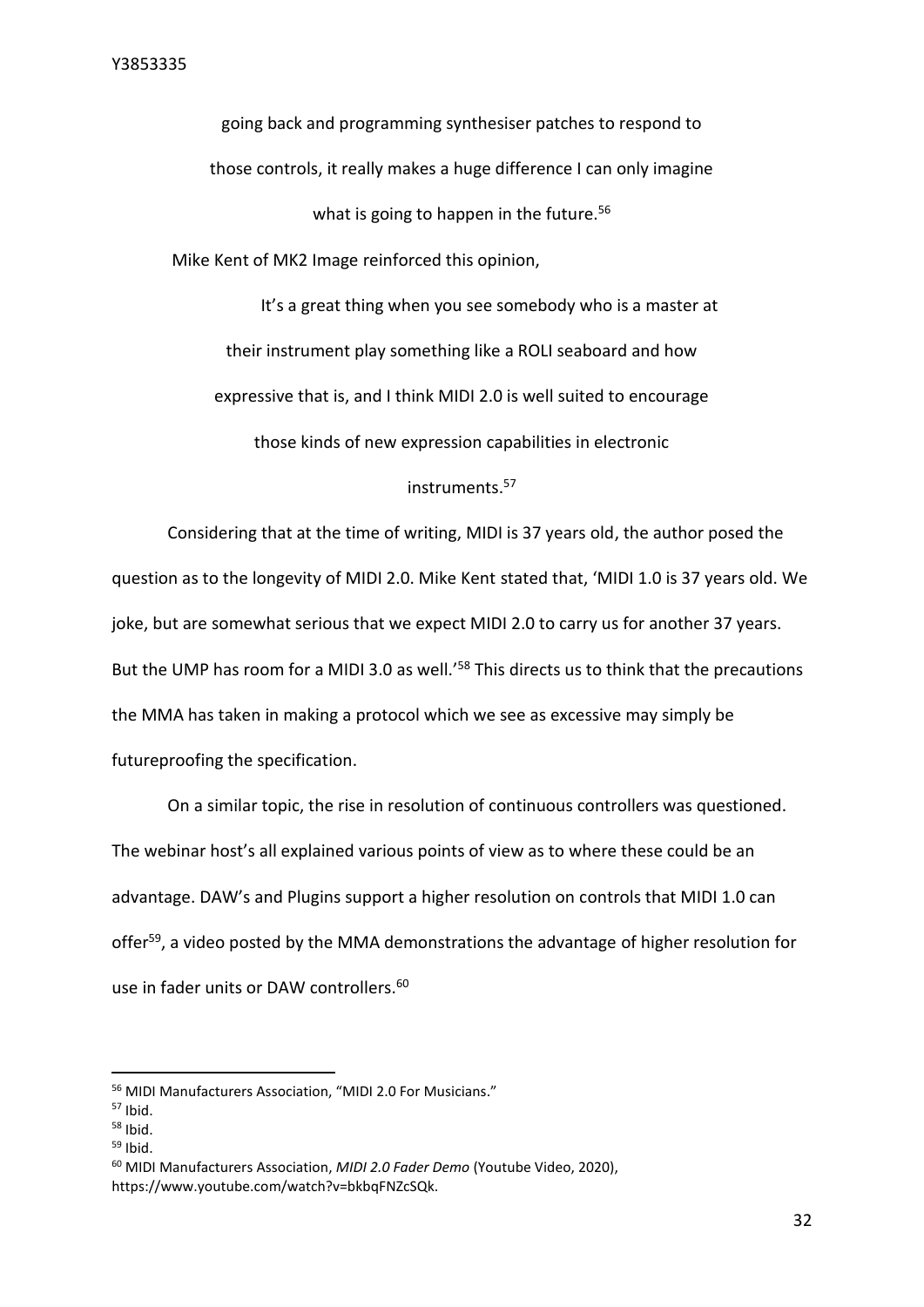> going back and programming synthesiser patches to respond to those controls, it really makes a huge difference I can only imagine what is going to happen in the future.[56]

Mike Kent of MK2 Image reinforced this opinion,

> It's a great thing when you see somebody who is a master at their instrument play something like a ROLI seaboard and how expressive that is, and I think MIDI 2.0 is well suited to encourage those kinds of new expression capabilities in electronic instruments.[57]

Considering that at the time of writing, MIDI is 37 years old, the author posed the question as to the longevity of MIDI 2.0. Mike Kent stated that, 'MIDI 1.0 is 37 years old. We joke, but are somewhat serious that we expect MIDI 2.0 to carry us for another 37 years. But the UMP has room for a MIDI 3.0 as well.'[58] This directs us to think that the precautions the MMA has taken in making a protocol which we see as excessive may simply be futureproofing the specification.

On a similar topic, the rise in resolution of continuous controllers was questioned. The webinar host's all explained various points of view as to where these could be an advantage. DAW's and Plugins support a higher resolution on controls that MIDI 1.0 can offer[59], a video posted by the MMA demonstrations the advantage of higher resolution for use in fader units or DAW controllers.[60]

---

[56] MIDI Manufacturers Association, "MIDI 2.0 For Musicians."

[57] Ibid.

[58] Ibid.

[59] Ibid.

[60] MIDI Manufacturers Association, *MIDI 2.0 Fader Demo* (Youtube Video, 2020), https://www.youtube.com/watch?v=bkbqFNZcSQk.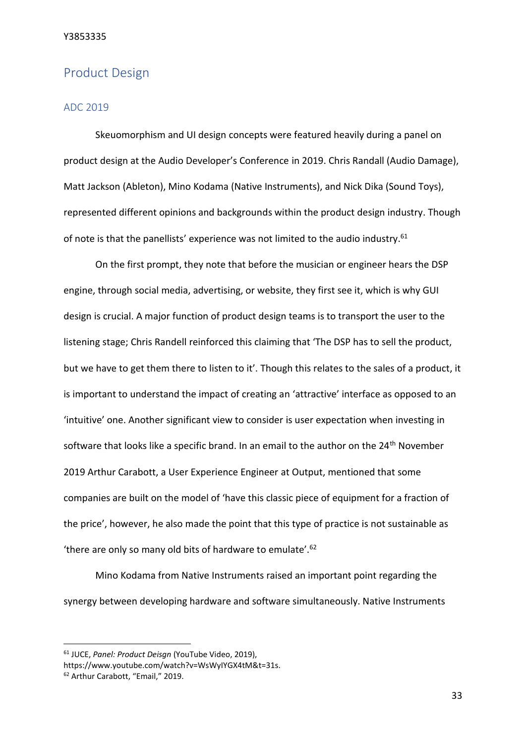## Product Design

### ADC 2019

Skeuomorphism and UI design concepts were featured heavily during a panel on product design at the Audio Developer's Conference in 2019. Chris Randall (Audio Damage), Matt Jackson (Ableton), Mino Kodama (Native Instruments), and Nick Dika (Sound Toys), represented different opinions and backgrounds within the product design industry. Though of note is that the panellists' experience was not limited to the audio industry.[61]

On the first prompt, they note that before the musician or engineer hears the DSP engine, through social media, advertising, or website, they first see it, which is why GUI design is crucial. A major function of product design teams is to transport the user to the listening stage; Chris Randell reinforced this claiming that 'The DSP has to sell the product, but we have to get them there to listen to it'. Though this relates to the sales of a product, it is important to understand the impact of creating an 'attractive' interface as opposed to an 'intuitive' one. Another significant view to consider is user expectation when investing in software that looks like a specific brand. In an email to the author on the 24th November 2019 Arthur Carabott, a User Experience Engineer at Output, mentioned that some companies are built on the model of 'have this classic piece of equipment for a fraction of the price', however, he also made the point that this type of practice is not sustainable as 'there are only so many old bits of hardware to emulate'.[62]

Mino Kodama from Native Instruments raised an important point regarding the synergy between developing hardware and software simultaneously. Native Instruments

---

[61] JUCE, *Panel: Product Deisgn* (YouTube Video, 2019), https://www.youtube.com/watch?v=WsWyIYGX4tM&t=31s.

[62] Arthur Carabott, "Email," 2019.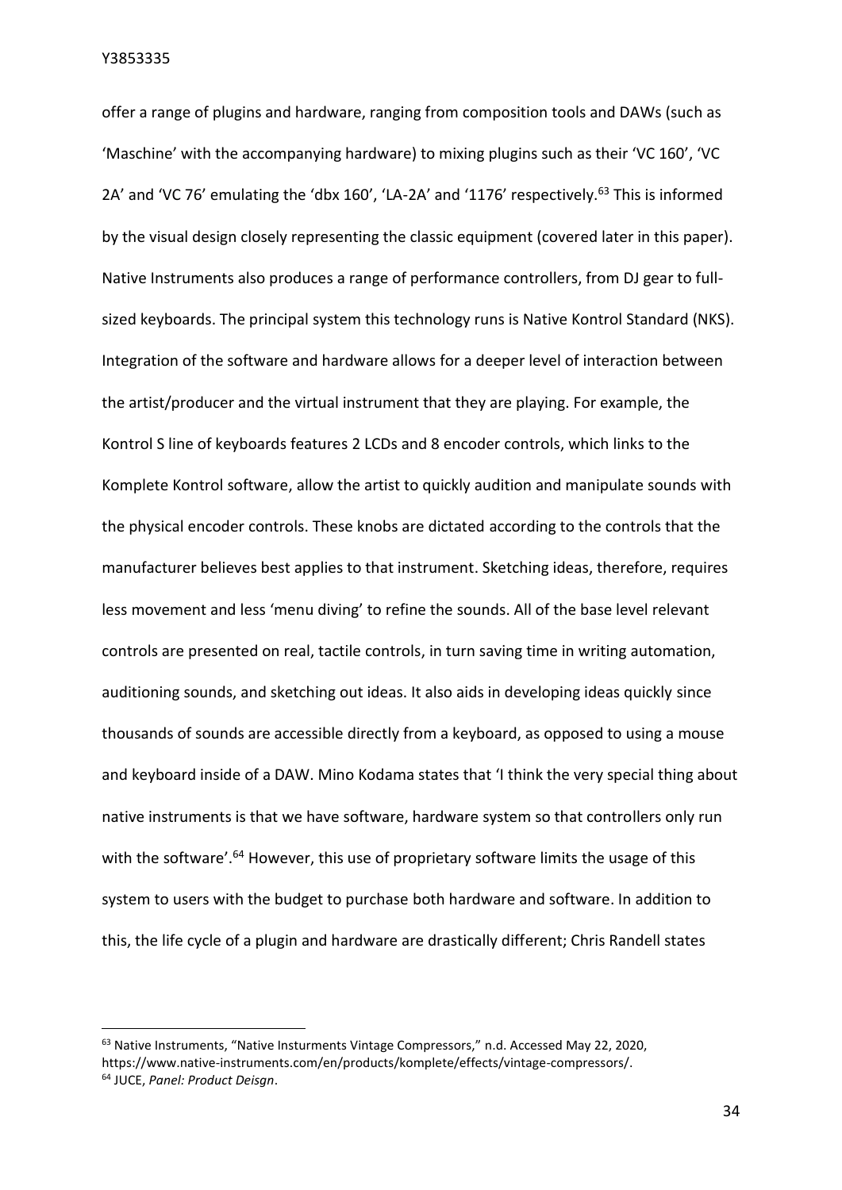offer a range of plugins and hardware, ranging from composition tools and DAWs (such as 'Maschine' with the accompanying hardware) to mixing plugins such as their 'VC 160', 'VC 2A' and 'VC 76' emulating the 'dbx 160', 'LA-2A' and '1176' respectively.[63] This is informed by the visual design closely representing the classic equipment (covered later in this paper). Native Instruments also produces a range of performance controllers, from DJ gear to full-sized keyboards. The principal system this technology runs is Native Kontrol Standard (NKS). Integration of the software and hardware allows for a deeper level of interaction between the artist/producer and the virtual instrument that they are playing. For example, the Kontrol S line of keyboards features 2 LCDs and 8 encoder controls, which links to the Komplete Kontrol software, allow the artist to quickly audition and manipulate sounds with the physical encoder controls. These knobs are dictated according to the controls that the manufacturer believes best applies to that instrument. Sketching ideas, therefore, requires less movement and less 'menu diving' to refine the sounds. All of the base level relevant controls are presented on real, tactile controls, in turn saving time in writing automation, auditioning sounds, and sketching out ideas. It also aids in developing ideas quickly since thousands of sounds are accessible directly from a keyboard, as opposed to using a mouse and keyboard inside of a DAW. Mino Kodama states that 'I think the very special thing about native instruments is that we have software, hardware system so that controllers only run with the software'.[64] However, this use of proprietary software limits the usage of this system to users with the budget to purchase both hardware and software. In addition to this, the life cycle of a plugin and hardware are drastically different; Chris Randell states

---

[63] Native Instruments, "Native Insturments Vintage Compressors," n.d. Accessed May 22, 2020, https://www.native-instruments.com/en/products/komplete/effects/vintage-compressors/.

[64] JUCE, *Panel: Product Deisgn*.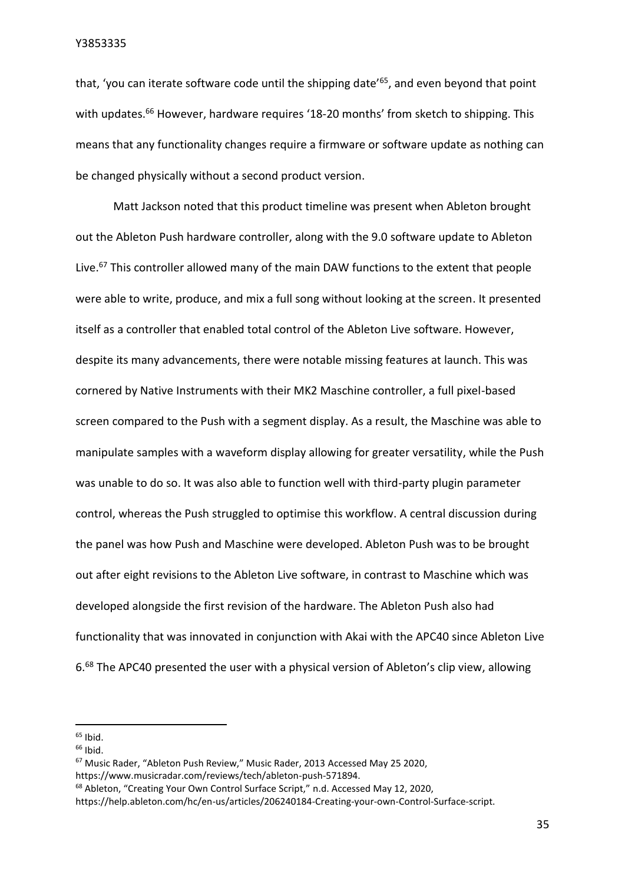that, 'you can iterate software code until the shipping date'[65], and even beyond that point with updates.[66] However, hardware requires '18-20 months' from sketch to shipping. This means that any functionality changes require a firmware or software update as nothing can be changed physically without a second product version.

Matt Jackson noted that this product timeline was present when Ableton brought out the Ableton Push hardware controller, along with the 9.0 software update to Ableton Live.[67] This controller allowed many of the main DAW functions to the extent that people were able to write, produce, and mix a full song without looking at the screen. It presented itself as a controller that enabled total control of the Ableton Live software. However, despite its many advancements, there were notable missing features at launch. This was cornered by Native Instruments with their MK2 Maschine controller, a full pixel-based screen compared to the Push with a segment display. As a result, the Maschine was able to manipulate samples with a waveform display allowing for greater versatility, while the Push was unable to do so. It was also able to function well with third-party plugin parameter control, whereas the Push struggled to optimise this workflow. A central discussion during the panel was how Push and Maschine were developed. Ableton Push was to be brought out after eight revisions to the Ableton Live software, in contrast to Maschine which was developed alongside the first revision of the hardware. The Ableton Push also had functionality that was innovated in conjunction with Akai with the APC40 since Ableton Live 6.[68] The APC40 presented the user with a physical version of Ableton's clip view, allowing

---

[65] Ibid.

[66] Ibid.

[67] Music Rader, "Ableton Push Review," Music Rader, 2013 Accessed May 25 2020, https://www.musicradar.com/reviews/tech/ableton-push-571894.

[68] Ableton, "Creating Your Own Control Surface Script," n.d. Accessed May 12, 2020, https://help.ableton.com/hc/en-us/articles/206240184-Creating-your-own-Control-Surface-script.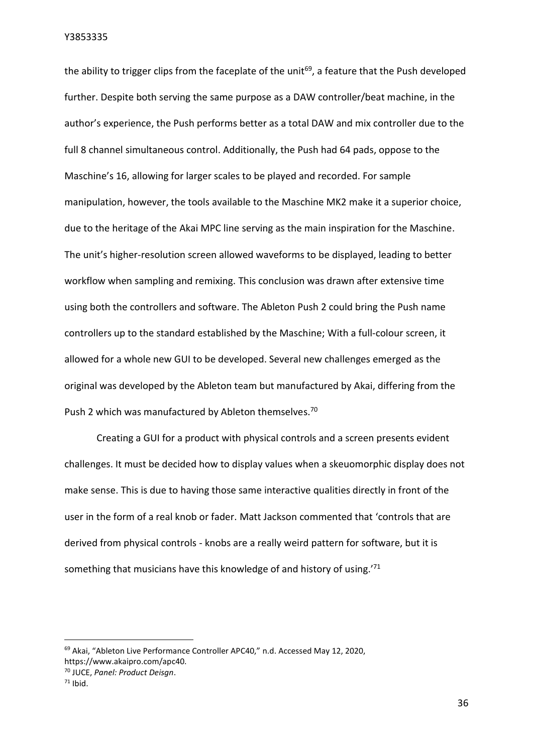the ability to trigger clips from the faceplate of the unit[69], a feature that the Push developed further. Despite both serving the same purpose as a DAW controller/beat machine, in the author's experience, the Push performs better as a total DAW and mix controller due to the full 8 channel simultaneous control. Additionally, the Push had 64 pads, oppose to the Maschine's 16, allowing for larger scales to be played and recorded. For sample manipulation, however, the tools available to the Maschine MK2 make it a superior choice, due to the heritage of the Akai MPC line serving as the main inspiration for the Maschine. The unit's higher-resolution screen allowed waveforms to be displayed, leading to better workflow when sampling and remixing. This conclusion was drawn after extensive time using both the controllers and software. The Ableton Push 2 could bring the Push name controllers up to the standard established by the Maschine; With a full-colour screen, it allowed for a whole new GUI to be developed. Several new challenges emerged as the original was developed by the Ableton team but manufactured by Akai, differing from the Push 2 which was manufactured by Ableton themselves.[70]

Creating a GUI for a product with physical controls and a screen presents evident challenges. It must be decided how to display values when a skeuomorphic display does not make sense. This is due to having those same interactive qualities directly in front of the user in the form of a real knob or fader. Matt Jackson commented that 'controls that are derived from physical controls - knobs are a really weird pattern for software, but it is something that musicians have this knowledge of and history of using.'[71]

---

[69] Akai, "Ableton Live Performance Controller APC40," n.d. Accessed May 12, 2020, https://www.akaipro.com/apc40.

[70] JUCE, *Panel: Product Deisgn*.

[71] Ibid.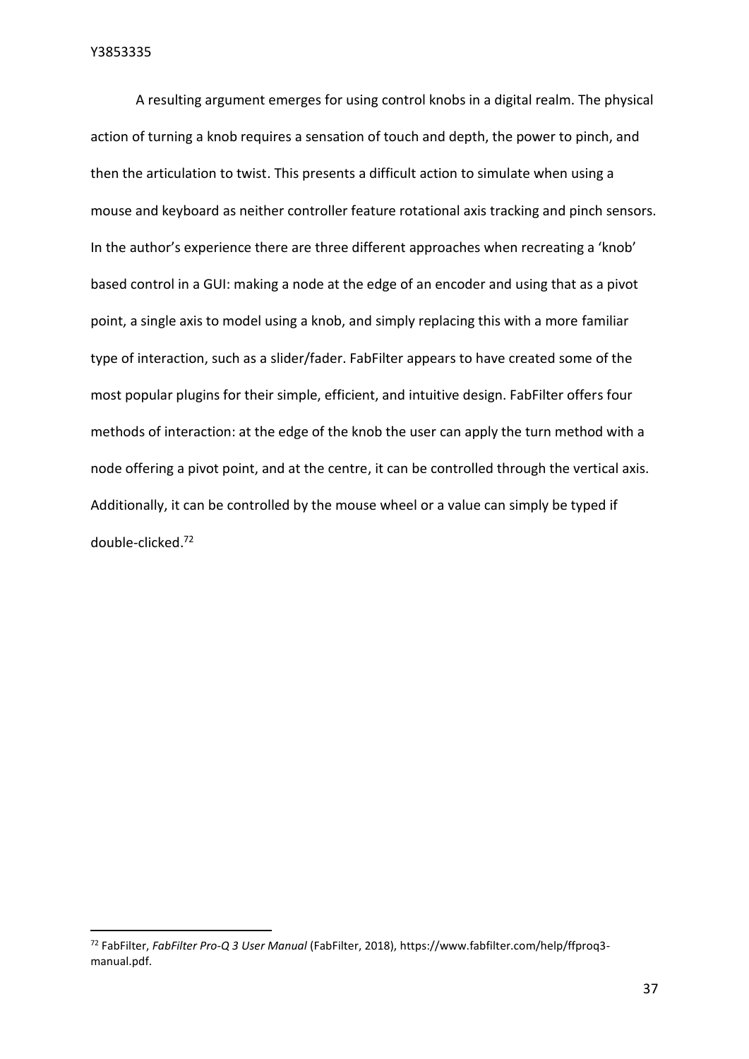A resulting argument emerges for using control knobs in a digital realm. The physical action of turning a knob requires a sensation of touch and depth, the power to pinch, and then the articulation to twist. This presents a difficult action to simulate when using a mouse and keyboard as neither controller feature rotational axis tracking and pinch sensors. In the author's experience there are three different approaches when recreating a 'knob' based control in a GUI: making a node at the edge of an encoder and using that as a pivot point, a single axis to model using a knob, and simply replacing this with a more familiar type of interaction, such as a slider/fader. FabFilter appears to have created some of the most popular plugins for their simple, efficient, and intuitive design. FabFilter offers four methods of interaction: at the edge of the knob the user can apply the turn method with a node offering a pivot point, and at the centre, it can be controlled through the vertical axis. Additionally, it can be controlled by the mouse wheel or a value can simply be typed if double-clicked.[72]

---

[72] FabFilter, *FabFilter Pro-Q 3 User Manual* (FabFilter, 2018), https://www.fabfilter.com/help/ffproq3-manual.pdf.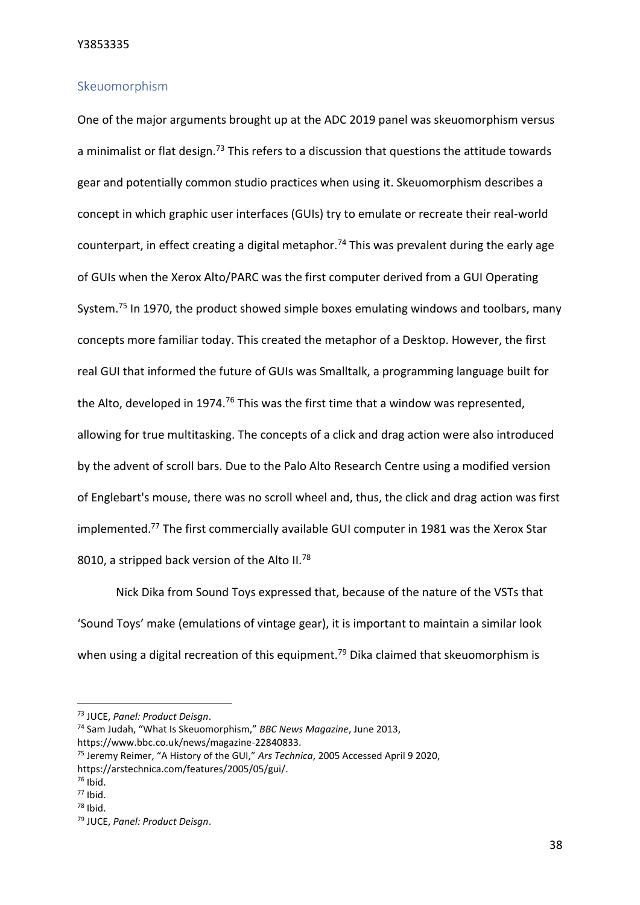## Skeuomorphism

One of the major arguments brought up at the ADC 2019 panel was skeuomorphism versus a minimalist or flat design.[73] This refers to a discussion that questions the attitude towards gear and potentially common studio practices when using it. Skeuomorphism describes a concept in which graphic user interfaces (GUIs) try to emulate or recreate their real-world counterpart, in effect creating a digital metaphor.[74] This was prevalent during the early age of GUIs when the Xerox Alto/PARC was the first computer derived from a GUI Operating System.[75] In 1970, the product showed simple boxes emulating windows and toolbars, many concepts more familiar today. This created the metaphor of a Desktop. However, the first real GUI that informed the future of GUIs was Smalltalk, a programming language built for the Alto, developed in 1974.[76] This was the first time that a window was represented, allowing for true multitasking. The concepts of a click and drag action were also introduced by the advent of scroll bars. Due to the Palo Alto Research Centre using a modified version of Englebart's mouse, there was no scroll wheel and, thus, the click and drag action was first implemented.[77] The first commercially available GUI computer in 1981 was the Xerox Star 8010, a stripped back version of the Alto II.[78]

Nick Dika from Sound Toys expressed that, because of the nature of the VSTs that 'Sound Toys' make (emulations of vintage gear), it is important to maintain a similar look when using a digital recreation of this equipment.[79] Dika claimed that skeuomorphism is

---

[73] JUCE, *Panel: Product Deisgn*.

[74] Sam Judah, "What Is Skeuomorphism," *BBC News Magazine*, June 2013, https://www.bbc.co.uk/news/magazine-22840833.

[75] Jeremy Reimer, "A History of the GUI," *Ars Technica*, 2005 Accessed April 9 2020, https://arstechnica.com/features/2005/05/gui/.

[76] Ibid.

[77] Ibid.

[78] Ibid.

[79] JUCE, *Panel: Product Deisgn*.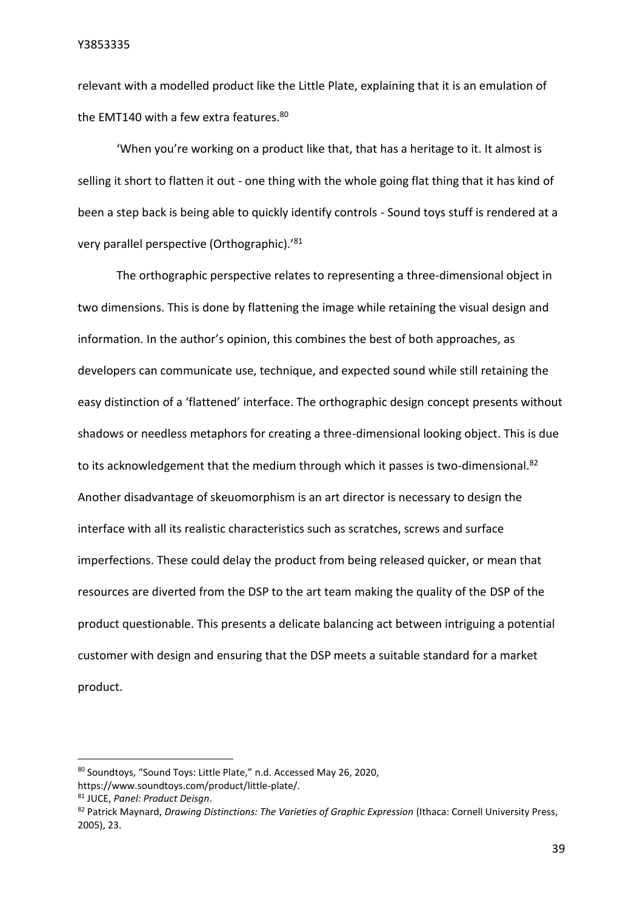relevant with a modelled product like the Little Plate, explaining that it is an emulation of the EMT140 with a few extra features.[80]

'When you're working on a product like that, that has a heritage to it. It almost is selling it short to flatten it out - one thing with the whole going flat thing that it has kind of been a step back is being able to quickly identify controls - Sound toys stuff is rendered at a very parallel perspective (Orthographic).'[81]

The orthographic perspective relates to representing a three-dimensional object in two dimensions. This is done by flattening the image while retaining the visual design and information. In the author's opinion, this combines the best of both approaches, as developers can communicate use, technique, and expected sound while still retaining the easy distinction of a 'flattened' interface. The orthographic design concept presents without shadows or needless metaphors for creating a three-dimensional looking object. This is due to its acknowledgement that the medium through which it passes is two-dimensional.[82] Another disadvantage of skeuomorphism is an art director is necessary to design the interface with all its realistic characteristics such as scratches, screws and surface imperfections. These could delay the product from being released quicker, or mean that resources are diverted from the DSP to the art team making the quality of the DSP of the product questionable. This presents a delicate balancing act between intriguing a potential customer with design and ensuring that the DSP meets a suitable standard for a market product.

---

[80] Soundtoys, "Sound Toys: Little Plate," n.d. Accessed May 26, 2020, https://www.soundtoys.com/product/little-plate/.

[81] JUCE, *Panel: Product Deisgn*.

[82] Patrick Maynard, *Drawing Distinctions: The Varieties of Graphic Expression* (Ithaca: Cornell University Press, 2005), 23.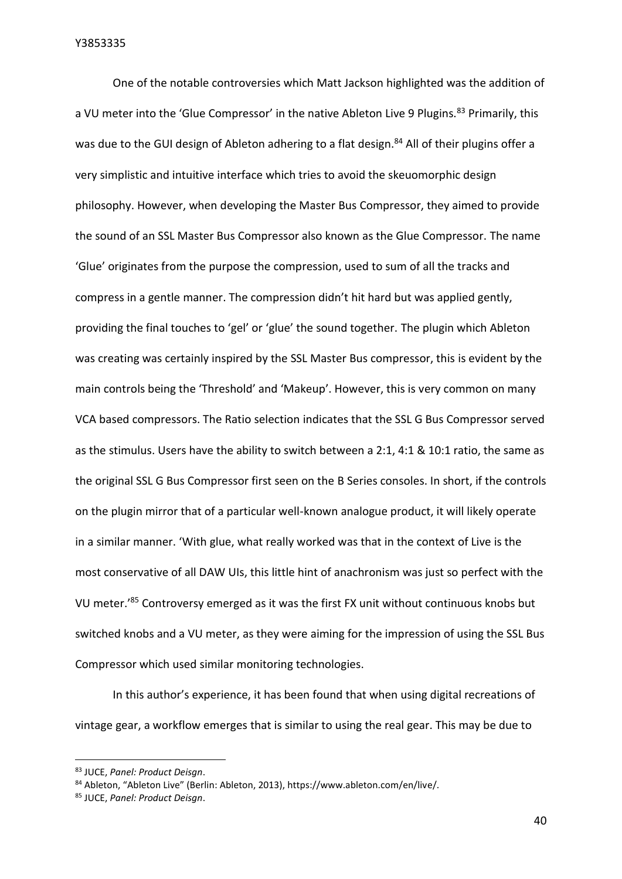One of the notable controversies which Matt Jackson highlighted was the addition of a VU meter into the 'Glue Compressor' in the native Ableton Live 9 Plugins.[83] Primarily, this was due to the GUI design of Ableton adhering to a flat design.[84] All of their plugins offer a very simplistic and intuitive interface which tries to avoid the skeuomorphic design philosophy. However, when developing the Master Bus Compressor, they aimed to provide the sound of an SSL Master Bus Compressor also known as the Glue Compressor. The name 'Glue' originates from the purpose the compression, used to sum of all the tracks and compress in a gentle manner. The compression didn't hit hard but was applied gently, providing the final touches to 'gel' or 'glue' the sound together. The plugin which Ableton was creating was certainly inspired by the SSL Master Bus compressor, this is evident by the main controls being the 'Threshold' and 'Makeup'. However, this is very common on many VCA based compressors. The Ratio selection indicates that the SSL G Bus Compressor served as the stimulus. Users have the ability to switch between a 2:1, 4:1 & 10:1 ratio, the same as the original SSL G Bus Compressor first seen on the B Series consoles. In short, if the controls on the plugin mirror that of a particular well-known analogue product, it will likely operate in a similar manner. 'With glue, what really worked was that in the context of Live is the most conservative of all DAW UIs, this little hint of anachronism was just so perfect with the VU meter.'[85] Controversy emerged as it was the first FX unit without continuous knobs but switched knobs and a VU meter, as they were aiming for the impression of using the SSL Bus Compressor which used similar monitoring technologies.

In this author's experience, it has been found that when using digital recreations of vintage gear, a workflow emerges that is similar to using the real gear. This may be due to

---

[83] JUCE, *Panel: Product Deisgn*.

[84] Ableton, "Ableton Live" (Berlin: Ableton, 2013), https://www.ableton.com/en/live/.

[85] JUCE, *Panel: Product Deisgn*.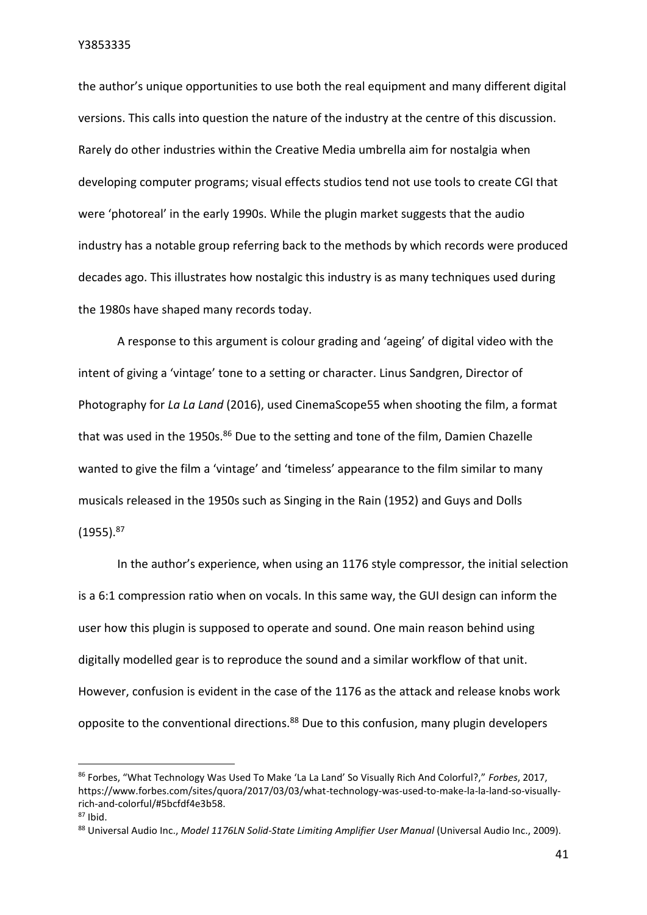the author's unique opportunities to use both the real equipment and many different digital versions. This calls into question the nature of the industry at the centre of this discussion. Rarely do other industries within the Creative Media umbrella aim for nostalgia when developing computer programs; visual effects studios tend not use tools to create CGI that were 'photoreal' in the early 1990s. While the plugin market suggests that the audio industry has a notable group referring back to the methods by which records were produced decades ago. This illustrates how nostalgic this industry is as many techniques used during the 1980s have shaped many records today.

A response to this argument is colour grading and 'ageing' of digital video with the intent of giving a 'vintage' tone to a setting or character. Linus Sandgren, Director of Photography for *La La Land* (2016), used CinemaScope55 when shooting the film, a format that was used in the 1950s.[86] Due to the setting and tone of the film, Damien Chazelle wanted to give the film a 'vintage' and 'timeless' appearance to the film similar to many musicals released in the 1950s such as Singing in the Rain (1952) and Guys and Dolls (1955).[87]

In the author's experience, when using an 1176 style compressor, the initial selection is a 6:1 compression ratio when on vocals. In this same way, the GUI design can inform the user how this plugin is supposed to operate and sound. One main reason behind using digitally modelled gear is to reproduce the sound and a similar workflow of that unit. However, confusion is evident in the case of the 1176 as the attack and release knobs work opposite to the conventional directions.[88] Due to this confusion, many plugin developers

---

[86] Forbes, "What Technology Was Used To Make 'La La Land' So Visually Rich And Colorful?," *Forbes*, 2017, https://www.forbes.com/sites/quora/2017/03/03/what-technology-was-used-to-make-la-la-land-so-visually-rich-and-colorful/#5bcfdf4e3b58.

[87] Ibid.

[88] Universal Audio Inc., *Model 1176LN Solid-State Limiting Amplifier User Manual* (Universal Audio Inc., 2009).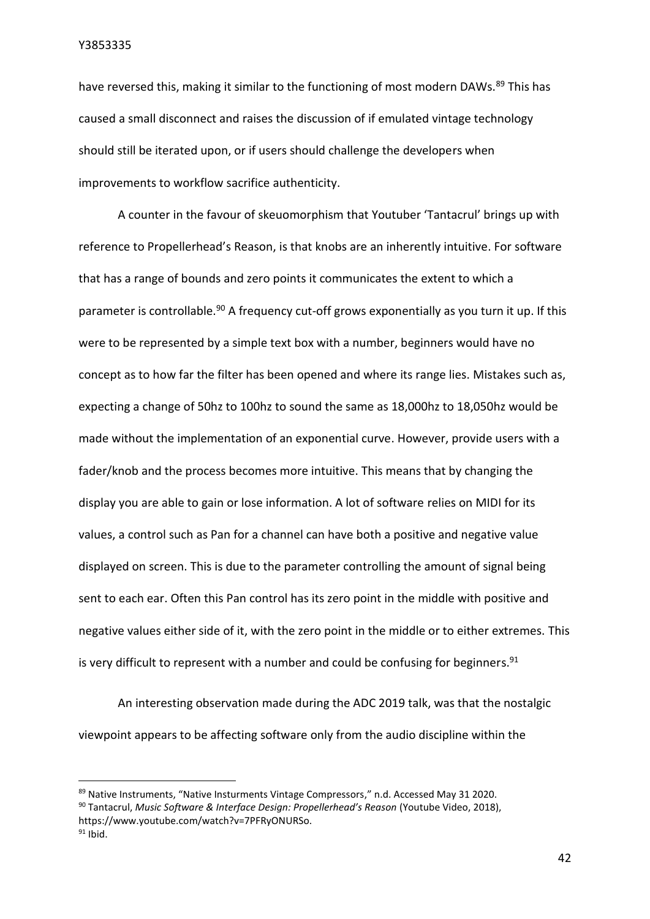have reversed this, making it similar to the functioning of most modern DAWs.[89] This has caused a small disconnect and raises the discussion of if emulated vintage technology should still be iterated upon, or if users should challenge the developers when improvements to workflow sacrifice authenticity.

A counter in the favour of skeuomorphism that Youtuber 'Tantacrul' brings up with reference to Propellerhead's Reason, is that knobs are an inherently intuitive. For software that has a range of bounds and zero points it communicates the extent to which a parameter is controllable.[90] A frequency cut-off grows exponentially as you turn it up. If this were to be represented by a simple text box with a number, beginners would have no concept as to how far the filter has been opened and where its range lies. Mistakes such as, expecting a change of 50hz to 100hz to sound the same as 18,000hz to 18,050hz would be made without the implementation of an exponential curve. However, provide users with a fader/knob and the process becomes more intuitive. This means that by changing the display you are able to gain or lose information. A lot of software relies on MIDI for its values, a control such as Pan for a channel can have both a positive and negative value displayed on screen. This is due to the parameter controlling the amount of signal being sent to each ear. Often this Pan control has its zero point in the middle with positive and negative values either side of it, with the zero point in the middle or to either extremes. This is very difficult to represent with a number and could be confusing for beginners.[91]

An interesting observation made during the ADC 2019 talk, was that the nostalgic viewpoint appears to be affecting software only from the audio discipline within the

---

[89] Native Instruments, "Native Insturments Vintage Compressors," n.d. Accessed May 31 2020.

[90] Tantacrul, *Music Software & Interface Design: Propellerhead's Reason* (Youtube Video, 2018), https://www.youtube.com/watch?v=7PFRyONURSo.

[91] Ibid.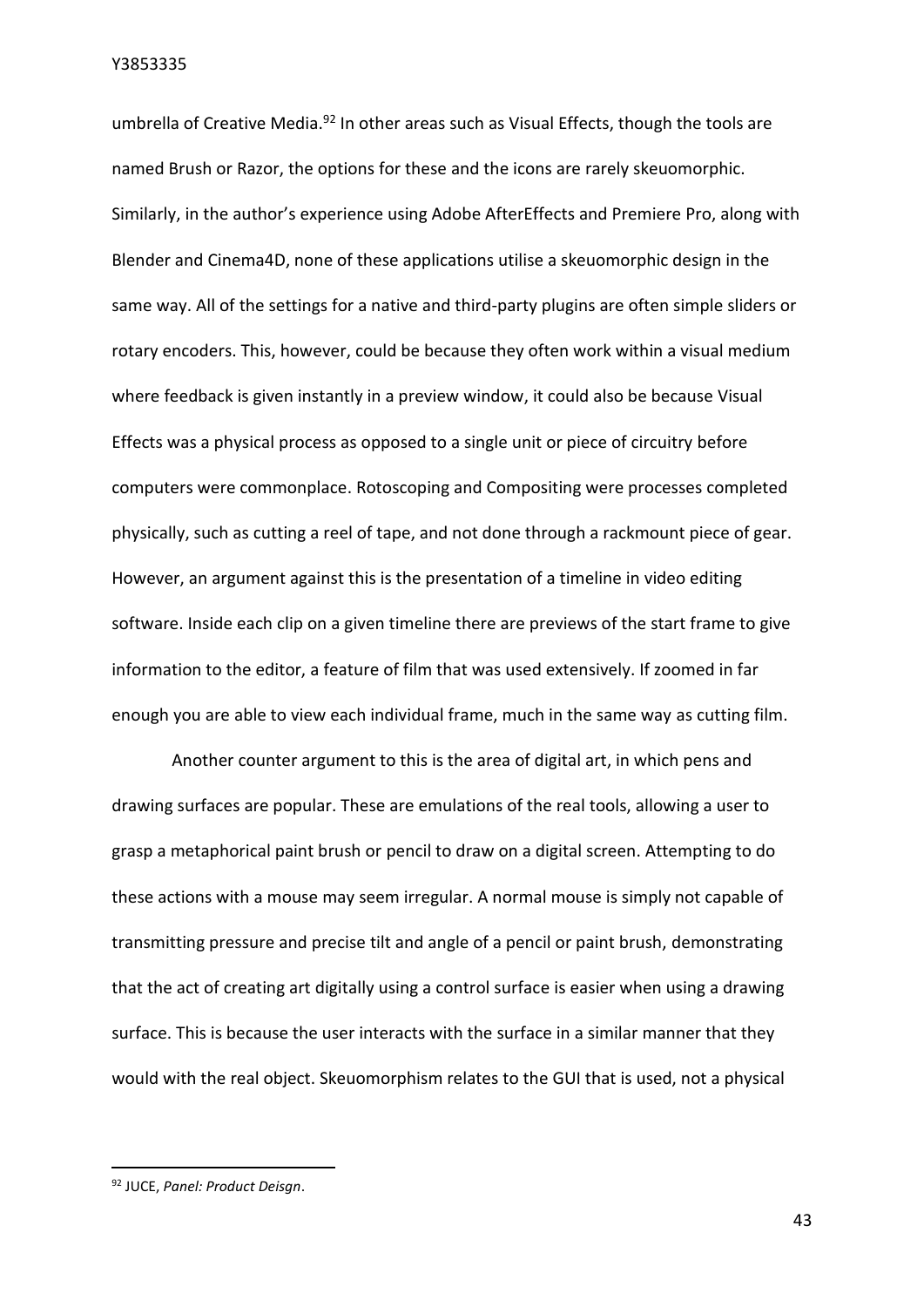umbrella of Creative Media.[92] In other areas such as Visual Effects, though the tools are named Brush or Razor, the options for these and the icons are rarely skeuomorphic. Similarly, in the author's experience using Adobe AfterEffects and Premiere Pro, along with Blender and Cinema4D, none of these applications utilise a skeuomorphic design in the same way. All of the settings for a native and third-party plugins are often simple sliders or rotary encoders. This, however, could be because they often work within a visual medium where feedback is given instantly in a preview window, it could also be because Visual Effects was a physical process as opposed to a single unit or piece of circuitry before computers were commonplace. Rotoscoping and Compositing were processes completed physically, such as cutting a reel of tape, and not done through a rackmount piece of gear. However, an argument against this is the presentation of a timeline in video editing software. Inside each clip on a given timeline there are previews of the start frame to give information to the editor, a feature of film that was used extensively. If zoomed in far enough you are able to view each individual frame, much in the same way as cutting film.

Another counter argument to this is the area of digital art, in which pens and drawing surfaces are popular. These are emulations of the real tools, allowing a user to grasp a metaphorical paint brush or pencil to draw on a digital screen. Attempting to do these actions with a mouse may seem irregular. A normal mouse is simply not capable of transmitting pressure and precise tilt and angle of a pencil or paint brush, demonstrating that the act of creating art digitally using a control surface is easier when using a drawing surface. This is because the user interacts with the surface in a similar manner that they would with the real object. Skeuomorphism relates to the GUI that is used, not a physical

---

[92] JUCE, *Panel: Product Deisgn*.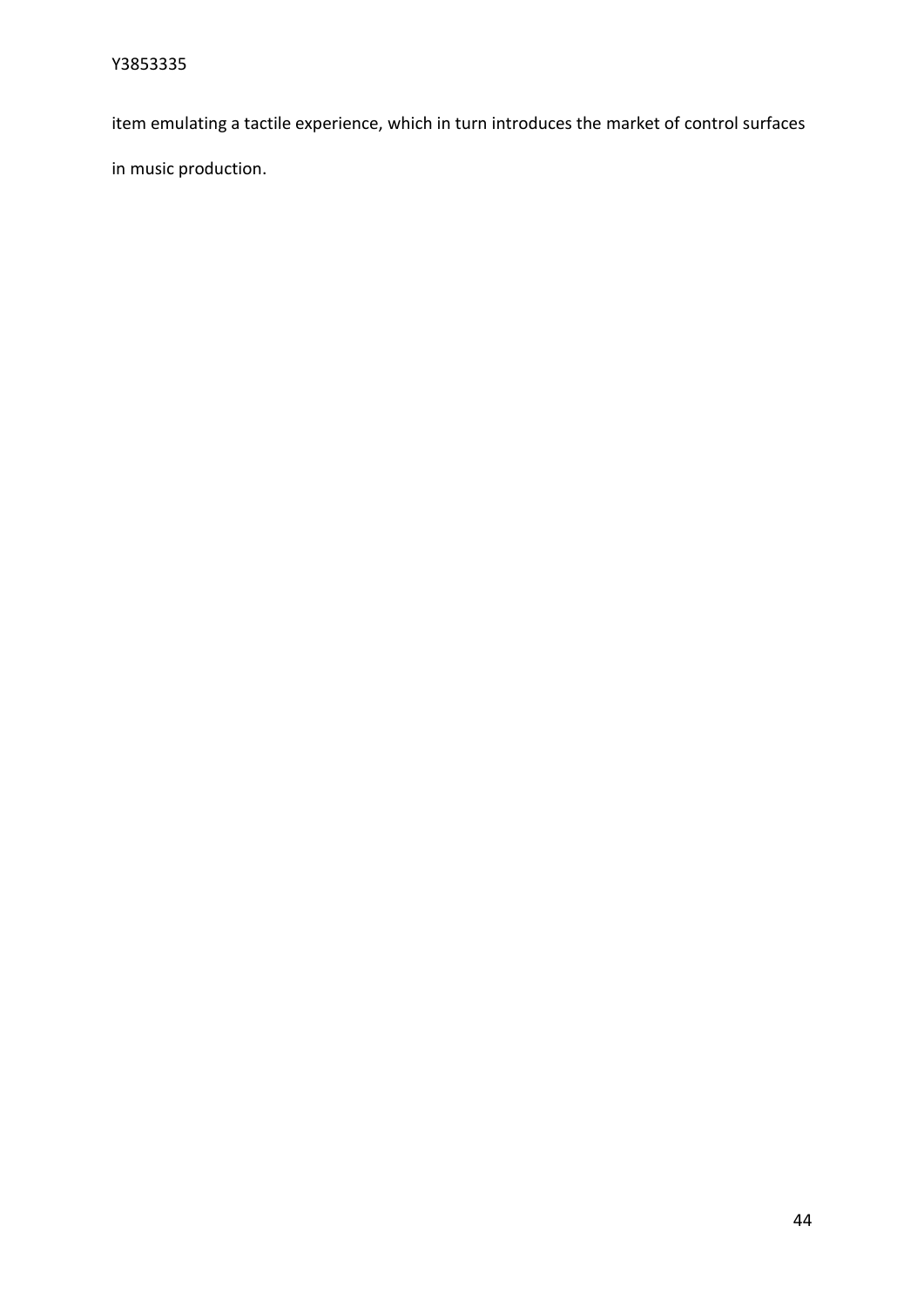item emulating a tactile experience, which in turn introduces the market of control surfaces in music production.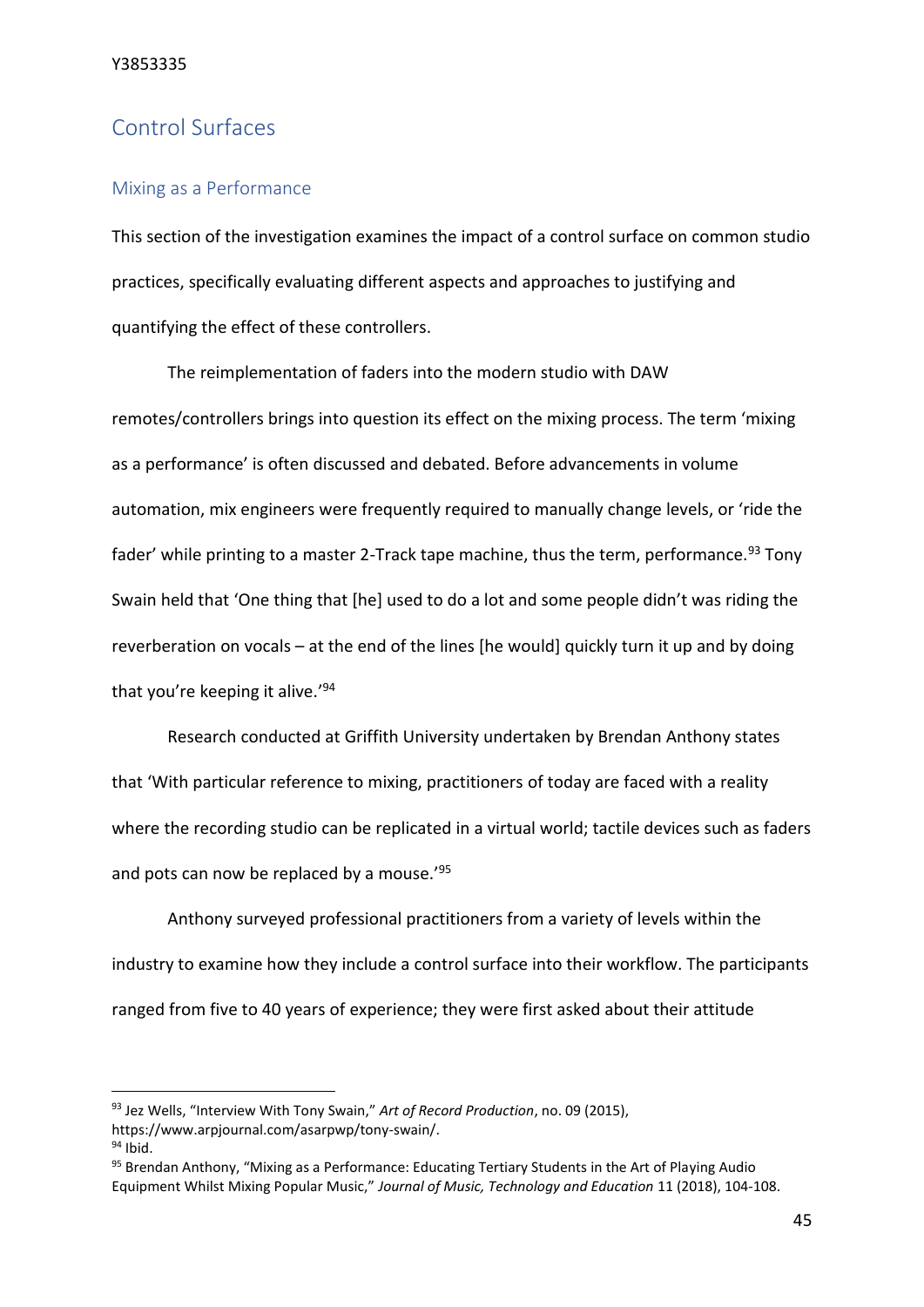## Control Surfaces

### Mixing as a Performance

This section of the investigation examines the impact of a control surface on common studio practices, specifically evaluating different aspects and approaches to justifying and quantifying the effect of these controllers.

The reimplementation of faders into the modern studio with DAW remotes/controllers brings into question its effect on the mixing process. The term 'mixing as a performance' is often discussed and debated. Before advancements in volume automation, mix engineers were frequently required to manually change levels, or 'ride the fader' while printing to a master 2-Track tape machine, thus the term, performance.[93] Tony Swain held that 'One thing that [he] used to do a lot and some people didn't was riding the reverberation on vocals – at the end of the lines [he would] quickly turn it up and by doing that you're keeping it alive.'[94]

Research conducted at Griffith University undertaken by Brendan Anthony states that 'With particular reference to mixing, practitioners of today are faced with a reality where the recording studio can be replicated in a virtual world; tactile devices such as faders and pots can now be replaced by a mouse.'[95]

Anthony surveyed professional practitioners from a variety of levels within the industry to examine how they include a control surface into their workflow. The participants ranged from five to 40 years of experience; they were first asked about their attitude

---

[93] Jez Wells, "Interview With Tony Swain," *Art of Record Production*, no. 09 (2015), https://www.arpjournal.com/asarpwp/tony-swain/.

[94] Ibid.

[95] Brendan Anthony, "Mixing as a Performance: Educating Tertiary Students in the Art of Playing Audio Equipment Whilst Mixing Popular Music," *Journal of Music, Technology and Education* 11 (2018), 104-108.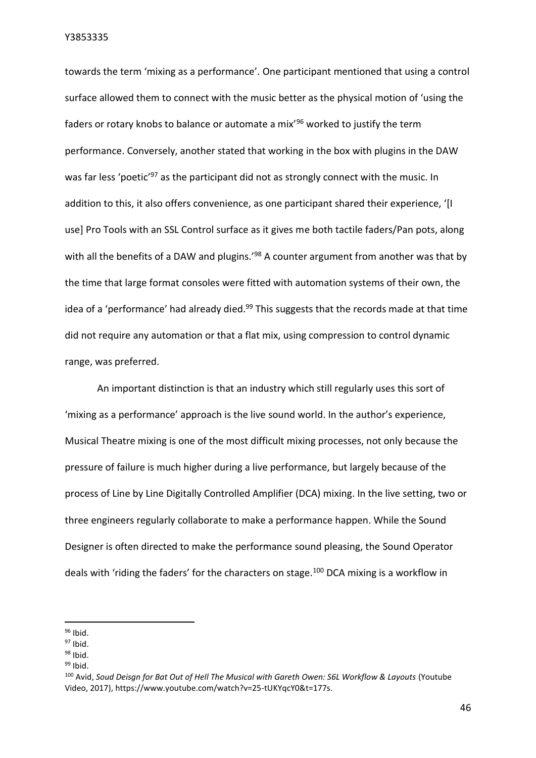towards the term 'mixing as a performance'. One participant mentioned that using a control surface allowed them to connect with the music better as the physical motion of 'using the faders or rotary knobs to balance or automate a mix'[96] worked to justify the term performance. Conversely, another stated that working in the box with plugins in the DAW was far less 'poetic'[97] as the participant did not as strongly connect with the music. In addition to this, it also offers convenience, as one participant shared their experience, '[I use] Pro Tools with an SSL Control surface as it gives me both tactile faders/Pan pots, along with all the benefits of a DAW and plugins.'[98] A counter argument from another was that by the time that large format consoles were fitted with automation systems of their own, the idea of a 'performance' had already died.[99] This suggests that the records made at that time did not require any automation or that a flat mix, using compression to control dynamic range, was preferred.

An important distinction is that an industry which still regularly uses this sort of 'mixing as a performance' approach is the live sound world. In the author's experience, Musical Theatre mixing is one of the most difficult mixing processes, not only because the pressure of failure is much higher during a live performance, but largely because of the process of Line by Line Digitally Controlled Amplifier (DCA) mixing. In the live setting, two or three engineers regularly collaborate to make a performance happen. While the Sound Designer is often directed to make the performance sound pleasing, the Sound Operator deals with 'riding the faders' for the characters on stage.[100] DCA mixing is a workflow in

---

[96] Ibid.

[97] Ibid.

[98] Ibid.

[99] Ibid.

[100] Avid, *Soud Deisgn for Bat Out of Hell The Musical with Gareth Owen: S6L Workflow & Layouts* (Youtube Video, 2017), https://www.youtube.com/watch?v=25-tUKYqcY0&t=177s.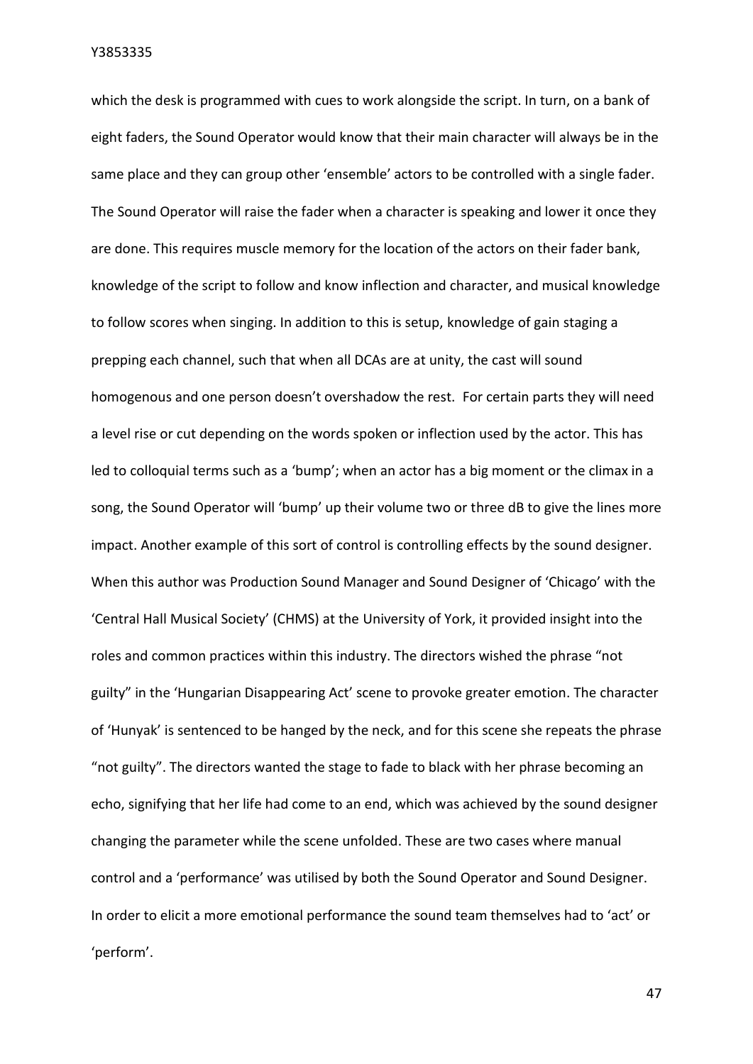which the desk is programmed with cues to work alongside the script. In turn, on a bank of eight faders, the Sound Operator would know that their main character will always be in the same place and they can group other 'ensemble' actors to be controlled with a single fader. The Sound Operator will raise the fader when a character is speaking and lower it once they are done. This requires muscle memory for the location of the actors on their fader bank, knowledge of the script to follow and know inflection and character, and musical knowledge to follow scores when singing. In addition to this is setup, knowledge of gain staging a prepping each channel, such that when all DCAs are at unity, the cast will sound homogenous and one person doesn't overshadow the rest. For certain parts they will need a level rise or cut depending on the words spoken or inflection used by the actor. This has led to colloquial terms such as a 'bump'; when an actor has a big moment or the climax in a song, the Sound Operator will 'bump' up their volume two or three dB to give the lines more impact. Another example of this sort of control is controlling effects by the sound designer. When this author was Production Sound Manager and Sound Designer of 'Chicago' with the 'Central Hall Musical Society' (CHMS) at the University of York, it provided insight into the roles and common practices within this industry. The directors wished the phrase "not guilty" in the 'Hungarian Disappearing Act' scene to provoke greater emotion. The character of 'Hunyak' is sentenced to be hanged by the neck, and for this scene she repeats the phrase "not guilty". The directors wanted the stage to fade to black with her phrase becoming an echo, signifying that her life had come to an end, which was achieved by the sound designer changing the parameter while the scene unfolded. These are two cases where manual control and a 'performance' was utilised by both the Sound Operator and Sound Designer. In order to elicit a more emotional performance the sound team themselves had to 'act' or 'perform'.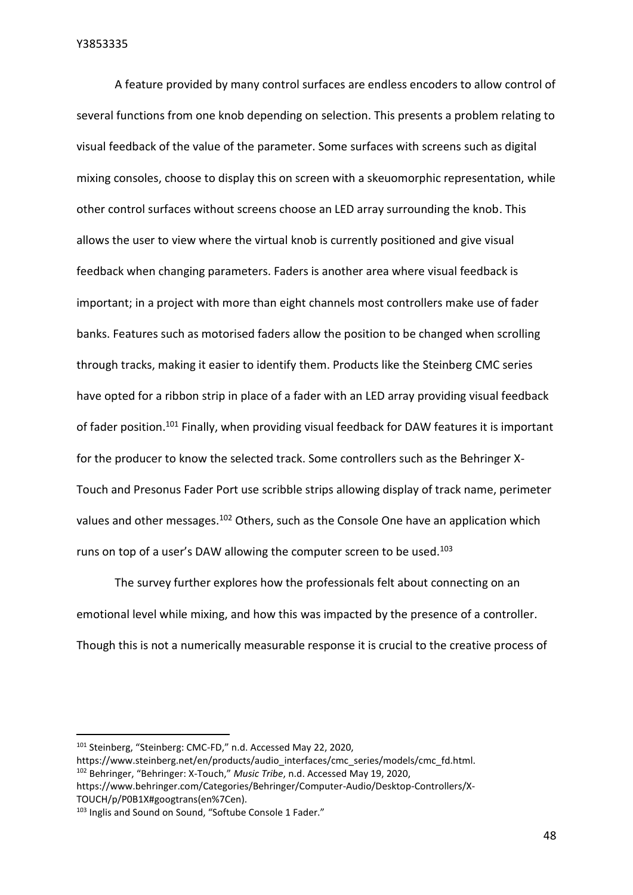A feature provided by many control surfaces are endless encoders to allow control of several functions from one knob depending on selection. This presents a problem relating to visual feedback of the value of the parameter. Some surfaces with screens such as digital mixing consoles, choose to display this on screen with a skeuomorphic representation, while other control surfaces without screens choose an LED array surrounding the knob. This allows the user to view where the virtual knob is currently positioned and give visual feedback when changing parameters. Faders is another area where visual feedback is important; in a project with more than eight channels most controllers make use of fader banks. Features such as motorised faders allow the position to be changed when scrolling through tracks, making it easier to identify them. Products like the Steinberg CMC series have opted for a ribbon strip in place of a fader with an LED array providing visual feedback of fader position.[101] Finally, when providing visual feedback for DAW features it is important for the producer to know the selected track. Some controllers such as the Behringer X-Touch and Presonus Fader Port use scribble strips allowing display of track name, perimeter values and other messages.[102] Others, such as the Console One have an application which runs on top of a user's DAW allowing the computer screen to be used.[103]

The survey further explores how the professionals felt about connecting on an emotional level while mixing, and how this was impacted by the presence of a controller. Though this is not a numerically measurable response it is crucial to the creative process of

---

[101] Steinberg, "Steinberg: CMC-FD," n.d. Accessed May 22, 2020, https://www.steinberg.net/en/products/audio_interfaces/cmc_series/models/cmc_fd.html.

[102] Behringer, "Behringer: X-Touch," *Music Tribe*, n.d. Accessed May 19, 2020, https://www.behringer.com/Categories/Behringer/Computer-Audio/Desktop-Controllers/X-TOUCH/p/P0B1X#googtrans(en%7Cen).

[103] Inglis and Sound on Sound, "Softube Console 1 Fader."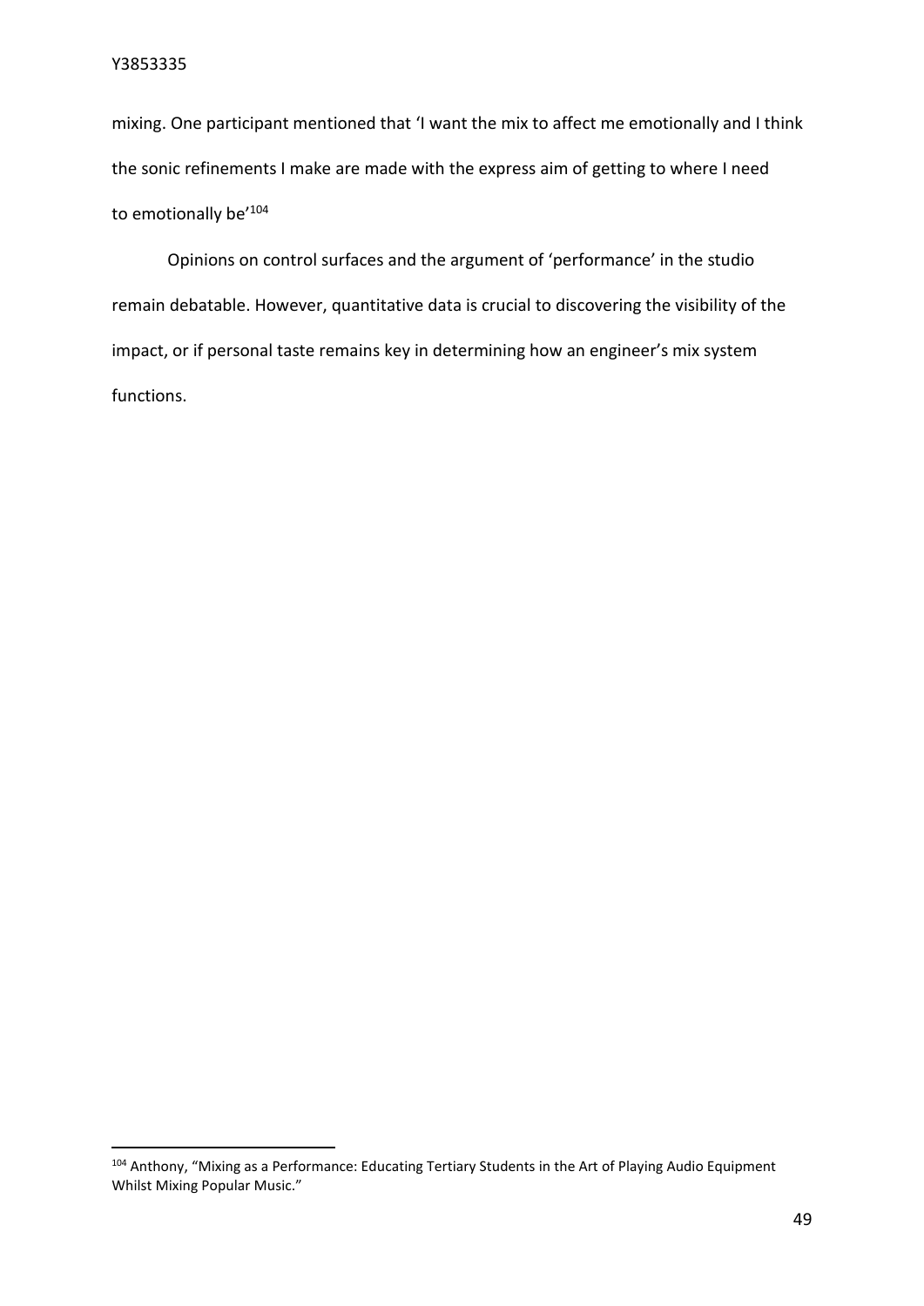mixing. One participant mentioned that 'I want the mix to affect me emotionally and I think the sonic refinements I make are made with the express aim of getting to where I need to emotionally be'[104]

Opinions on control surfaces and the argument of 'performance' in the studio remain debatable. However, quantitative data is crucial to discovering the visibility of the impact, or if personal taste remains key in determining how an engineer's mix system functions.

---

[104] Anthony, "Mixing as a Performance: Educating Tertiary Students in the Art of Playing Audio Equipment Whilst Mixing Popular Music."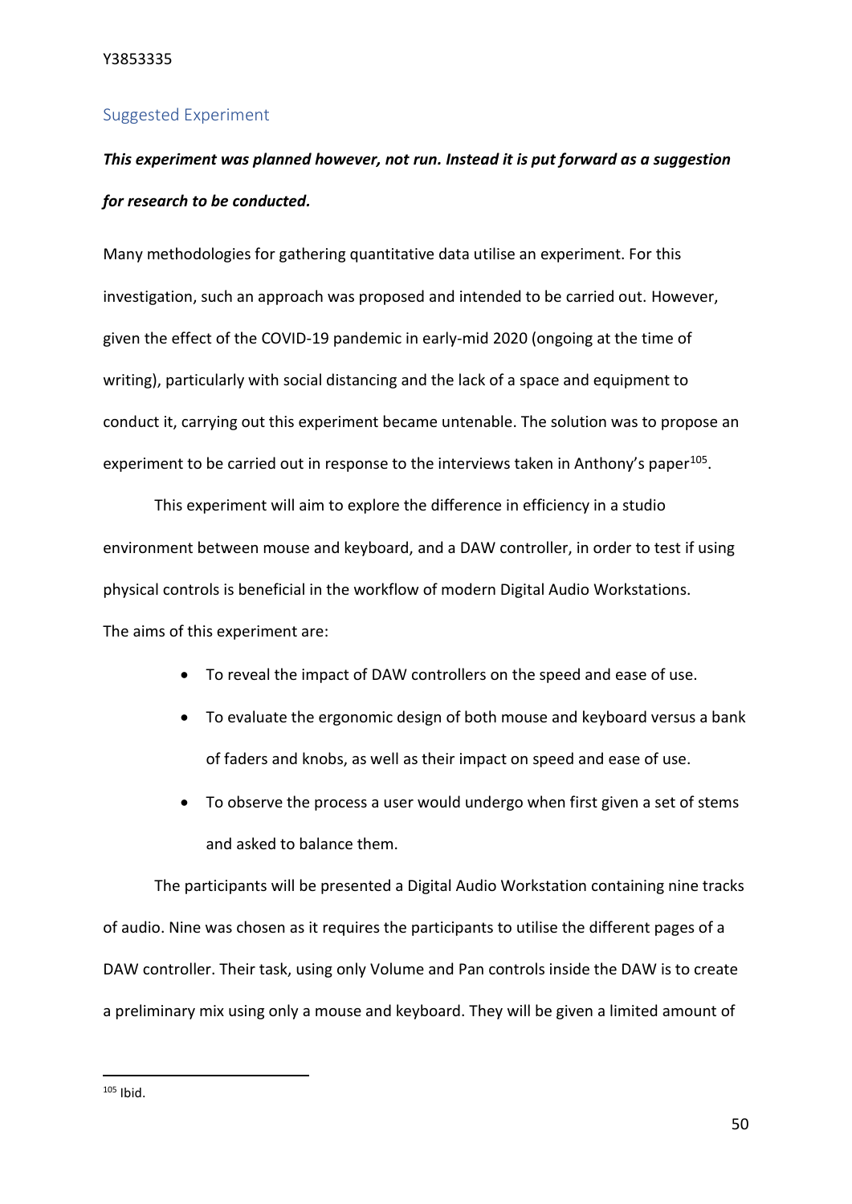## Suggested Experiment

***This experiment was planned however, not run. Instead it is put forward as a suggestion for research to be conducted.***

Many methodologies for gathering quantitative data utilise an experiment. For this investigation, such an approach was proposed and intended to be carried out. However, given the effect of the COVID-19 pandemic in early-mid 2020 (ongoing at the time of writing), particularly with social distancing and the lack of a space and equipment to conduct it, carrying out this experiment became untenable. The solution was to propose an experiment to be carried out in response to the interviews taken in Anthony's paper[105].

This experiment will aim to explore the difference in efficiency in a studio environment between mouse and keyboard, and a DAW controller, in order to test if using physical controls is beneficial in the workflow of modern Digital Audio Workstations. The aims of this experiment are:

- To reveal the impact of DAW controllers on the speed and ease of use.
- To evaluate the ergonomic design of both mouse and keyboard versus a bank of faders and knobs, as well as their impact on speed and ease of use.
- To observe the process a user would undergo when first given a set of stems and asked to balance them.

The participants will be presented a Digital Audio Workstation containing nine tracks of audio. Nine was chosen as it requires the participants to utilise the different pages of a DAW controller. Their task, using only Volume and Pan controls inside the DAW is to create a preliminary mix using only a mouse and keyboard. They will be given a limited amount of

---

[105] Ibid.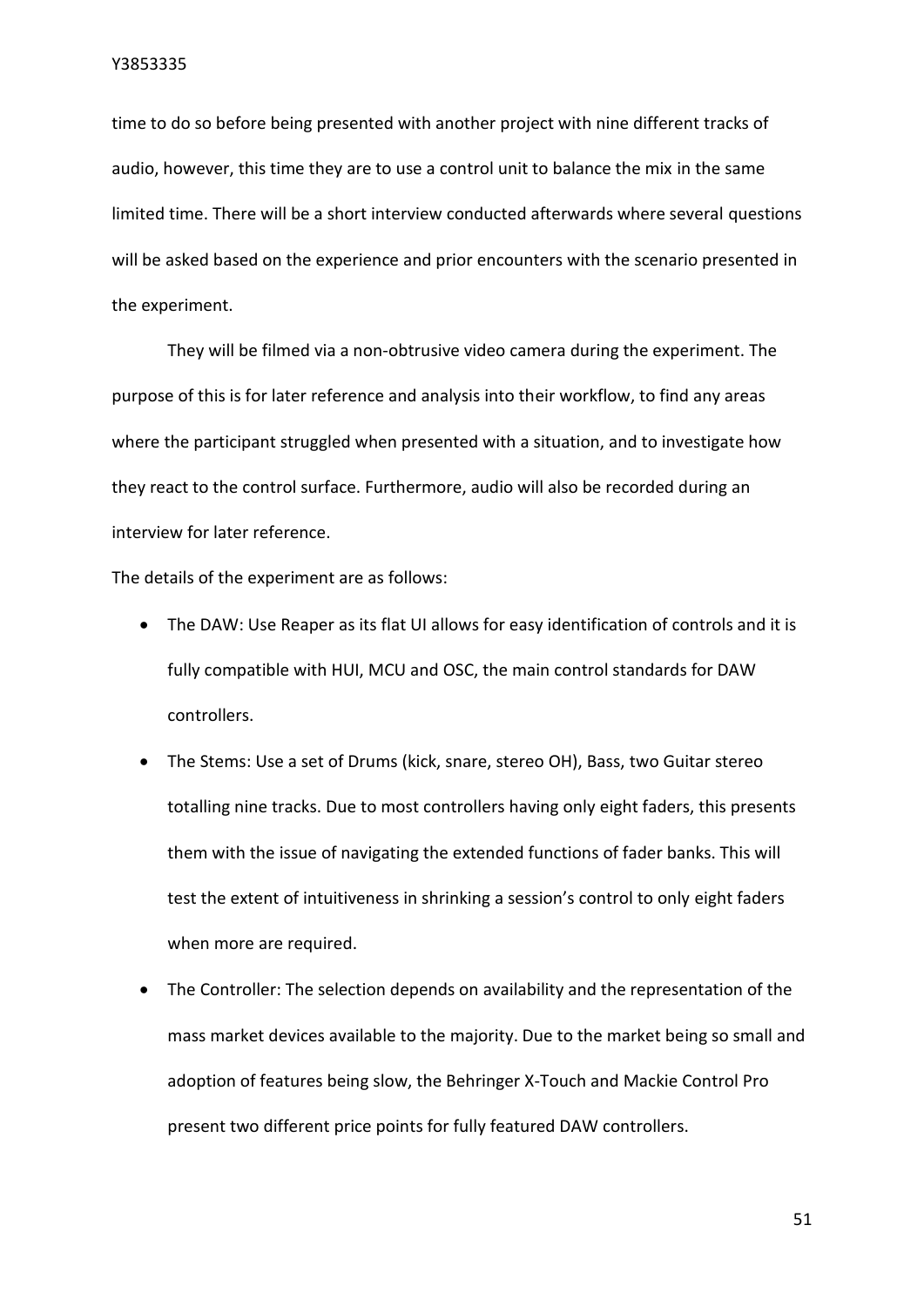time to do so before being presented with another project with nine different tracks of audio, however, this time they are to use a control unit to balance the mix in the same limited time. There will be a short interview conducted afterwards where several questions will be asked based on the experience and prior encounters with the scenario presented in the experiment.

They will be filmed via a non-obtrusive video camera during the experiment. The purpose of this is for later reference and analysis into their workflow, to find any areas where the participant struggled when presented with a situation, and to investigate how they react to the control surface. Furthermore, audio will also be recorded during an interview for later reference.

The details of the experiment are as follows:

- The DAW: Use Reaper as its flat UI allows for easy identification of controls and it is fully compatible with HUI, MCU and OSC, the main control standards for DAW controllers.
- The Stems: Use a set of Drums (kick, snare, stereo OH), Bass, two Guitar stereo totalling nine tracks. Due to most controllers having only eight faders, this presents them with the issue of navigating the extended functions of fader banks. This will test the extent of intuitiveness in shrinking a session's control to only eight faders when more are required.
- The Controller: The selection depends on availability and the representation of the mass market devices available to the majority. Due to the market being so small and adoption of features being slow, the Behringer X-Touch and Mackie Control Pro present two different price points for fully featured DAW controllers.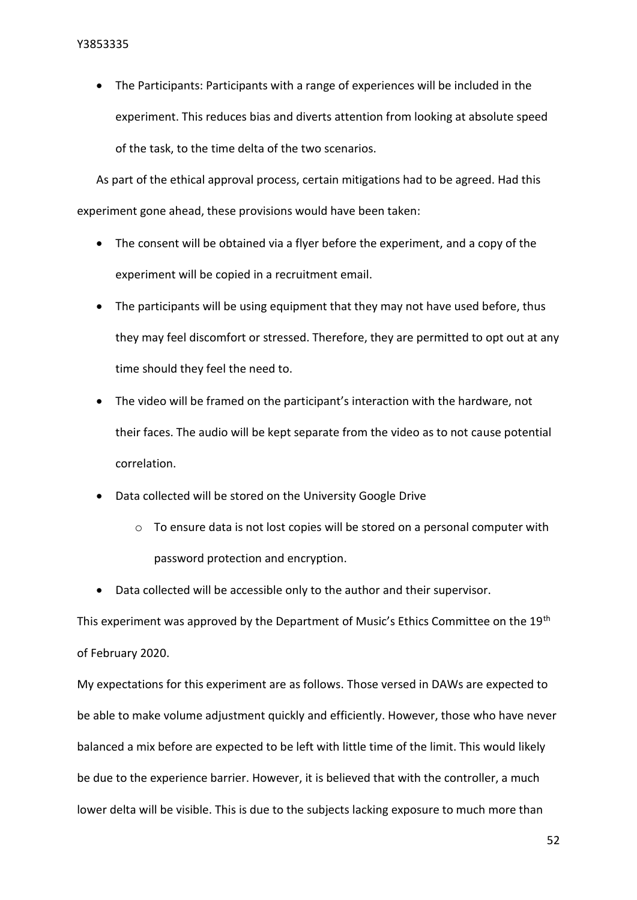- The Participants: Participants with a range of experiences will be included in the experiment. This reduces bias and diverts attention from looking at absolute speed of the task, to the time delta of the two scenarios.

As part of the ethical approval process, certain mitigations had to be agreed. Had this experiment gone ahead, these provisions would have been taken:

- The consent will be obtained via a flyer before the experiment, and a copy of the experiment will be copied in a recruitment email.
- The participants will be using equipment that they may not have used before, thus they may feel discomfort or stressed. Therefore, they are permitted to opt out at any time should they feel the need to.
- The video will be framed on the participant's interaction with the hardware, not their faces. The audio will be kept separate from the video as to not cause potential correlation.
- Data collected will be stored on the University Google Drive
  - To ensure data is not lost copies will be stored on a personal computer with password protection and encryption.
- Data collected will be accessible only to the author and their supervisor.

This experiment was approved by the Department of Music's Ethics Committee on the 19th of February 2020.

My expectations for this experiment are as follows. Those versed in DAWs are expected to be able to make volume adjustment quickly and efficiently. However, those who have never balanced a mix before are expected to be left with little time of the limit. This would likely be due to the experience barrier. However, it is believed that with the controller, a much lower delta will be visible. This is due to the subjects lacking exposure to much more than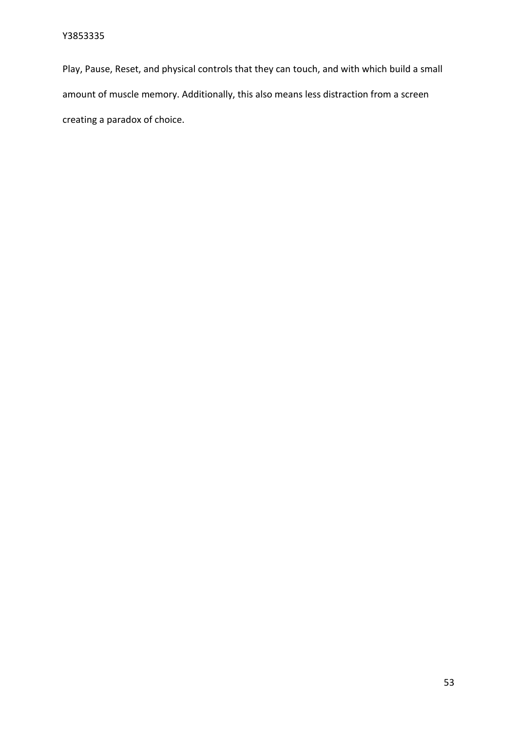Play, Pause, Reset, and physical controls that they can touch, and with which build a small amount of muscle memory. Additionally, this also means less distraction from a screen creating a paradox of choice.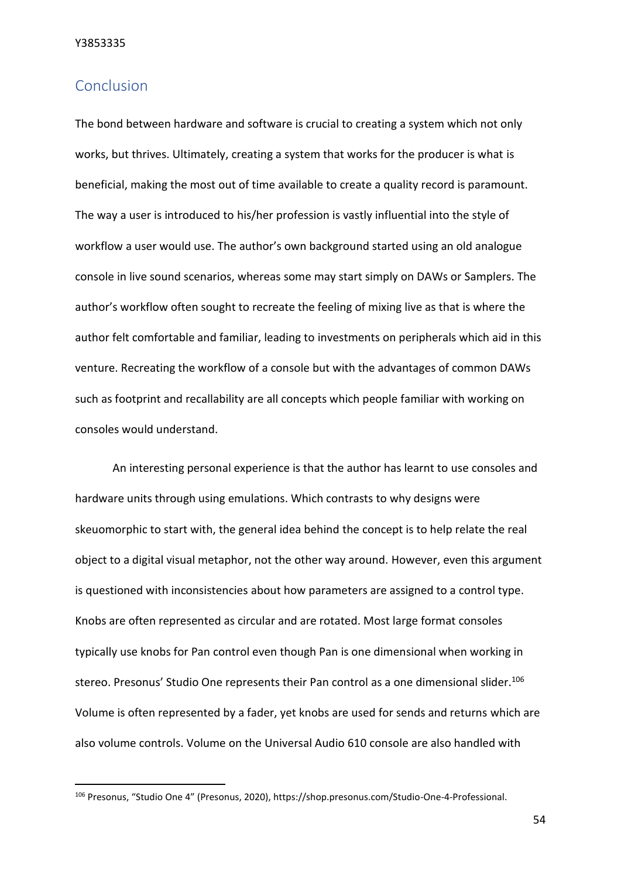## Conclusion

The bond between hardware and software is crucial to creating a system which not only works, but thrives. Ultimately, creating a system that works for the producer is what is beneficial, making the most out of time available to create a quality record is paramount. The way a user is introduced to his/her profession is vastly influential into the style of workflow a user would use. The author's own background started using an old analogue console in live sound scenarios, whereas some may start simply on DAWs or Samplers. The author's workflow often sought to recreate the feeling of mixing live as that is where the author felt comfortable and familiar, leading to investments on peripherals which aid in this venture. Recreating the workflow of a console but with the advantages of common DAWs such as footprint and recallability are all concepts which people familiar with working on consoles would understand.

An interesting personal experience is that the author has learnt to use consoles and hardware units through using emulations. Which contrasts to why designs were skeuomorphic to start with, the general idea behind the concept is to help relate the real object to a digital visual metaphor, not the other way around. However, even this argument is questioned with inconsistencies about how parameters are assigned to a control type. Knobs are often represented as circular and are rotated. Most large format consoles typically use knobs for Pan control even though Pan is one dimensional when working in stereo. Presonus' Studio One represents their Pan control as a one dimensional slider.[106] Volume is often represented by a fader, yet knobs are used for sends and returns which are also volume controls. Volume on the Universal Audio 610 console are also handled with

[106] Presonus, "Studio One 4" (Presonus, 2020), https://shop.presonus.com/Studio-One-4-Professional.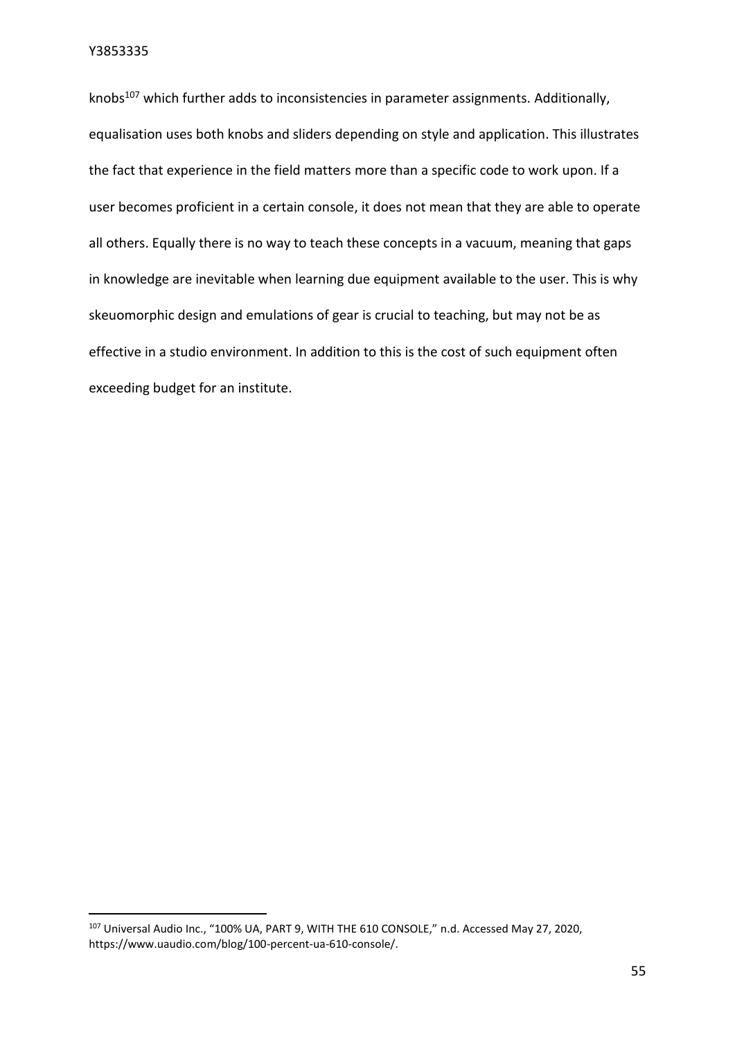knobs[107] which further adds to inconsistencies in parameter assignments. Additionally, equalisation uses both knobs and sliders depending on style and application. This illustrates the fact that experience in the field matters more than a specific code to work upon. If a user becomes proficient in a certain console, it does not mean that they are able to operate all others. Equally there is no way to teach these concepts in a vacuum, meaning that gaps in knowledge are inevitable when learning due equipment available to the user. This is why skeuomorphic design and emulations of gear is crucial to teaching, but may not be as effective in a studio environment. In addition to this is the cost of such equipment often exceeding budget for an institute.

[107] Universal Audio Inc., "100% UA, PART 9, WITH THE 610 CONSOLE," n.d. Accessed May 27, 2020, https://www.uaudio.com/blog/100-percent-ua-610-console/.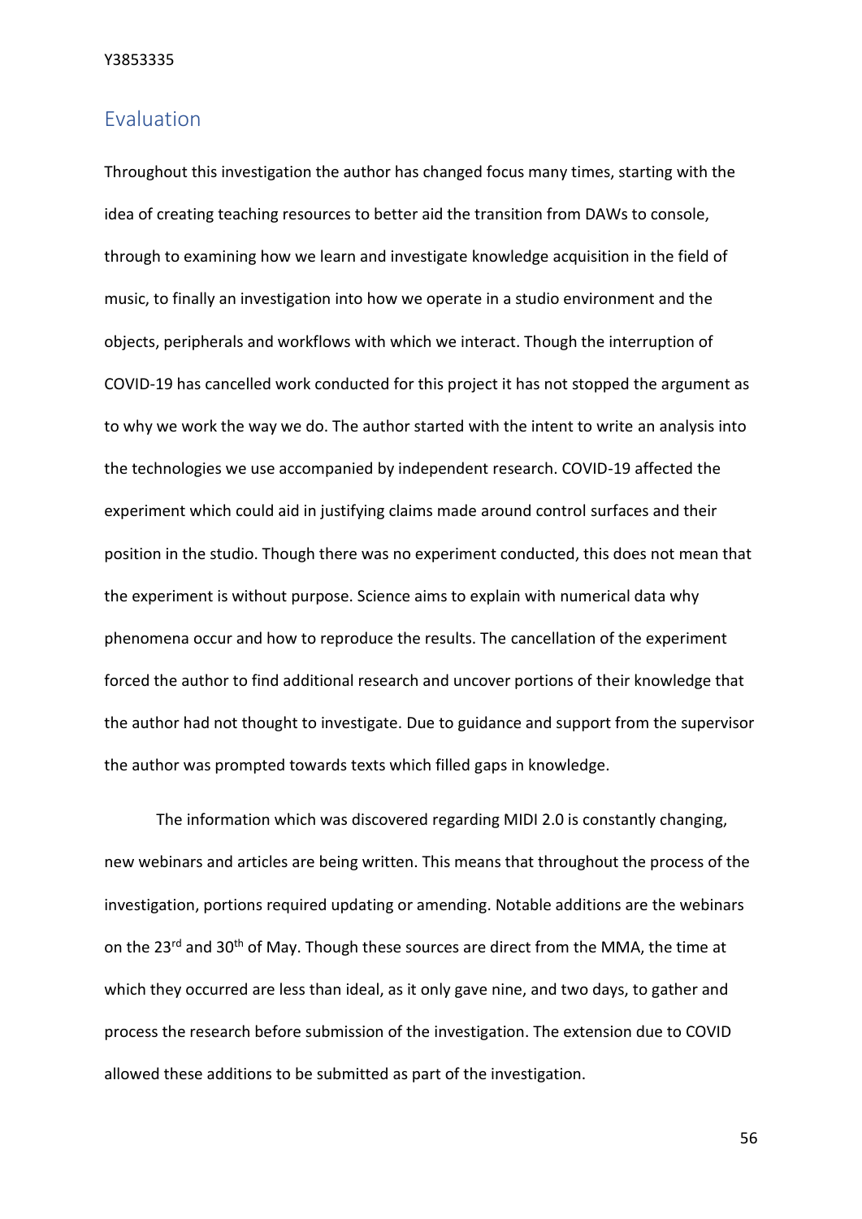## Evaluation

Throughout this investigation the author has changed focus many times, starting with the idea of creating teaching resources to better aid the transition from DAWs to console, through to examining how we learn and investigate knowledge acquisition in the field of music, to finally an investigation into how we operate in a studio environment and the objects, peripherals and workflows with which we interact. Though the interruption of COVID-19 has cancelled work conducted for this project it has not stopped the argument as to why we work the way we do. The author started with the intent to write an analysis into the technologies we use accompanied by independent research. COVID-19 affected the experiment which could aid in justifying claims made around control surfaces and their position in the studio. Though there was no experiment conducted, this does not mean that the experiment is without purpose. Science aims to explain with numerical data why phenomena occur and how to reproduce the results. The cancellation of the experiment forced the author to find additional research and uncover portions of their knowledge that the author had not thought to investigate. Due to guidance and support from the supervisor the author was prompted towards texts which filled gaps in knowledge.

The information which was discovered regarding MIDI 2.0 is constantly changing, new webinars and articles are being written. This means that throughout the process of the investigation, portions required updating or amending. Notable additions are the webinars on the 23rd and 30th of May. Though these sources are direct from the MMA, the time at which they occurred are less than ideal, as it only gave nine, and two days, to gather and process the research before submission of the investigation. The extension due to COVID allowed these additions to be submitted as part of the investigation.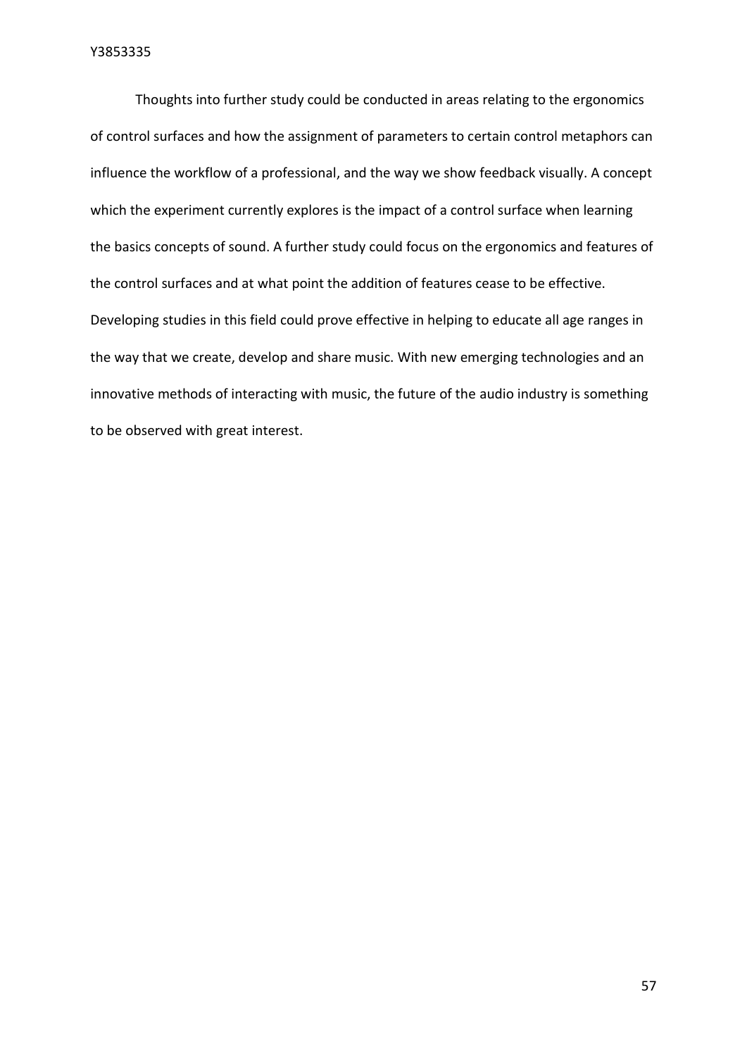Thoughts into further study could be conducted in areas relating to the ergonomics of control surfaces and how the assignment of parameters to certain control metaphors can influence the workflow of a professional, and the way we show feedback visually. A concept which the experiment currently explores is the impact of a control surface when learning the basics concepts of sound. A further study could focus on the ergonomics and features of the control surfaces and at what point the addition of features cease to be effective. Developing studies in this field could prove effective in helping to educate all age ranges in the way that we create, develop and share music. With new emerging technologies and an innovative methods of interacting with music, the future of the audio industry is something to be observed with great interest.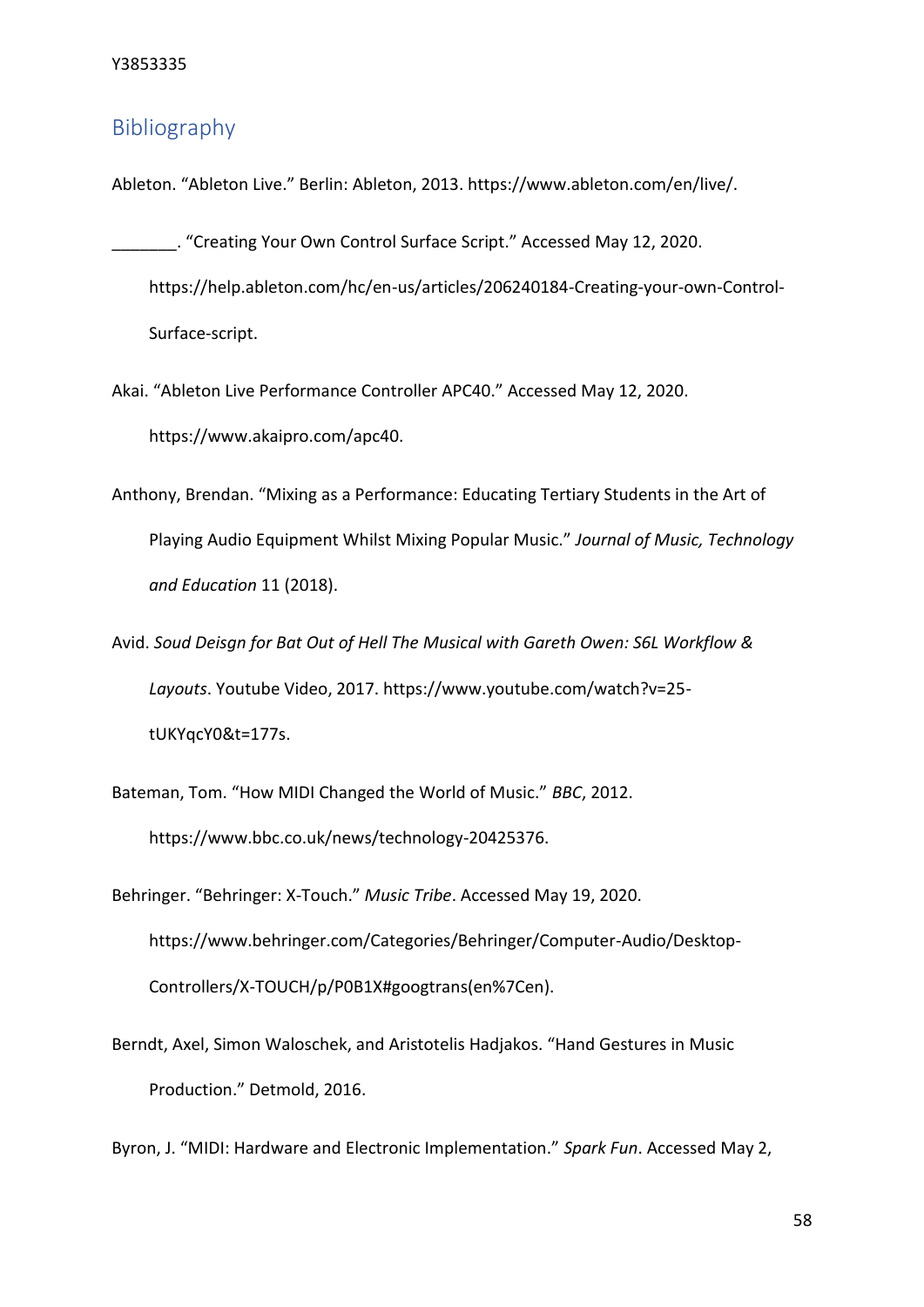## Bibliography

Ableton. “Ableton Live.” Berlin: Ableton, 2013. https://www.ableton.com/en/live/.

_______. “Creating Your Own Control Surface Script.” Accessed May 12, 2020. https://help.ableton.com/hc/en-us/articles/206240184-Creating-your-own-Control-Surface-script.

Akai. “Ableton Live Performance Controller APC40.” Accessed May 12, 2020. https://www.akaipro.com/apc40.

Anthony, Brendan. “Mixing as a Performance: Educating Tertiary Students in the Art of Playing Audio Equipment Whilst Mixing Popular Music.” *Journal of Music, Technology and Education* 11 (2018).

Avid. *Soud Deisgn for Bat Out of Hell The Musical with Gareth Owen: S6L Workflow & Layouts*. Youtube Video, 2017. https://www.youtube.com/watch?v=25-tUKYqcY0&t=177s.

Bateman, Tom. “How MIDI Changed the World of Music.” *BBC*, 2012. https://www.bbc.co.uk/news/technology-20425376.

Behringer. “Behringer: X-Touch.” *Music Tribe*. Accessed May 19, 2020. https://www.behringer.com/Categories/Behringer/Computer-Audio/Desktop-Controllers/X-TOUCH/p/P0B1X#googtrans(en%7Cen).

Berndt, Axel, Simon Waloschek, and Aristotelis Hadjakos. “Hand Gestures in Music Production.” Detmold, 2016.

Byron, J. “MIDI: Hardware and Electronic Implementation.” *Spark Fun*. Accessed May 2,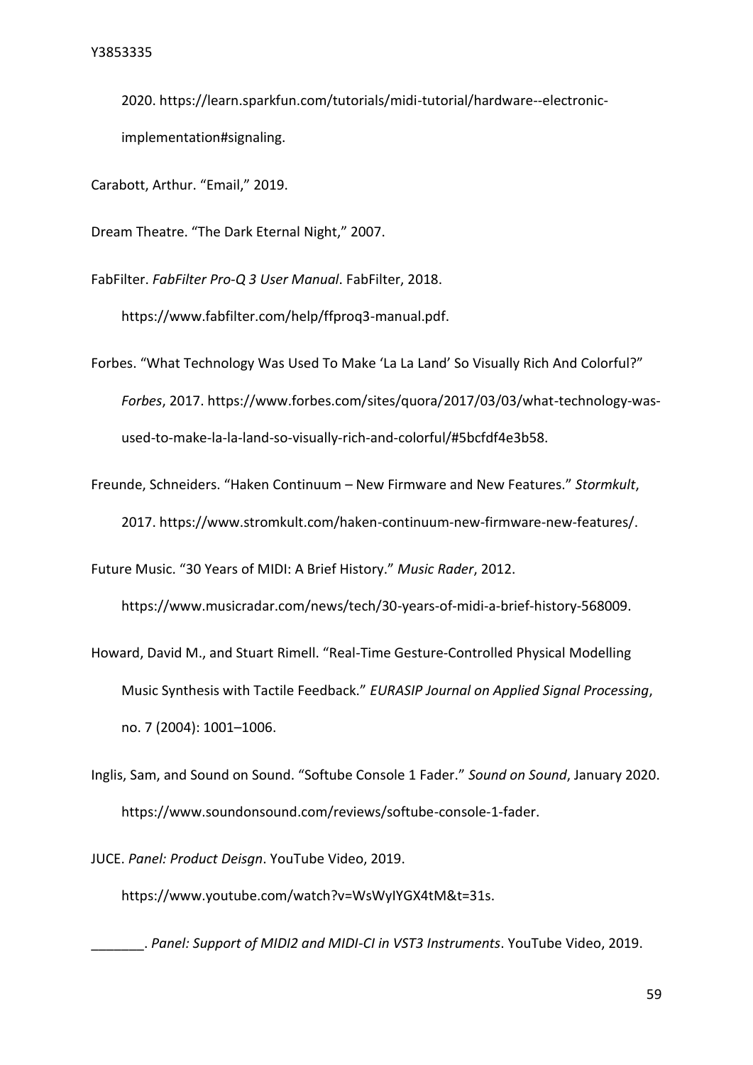2020. https://learn.sparkfun.com/tutorials/midi-tutorial/hardware--electronic-implementation#signaling.

Carabott, Arthur. "Email," 2019.

Dream Theatre. "The Dark Eternal Night," 2007.

FabFilter. *FabFilter Pro-Q 3 User Manual*. FabFilter, 2018. https://www.fabfilter.com/help/ffproq3-manual.pdf.

Forbes. "What Technology Was Used To Make 'La La Land' So Visually Rich And Colorful?" *Forbes*, 2017. https://www.forbes.com/sites/quora/2017/03/03/what-technology-was-used-to-make-la-la-land-so-visually-rich-and-colorful/#5bcfdf4e3b58.

Freunde, Schneiders. "Haken Continuum – New Firmware and New Features." *Stormkult*, 2017. https://www.stromkult.com/haken-continuum-new-firmware-new-features/.

Future Music. "30 Years of MIDI: A Brief History." *Music Rader*, 2012. https://www.musicradar.com/news/tech/30-years-of-midi-a-brief-history-568009.

Howard, David M., and Stuart Rimell. "Real-Time Gesture-Controlled Physical Modelling Music Synthesis with Tactile Feedback." *EURASIP Journal on Applied Signal Processing*, no. 7 (2004): 1001–1006.

Inglis, Sam, and Sound on Sound. "Softube Console 1 Fader." *Sound on Sound*, January 2020. https://www.soundonsound.com/reviews/softube-console-1-fader.

JUCE. *Panel: Product Deisgn*. YouTube Video, 2019. https://www.youtube.com/watch?v=WsWyIYGX4tM&t=31s.

_______. *Panel: Support of MIDI2 and MIDI-CI in VST3 Instruments*. YouTube Video, 2019.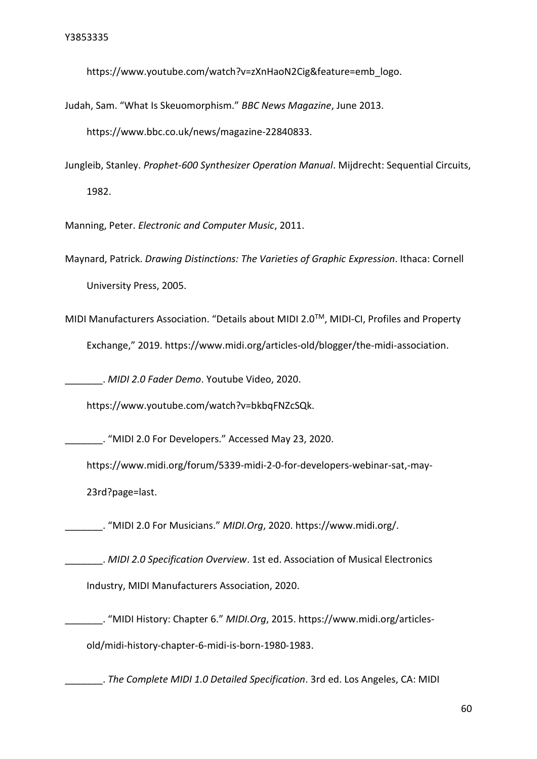https://www.youtube.com/watch?v=zXnHaoN2Cig&feature=emb_logo.

Judah, Sam. "What Is Skeuomorphism." *BBC News Magazine*, June 2013. https://www.bbc.co.uk/news/magazine-22840833.

Jungleib, Stanley. *Prophet-600 Synthesizer Operation Manual*. Mijdrecht: Sequential Circuits, 1982.

Manning, Peter. *Electronic and Computer Music*, 2011.

Maynard, Patrick. *Drawing Distinctions: The Varieties of Graphic Expression*. Ithaca: Cornell University Press, 2005.

MIDI Manufacturers Association. "Details about MIDI 2.0™, MIDI-CI, Profiles and Property Exchange," 2019. https://www.midi.org/articles-old/blogger/the-midi-association.

_______. *MIDI 2.0 Fader Demo*. Youtube Video, 2020. https://www.youtube.com/watch?v=bkbqFNZcSQk.

_______. "MIDI 2.0 For Developers." Accessed May 23, 2020. https://www.midi.org/forum/5339-midi-2-0-for-developers-webinar-sat,-may-23rd?page=last.

_______. "MIDI 2.0 For Musicians." *MIDI.Org*, 2020. https://www.midi.org/.

_______. *MIDI 2.0 Specification Overview*. 1st ed. Association of Musical Electronics Industry, MIDI Manufacturers Association, 2020.

_______. "MIDI History: Chapter 6." *MIDI.Org*, 2015. https://www.midi.org/articles-old/midi-history-chapter-6-midi-is-born-1980-1983.

_______. *The Complete MIDI 1.0 Detailed Specification*. 3rd ed. Los Angeles, CA: MIDI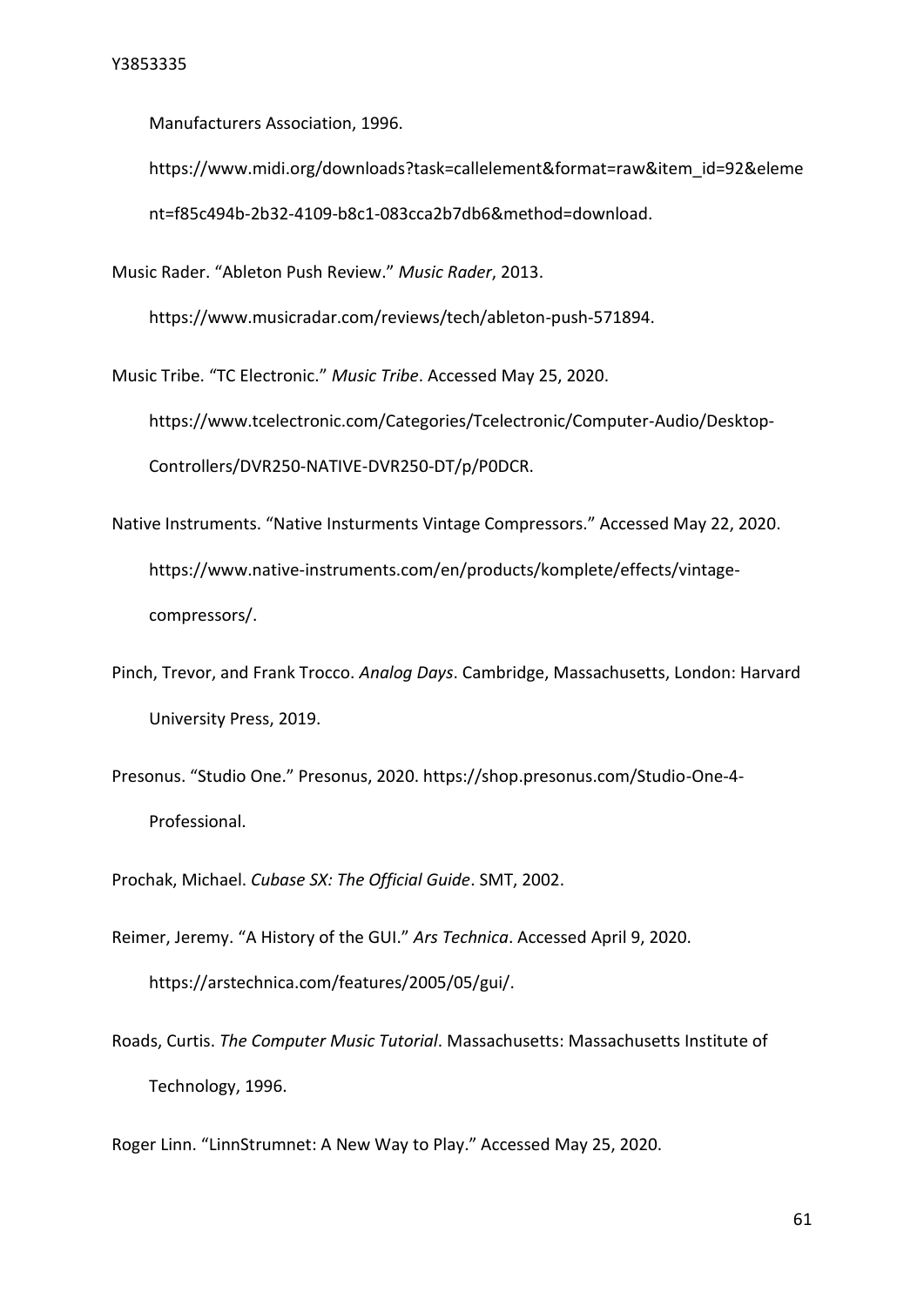Manufacturers Association, 1996. https://www.midi.org/downloads?task=callelement&format=raw&item_id=92&element=f85c494b-2b32-4109-b8c1-083cca2b7db6&method=download.

Music Rader. "Ableton Push Review." *Music Rader*, 2013. https://www.musicradar.com/reviews/tech/ableton-push-571894.

Music Tribe. "TC Electronic." *Music Tribe*. Accessed May 25, 2020. https://www.tcelectronic.com/Categories/Tcelectronic/Computer-Audio/Desktop-Controllers/DVR250-NATIVE-DVR250-DT/p/P0DCR.

Native Instruments. "Native Insturments Vintage Compressors." Accessed May 22, 2020. https://www.native-instruments.com/en/products/komplete/effects/vintage-compressors/.

Pinch, Trevor, and Frank Trocco. *Analog Days*. Cambridge, Massachusetts, London: Harvard University Press, 2019.

Presonus. "Studio One." Presonus, 2020. https://shop.presonus.com/Studio-One-4-Professional.

Prochak, Michael. *Cubase SX: The Official Guide*. SMT, 2002.

Reimer, Jeremy. "A History of the GUI." *Ars Technica*. Accessed April 9, 2020. https://arstechnica.com/features/2005/05/gui/.

Roads, Curtis. *The Computer Music Tutorial*. Massachusetts: Massachusetts Institute of Technology, 1996.

Roger Linn. "LinnStrumnet: A New Way to Play." Accessed May 25, 2020.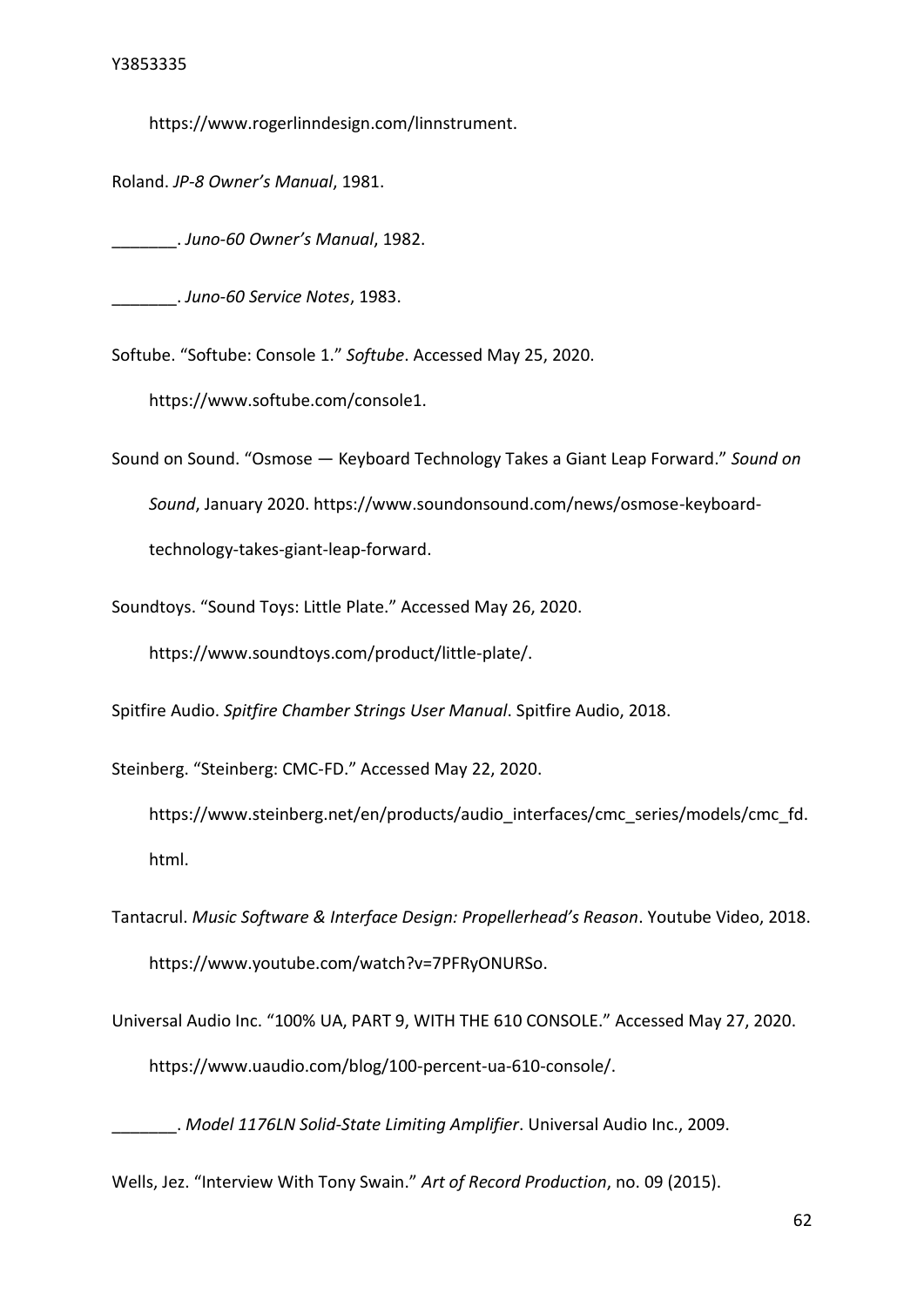https://www.rogerlinndesign.com/linnstrument.

Roland. *JP-8 Owner's Manual*, 1981.

_______. *Juno-60 Owner's Manual*, 1982.

_______. *Juno-60 Service Notes*, 1983.

Softube. "Softube: Console 1." *Softube*. Accessed May 25, 2020. https://www.softube.com/console1.

Sound on Sound. "Osmose — Keyboard Technology Takes a Giant Leap Forward." *Sound on Sound*, January 2020. https://www.soundonsound.com/news/osmose-keyboard-technology-takes-giant-leap-forward.

Soundtoys. "Sound Toys: Little Plate." Accessed May 26, 2020. https://www.soundtoys.com/product/little-plate/.

Spitfire Audio. *Spitfire Chamber Strings User Manual*. Spitfire Audio, 2018.

Steinberg. "Steinberg: CMC-FD." Accessed May 22, 2020. https://www.steinberg.net/en/products/audio_interfaces/cmc_series/models/cmc_fd.html.

Tantacrul. *Music Software & Interface Design: Propellerhead's Reason*. Youtube Video, 2018. https://www.youtube.com/watch?v=7PFRyONURSo.

Universal Audio Inc. "100% UA, PART 9, WITH THE 610 CONSOLE." Accessed May 27, 2020. https://www.uaudio.com/blog/100-percent-ua-610-console/.

_______. *Model 1176LN Solid-State Limiting Amplifier*. Universal Audio Inc., 2009.

Wells, Jez. "Interview With Tony Swain." *Art of Record Production*, no. 09 (2015).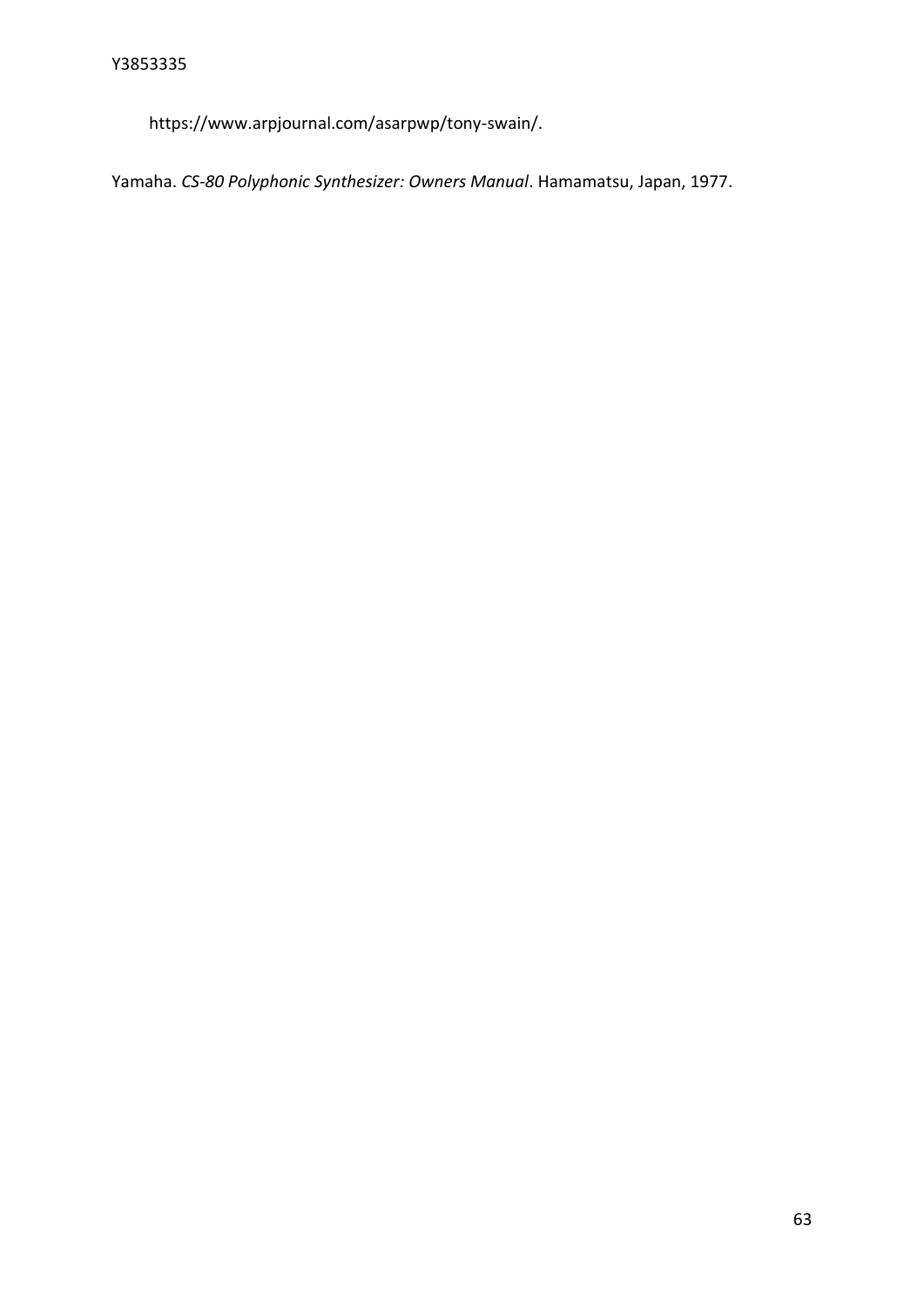https://www.arpjournal.com/asarpwp/tony-swain/.

Yamaha. *CS-80 Polyphonic Synthesizer: Owners Manual*. Hamamatsu, Japan, 1977.